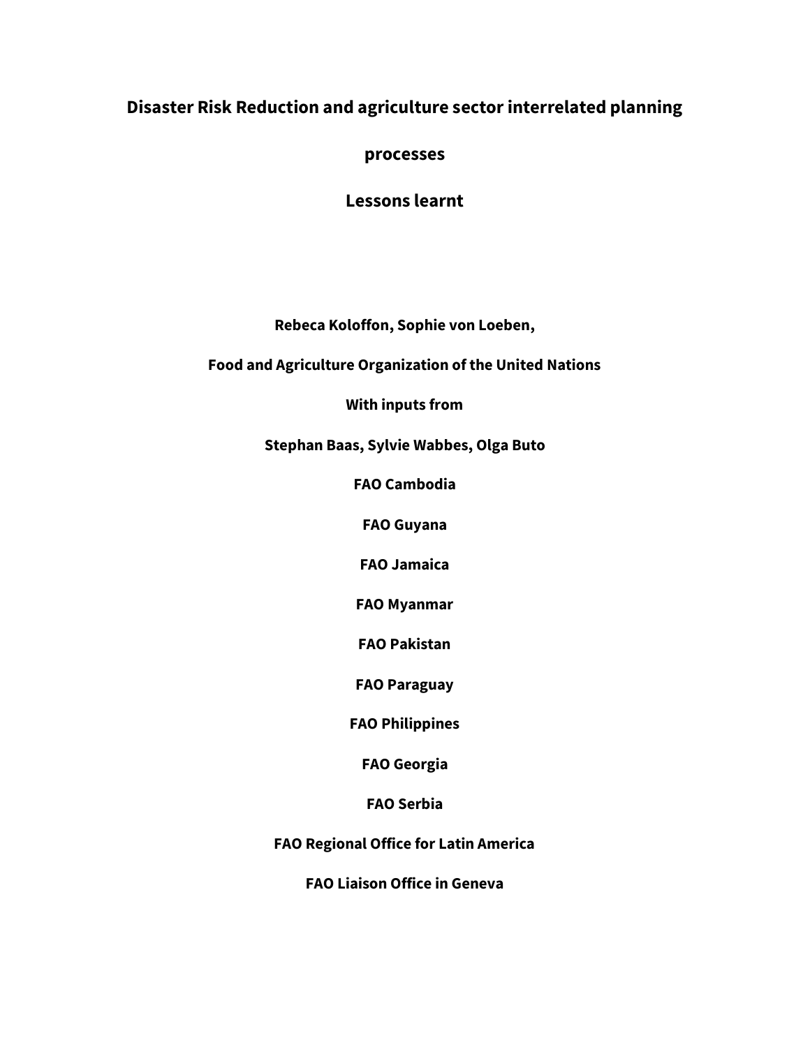# Disaster Risk Reduction and agriculture sector interrelated planning processes

## Lessons learnt

**Rebeca Koloffon, Sophie von Loeben,**

**Food and Agriculture Organization of the United Nations**

**With inputs from**

**Stephan Baas, Sylvie Wabbes, Olga Buto**

**FAO Cambodia**

**FAO Guyana**

**FAO Jamaica**

**FAO Myanmar**

**FAO Pakistan**

**FAO Paraguay**

**FAO Philippines**

**FAO Georgia**

**FAO Serbia**

**FAO Regional Office for Latin America**

**FAO Liaison Office in Geneva**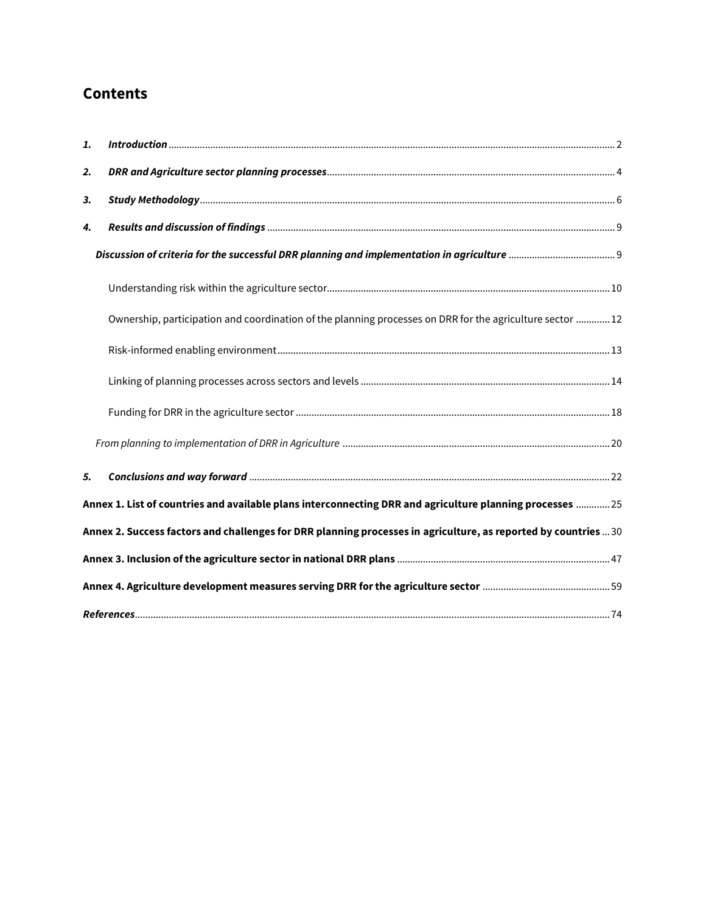## Contents

1. ***Introduction*** ........ 2
2. ***DRR and Agriculture sector planning processes*** ........ 4
3. ***Study Methodology*** ........ 6
4. ***Results and discussion of findings*** ........ 9

   ***Discussion of criteria for the successful DRR planning and implementation in agriculture*** ........ 9

   - Understanding risk within the agriculture sector ........ 10
   - Ownership, participation and coordination of the planning processes on DRR for the agriculture sector ........ 12
   - Risk-informed enabling environment ........ 13
   - Linking of planning processes across sectors and levels ........ 14
   - Funding for DRR in the agriculture sector ........ 18

   *From planning to implementation of DRR in Agriculture* ........ 20

5. ***Conclusions and way forward*** ........ 22

**Annex 1. List of countries and available plans interconnecting DRR and agriculture planning processes** ........ 25

**Annex 2. Success factors and challenges for DRR planning processes in agriculture, as reported by countries** ........ 30

**Annex 3. Inclusion of the agriculture sector in national DRR plans** ........ 47

**Annex 4. Agriculture development measures serving DRR for the agriculture sector** ........ 59

***References*** ........ 74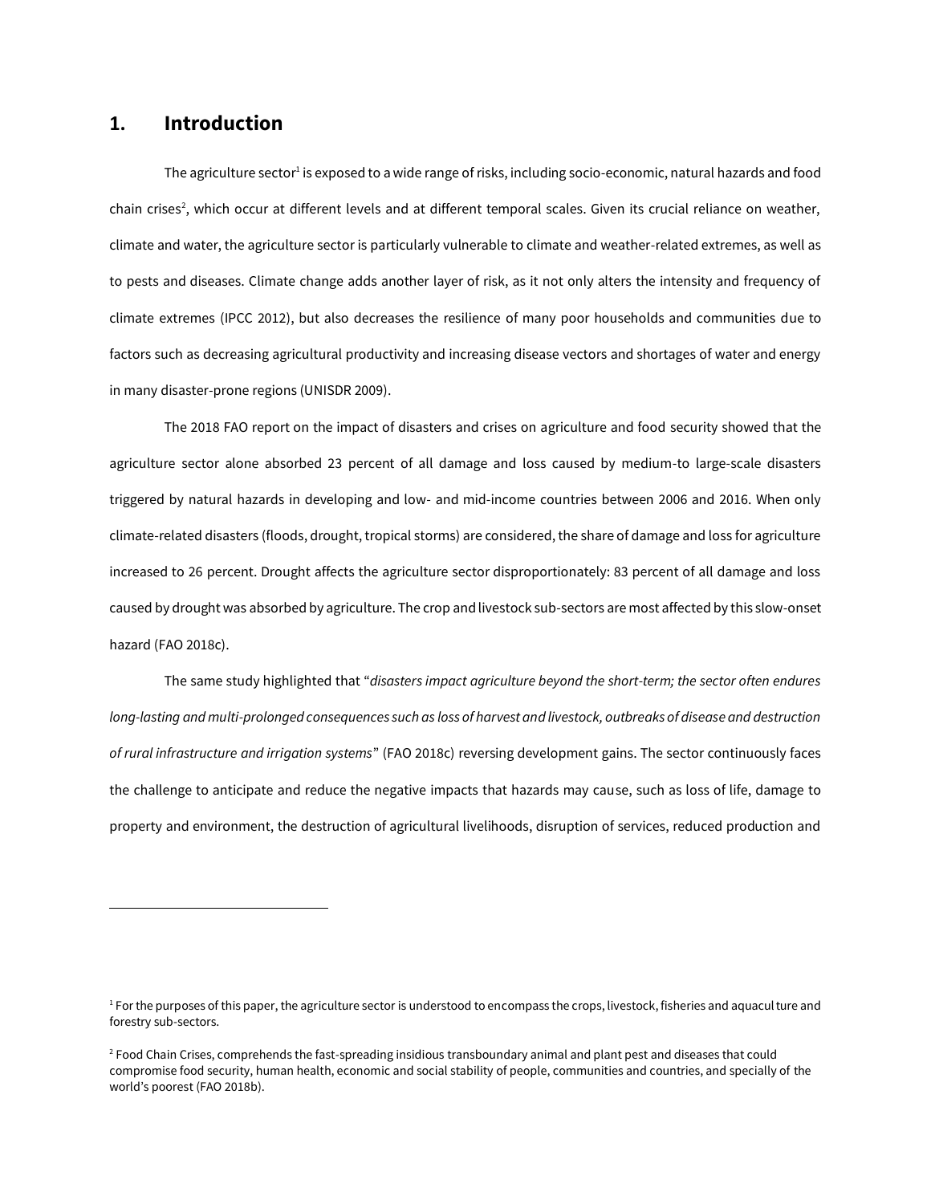# 1. Introduction

The agriculture sector[1] is exposed to a wide range of risks, including socio-economic, natural hazards and food chain crises[2], which occur at different levels and at different temporal scales. Given its crucial reliance on weather, climate and water, the agriculture sector is particularly vulnerable to climate and weather-related extremes, as well as to pests and diseases. Climate change adds another layer of risk, as it not only alters the intensity and frequency of climate extremes (IPCC 2012), but also decreases the resilience of many poor households and communities due to factors such as decreasing agricultural productivity and increasing disease vectors and shortages of water and energy in many disaster-prone regions (UNISDR 2009).

The 2018 FAO report on the impact of disasters and crises on agriculture and food security showed that the agriculture sector alone absorbed 23 percent of all damage and loss caused by medium-to large-scale disasters triggered by natural hazards in developing and low- and mid-income countries between 2006 and 2016. When only climate-related disasters (floods, drought, tropical storms) are considered, the share of damage and loss for agriculture increased to 26 percent. Drought affects the agriculture sector disproportionately: 83 percent of all damage and loss caused by drought was absorbed by agriculture. The crop and livestock sub-sectors are most affected by this slow-onset hazard (FAO 2018c).

The same study highlighted that "*disasters impact agriculture beyond the short-term; the sector often endures long-lasting and multi-prolonged consequences such as loss of harvest and livestock, outbreaks of disease and destruction of rural infrastructure and irrigation systems*" (FAO 2018c) reversing development gains. The sector continuously faces the challenge to anticipate and reduce the negative impacts that hazards may cause, such as loss of life, damage to property and environment, the destruction of agricultural livelihoods, disruption of services, reduced production and

---

[1] For the purposes of this paper, the agriculture sector is understood to encompass the crops, livestock, fisheries and aquaculture and forestry sub-sectors.

[2] Food Chain Crises, comprehends the fast-spreading insidious transboundary animal and plant pest and diseases that could compromise food security, human health, economic and social stability of people, communities and countries, and specially of the world's poorest (FAO 2018b).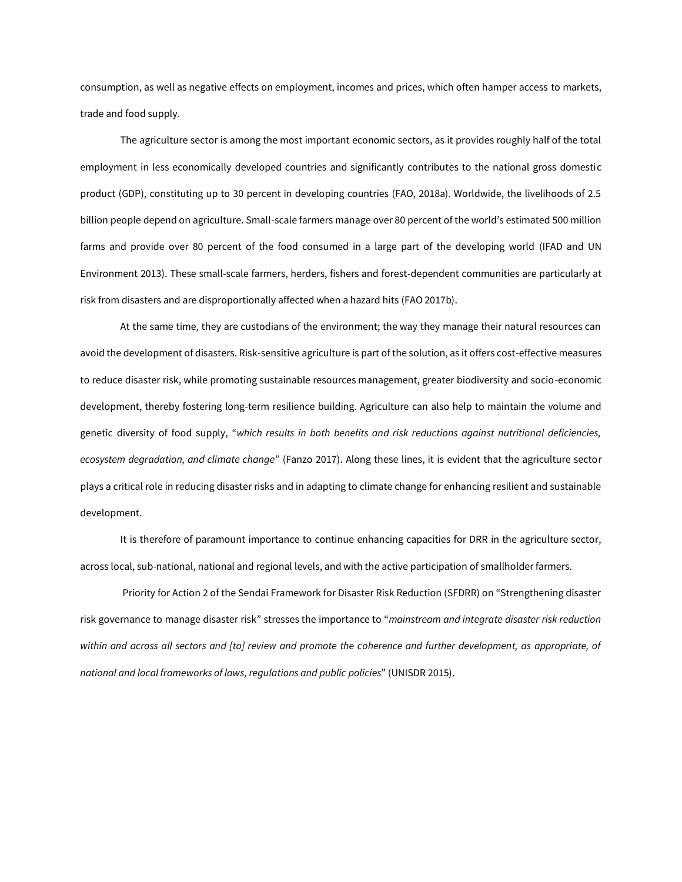consumption, as well as negative effects on employment, incomes and prices, which often hamper access to markets, trade and food supply.

The agriculture sector is among the most important economic sectors, as it provides roughly half of the total employment in less economically developed countries and significantly contributes to the national gross domestic product (GDP), constituting up to 30 percent in developing countries (FAO, 2018a). Worldwide, the livelihoods of 2.5 billion people depend on agriculture. Small-scale farmers manage over 80 percent of the world's estimated 500 million farms and provide over 80 percent of the food consumed in a large part of the developing world (IFAD and UN Environment 2013). These small-scale farmers, herders, fishers and forest-dependent communities are particularly at risk from disasters and are disproportionally affected when a hazard hits (FAO 2017b).

At the same time, they are custodians of the environment; the way they manage their natural resources can avoid the development of disasters. Risk-sensitive agriculture is part of the solution, as it offers cost-effective measures to reduce disaster risk, while promoting sustainable resources management, greater biodiversity and socio-economic development, thereby fostering long-term resilience building. Agriculture can also help to maintain the volume and genetic diversity of food supply, "*which results in both benefits and risk reductions against nutritional deficiencies, ecosystem degradation, and climate change*" (Fanzo 2017). Along these lines, it is evident that the agriculture sector plays a critical role in reducing disaster risks and in adapting to climate change for enhancing resilient and sustainable development.

It is therefore of paramount importance to continue enhancing capacities for DRR in the agriculture sector, across local, sub-national, national and regional levels, and with the active participation of smallholder farmers.

Priority for Action 2 of the Sendai Framework for Disaster Risk Reduction (SFDRR) on "Strengthening disaster risk governance to manage disaster risk" stresses the importance to "*mainstream and integrate disaster risk reduction within and across all sectors and [to] review and promote the coherence and further development, as appropriate, of national and local frameworks of laws, regulations and public policies*" (UNISDR 2015).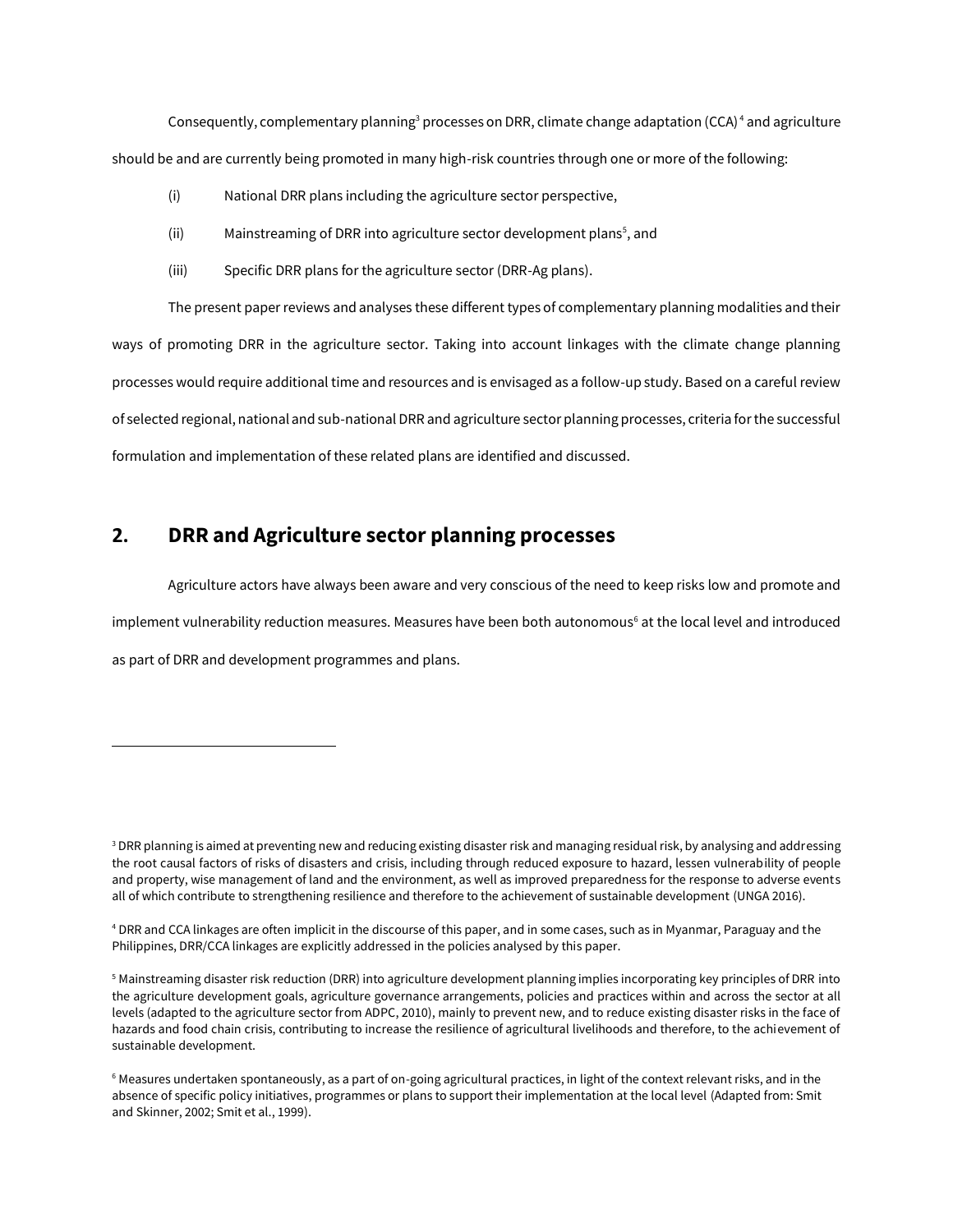Consequently, complementary planning[3] processes on DRR, climate change adaptation (CCA)[4] and agriculture should be and are currently being promoted in many high-risk countries through one or more of the following:

(i) National DRR plans including the agriculture sector perspective,

(ii) Mainstreaming of DRR into agriculture sector development plans[5], and

(iii) Specific DRR plans for the agriculture sector (DRR-Ag plans).

The present paper reviews and analyses these different types of complementary planning modalities and their ways of promoting DRR in the agriculture sector. Taking into account linkages with the climate change planning processes would require additional time and resources and is envisaged as a follow-up study. Based on a careful review of selected regional, national and sub-national DRR and agriculture sector planning processes, criteria for the successful formulation and implementation of these related plans are identified and discussed.

## 2. DRR and Agriculture sector planning processes

Agriculture actors have always been aware and very conscious of the need to keep risks low and promote and implement vulnerability reduction measures. Measures have been both autonomous[6] at the local level and introduced as part of DRR and development programmes and plans.

---

[3] DRR planning is aimed at preventing new and reducing existing disaster risk and managing residual risk, by analysing and addressing the root causal factors of risks of disasters and crisis, including through reduced exposure to hazard, lessen vulnerability of people and property, wise management of land and the environment, as well as improved preparedness for the response to adverse events all of which contribute to strengthening resilience and therefore to the achievement of sustainable development (UNGA 2016).

[4] DRR and CCA linkages are often implicit in the discourse of this paper, and in some cases, such as in Myanmar, Paraguay and the Philippines, DRR/CCA linkages are explicitly addressed in the policies analysed by this paper.

[5] Mainstreaming disaster risk reduction (DRR) into agriculture development planning implies incorporating key principles of DRR into the agriculture development goals, agriculture governance arrangements, policies and practices within and across the sector at all levels (adapted to the agriculture sector from ADPC, 2010), mainly to prevent new, and to reduce existing disaster risks in the face of hazards and food chain crisis, contributing to increase the resilience of agricultural livelihoods and therefore, to the achievement of sustainable development.

[6] Measures undertaken spontaneously, as a part of on-going agricultural practices, in light of the context relevant risks, and in the absence of specific policy initiatives, programmes or plans to support their implementation at the local level (Adapted from: Smit and Skinner, 2002; Smit et al., 1999).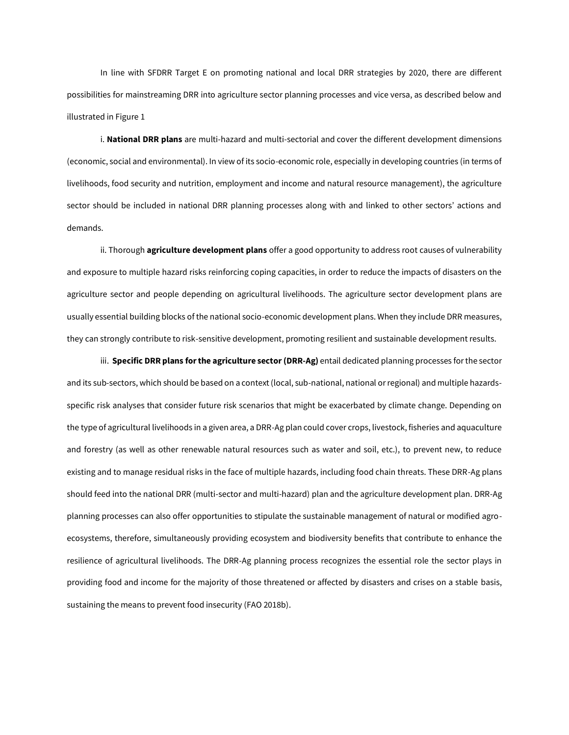In line with SFDRR Target E on promoting national and local DRR strategies by 2020, there are different possibilities for mainstreaming DRR into agriculture sector planning processes and vice versa, as described below and illustrated in Figure 1

i. **National DRR plans** are multi-hazard and multi-sectorial and cover the different development dimensions (economic, social and environmental). In view of its socio-economic role, especially in developing countries (in terms of livelihoods, food security and nutrition, employment and income and natural resource management), the agriculture sector should be included in national DRR planning processes along with and linked to other sectors' actions and demands.

ii. Thorough **agriculture development plans** offer a good opportunity to address root causes of vulnerability and exposure to multiple hazard risks reinforcing coping capacities, in order to reduce the impacts of disasters on the agriculture sector and people depending on agricultural livelihoods. The agriculture sector development plans are usually essential building blocks of the national socio-economic development plans. When they include DRR measures, they can strongly contribute to risk-sensitive development, promoting resilient and sustainable development results.

iii. **Specific DRR plans for the agriculture sector (DRR-Ag)** entail dedicated planning processes for the sector and its sub-sectors, which should be based on a context (local, sub-national, national or regional) and multiple hazards-specific risk analyses that consider future risk scenarios that might be exacerbated by climate change. Depending on the type of agricultural livelihoods in a given area, a DRR-Ag plan could cover crops, livestock, fisheries and aquaculture and forestry (as well as other renewable natural resources such as water and soil, etc.), to prevent new, to reduce existing and to manage residual risks in the face of multiple hazards, including food chain threats. These DRR-Ag plans should feed into the national DRR (multi-sector and multi-hazard) plan and the agriculture development plan. DRR-Ag planning processes can also offer opportunities to stipulate the sustainable management of natural or modified agro-ecosystems, therefore, simultaneously providing ecosystem and biodiversity benefits that contribute to enhance the resilience of agricultural livelihoods. The DRR-Ag planning process recognizes the essential role the sector plays in providing food and income for the majority of those threatened or affected by disasters and crises on a stable basis, sustaining the means to prevent food insecurity (FAO 2018b).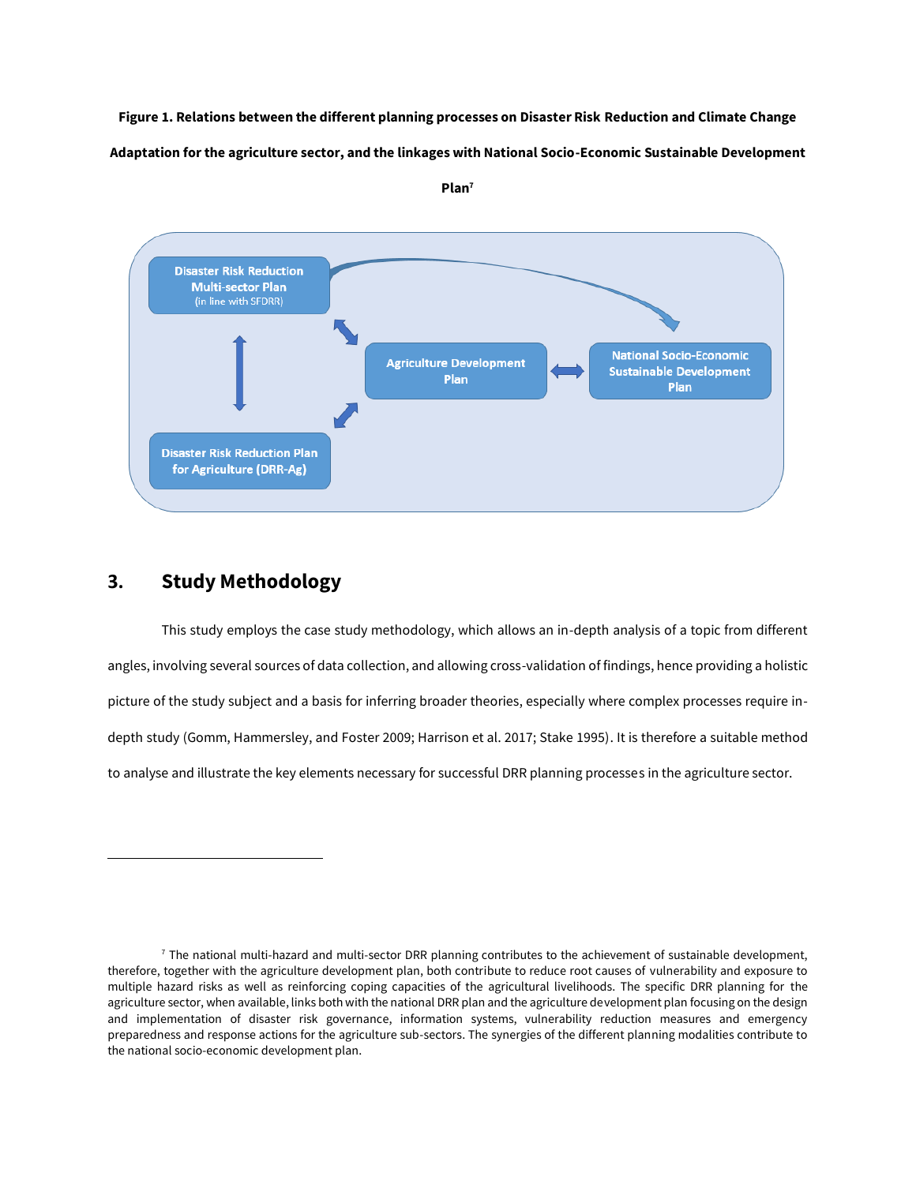**Figure 1. Relations between the different planning processes on Disaster Risk Reduction and Climate Change Adaptation for the agriculture sector, and the linkages with National Socio-Economic Sustainable Development Plan**[7]

Disaster Risk Reduction Multi-sector Plan (in line with SFDRR)

Agriculture Development Plan

National Socio-Economic Sustainable Development Plan

Disaster Risk Reduction Plan for Agriculture (DRR-Ag)

## 3. Study Methodology

This study employs the case study methodology, which allows an in-depth analysis of a topic from different angles, involving several sources of data collection, and allowing cross-validation of findings, hence providing a holistic picture of the study subject and a basis for inferring broader theories, especially where complex processes require in-depth study (Gomm, Hammersley, and Foster 2009; Harrison et al. 2017; Stake 1995). It is therefore a suitable method to analyse and illustrate the key elements necessary for successful DRR planning processes in the agriculture sector.

---

[7] The national multi-hazard and multi-sector DRR planning contributes to the achievement of sustainable development, therefore, together with the agriculture development plan, both contribute to reduce root causes of vulnerability and exposure to multiple hazard risks as well as reinforcing coping capacities of the agricultural livelihoods. The specific DRR planning for the agriculture sector, when available, links both with the national DRR plan and the agriculture development plan focusing on the design and implementation of disaster risk governance, information systems, vulnerability reduction measures and emergency preparedness and response actions for the agriculture sub-sectors. The synergies of the different planning modalities contribute to the national socio-economic development plan.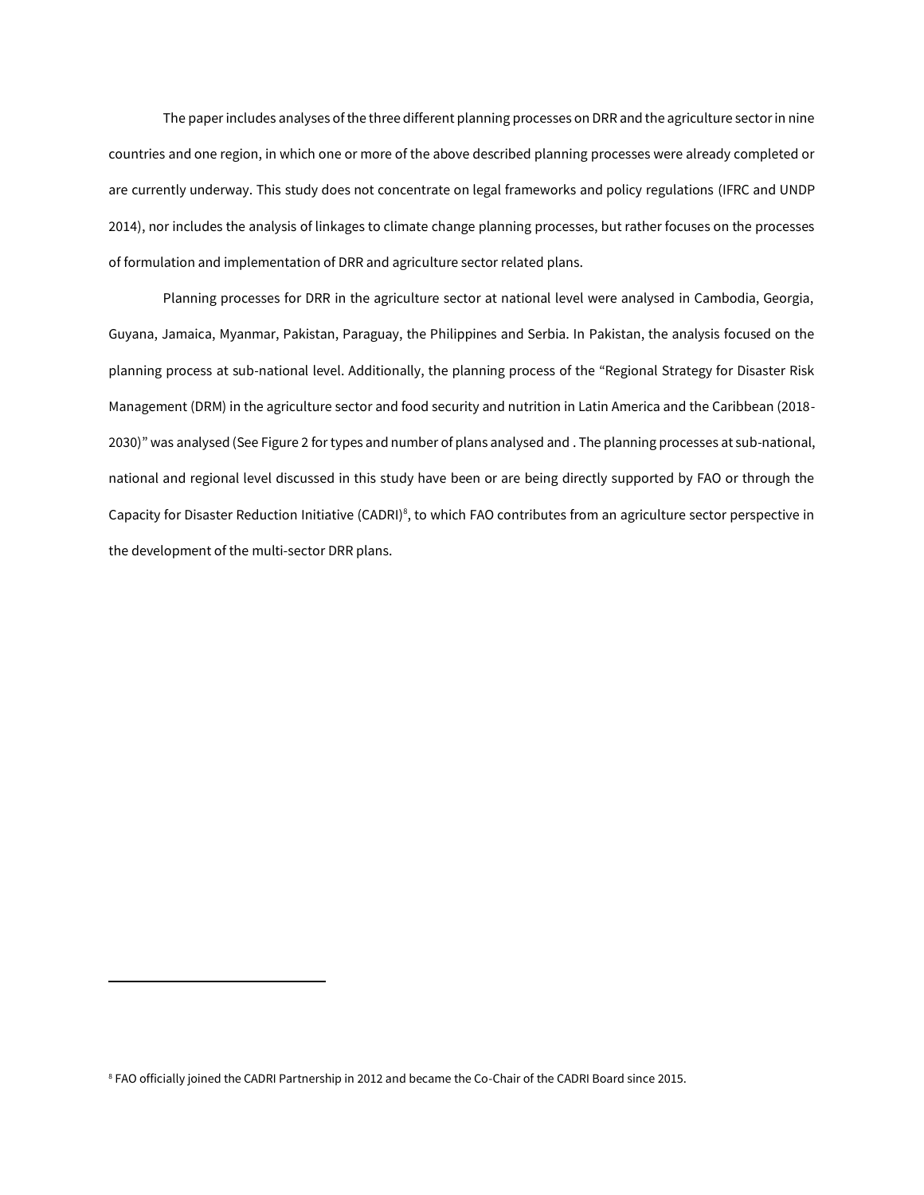The paper includes analyses of the three different planning processes on DRR and the agriculture sector in nine countries and one region, in which one or more of the above described planning processes were already completed or are currently underway. This study does not concentrate on legal frameworks and policy regulations (IFRC and UNDP 2014), nor includes the analysis of linkages to climate change planning processes, but rather focuses on the processes of formulation and implementation of DRR and agriculture sector related plans.

Planning processes for DRR in the agriculture sector at national level were analysed in Cambodia, Georgia, Guyana, Jamaica, Myanmar, Pakistan, Paraguay, the Philippines and Serbia. In Pakistan, the analysis focused on the planning process at sub-national level. Additionally, the planning process of the "Regional Strategy for Disaster Risk Management (DRM) in the agriculture sector and food security and nutrition in Latin America and the Caribbean (2018-2030)" was analysed (See Figure 2 for types and number of plans analysed and . The planning processes at sub-national, national and regional level discussed in this study have been or are being directly supported by FAO or through the Capacity for Disaster Reduction Initiative (CADRI)[8], to which FAO contributes from an agriculture sector perspective in the development of the multi-sector DRR plans.

[8] FAO officially joined the CADRI Partnership in 2012 and became the Co-Chair of the CADRI Board since 2015.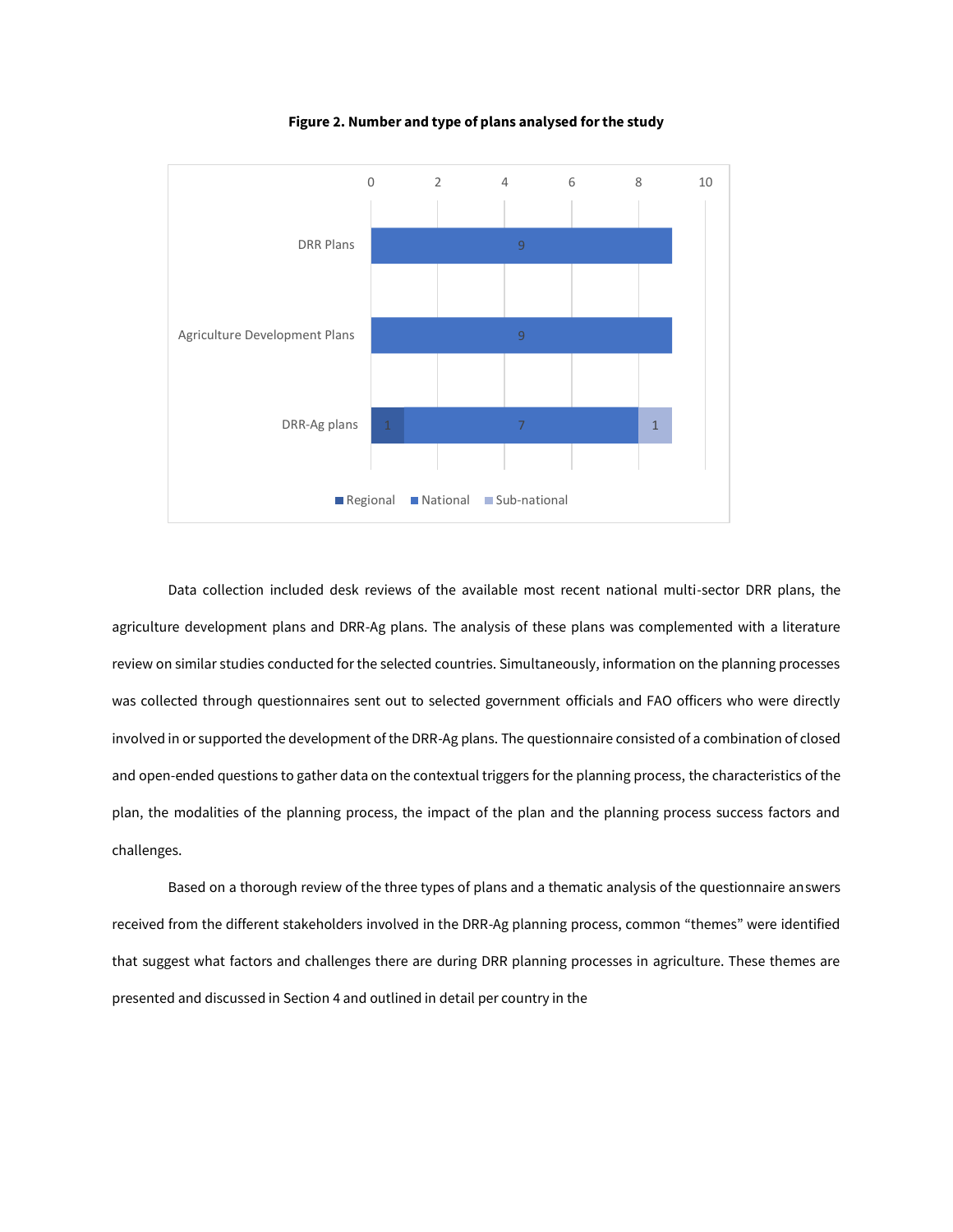**Figure 2. Number and type of plans analysed for the study**

| | Regional | National | Sub-national |
|---|---|---|---|
| DRR Plans | | 9 | |
| Agriculture Development Plans | | 9 | |
| DRR-Ag plans | 1 | 7 | 1 |

Data collection included desk reviews of the available most recent national multi-sector DRR plans, the agriculture development plans and DRR-Ag plans. The analysis of these plans was complemented with a literature review on similar studies conducted for the selected countries. Simultaneously, information on the planning processes was collected through questionnaires sent out to selected government officials and FAO officers who were directly involved in or supported the development of the DRR-Ag plans. The questionnaire consisted of a combination of closed and open-ended questions to gather data on the contextual triggers for the planning process, the characteristics of the plan, the modalities of the planning process, the impact of the plan and the planning process success factors and challenges.

Based on a thorough review of the three types of plans and a thematic analysis of the questionnaire answers received from the different stakeholders involved in the DRR-Ag planning process, common "themes" were identified that suggest what factors and challenges there are during DRR planning processes in agriculture. These themes are presented and discussed in Section 4 and outlined in detail per country in the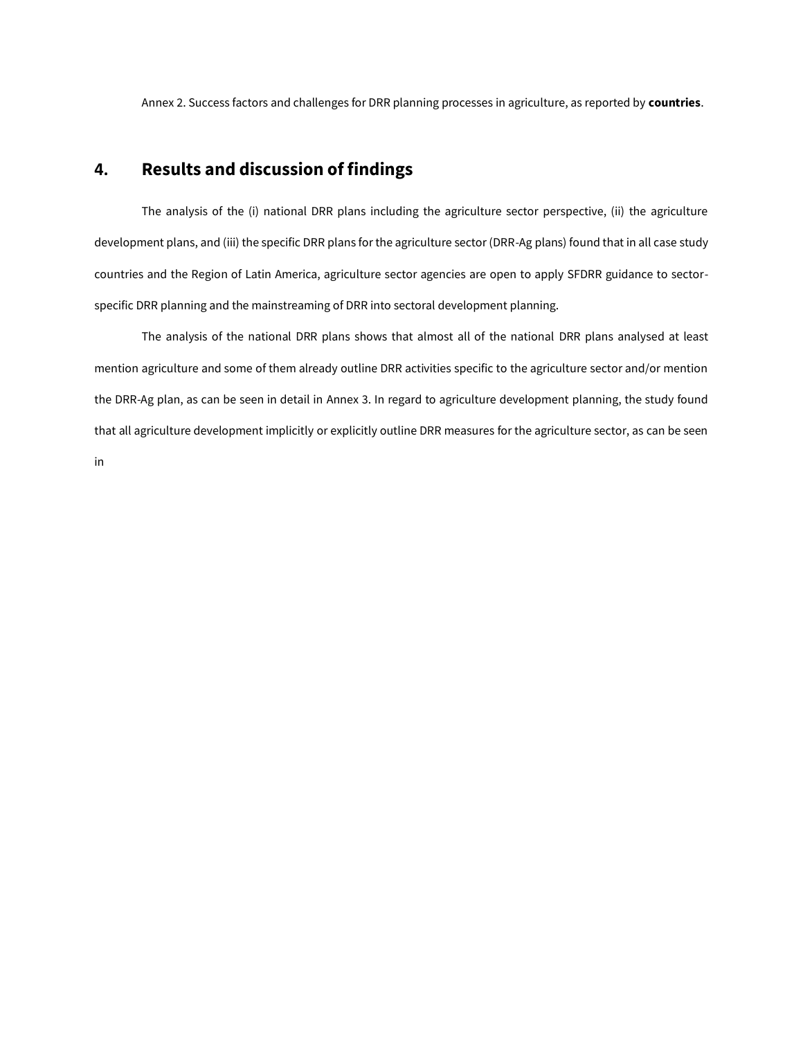Annex 2. Success factors and challenges for DRR planning processes in agriculture, as reported by **countries**.

## 4. Results and discussion of findings

The analysis of the (i) national DRR plans including the agriculture sector perspective, (ii) the agriculture development plans, and (iii) the specific DRR plans for the agriculture sector (DRR-Ag plans) found that in all case study countries and the Region of Latin America, agriculture sector agencies are open to apply SFDRR guidance to sector-specific DRR planning and the mainstreaming of DRR into sectoral development planning.

The analysis of the national DRR plans shows that almost all of the national DRR plans analysed at least mention agriculture and some of them already outline DRR activities specific to the agriculture sector and/or mention the DRR-Ag plan, as can be seen in detail in Annex 3. In regard to agriculture development planning, the study found that all agriculture development implicitly or explicitly outline DRR measures for the agriculture sector, as can be seen in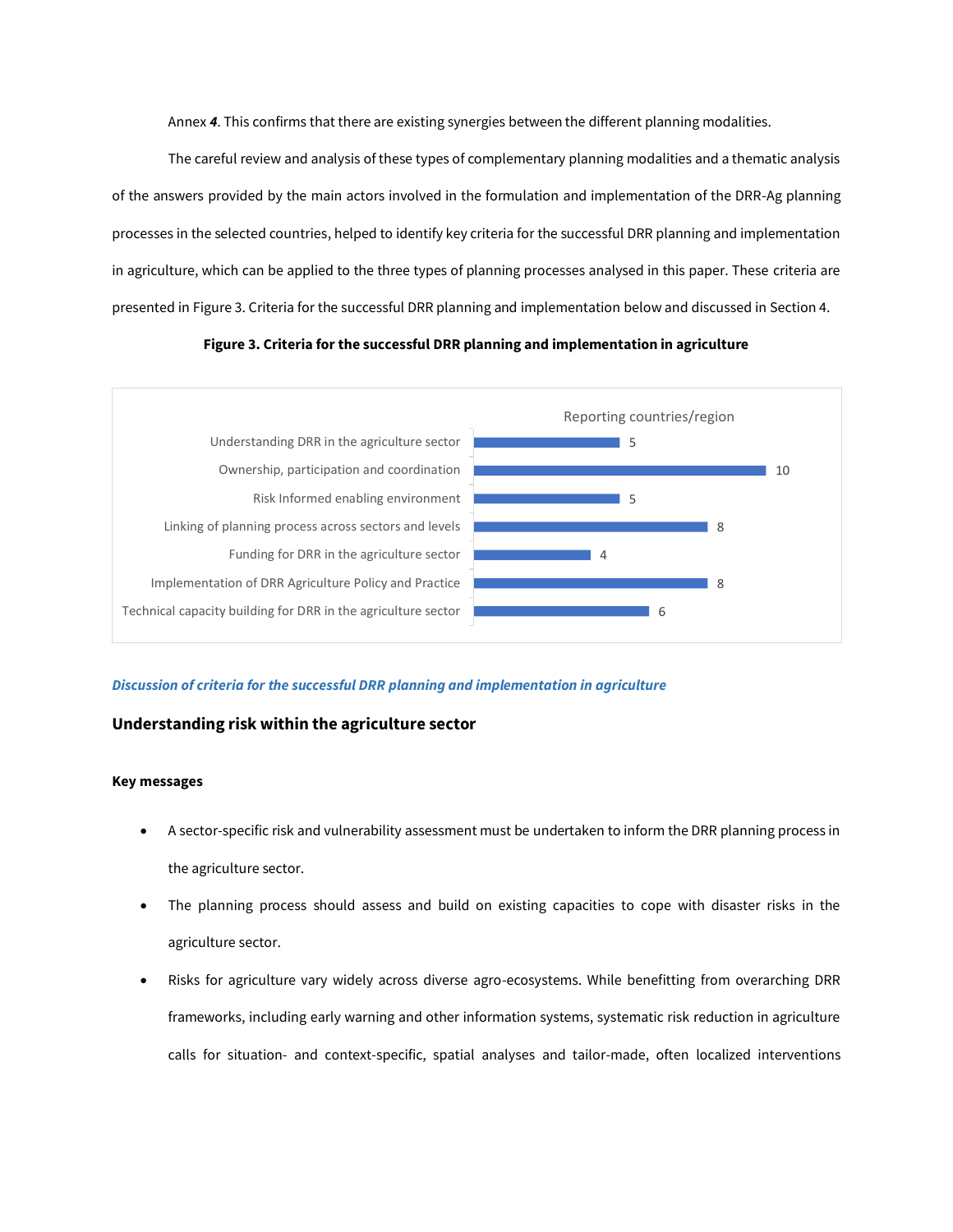Annex ***4***. This confirms that there are existing synergies between the different planning modalities.

The careful review and analysis of these types of complementary planning modalities and a thematic analysis of the answers provided by the main actors involved in the formulation and implementation of the DRR-Ag planning processes in the selected countries, helped to identify key criteria for the successful DRR planning and implementation in agriculture, which can be applied to the three types of planning processes analysed in this paper. These criteria are presented in Figure 3. Criteria for the successful DRR planning and implementation below and discussed in Section 4.

**Figure 3. Criteria for the successful DRR planning and implementation in agriculture**

| Criteria | Reporting countries/region |
|---|---|
| Understanding DRR in the agriculture sector | 5 |
| Ownership, participation and coordination | 10 |
| Risk Informed enabling environment | 5 |
| Linking of planning process across sectors and levels | 8 |
| Funding for DRR in the agriculture sector | 4 |
| Implementation of DRR Agriculture Policy and Practice | 8 |
| Technical capacity building for DRR in the agriculture sector | 6 |

***Discussion of criteria for the successful DRR planning and implementation in agriculture***

## Understanding risk within the agriculture sector

**Key messages**

- A sector-specific risk and vulnerability assessment must be undertaken to inform the DRR planning process in the agriculture sector.
- The planning process should assess and build on existing capacities to cope with disaster risks in the agriculture sector.
- Risks for agriculture vary widely across diverse agro-ecosystems. While benefitting from overarching DRR frameworks, including early warning and other information systems, systematic risk reduction in agriculture calls for situation- and context-specific, spatial analyses and tailor-made, often localized interventions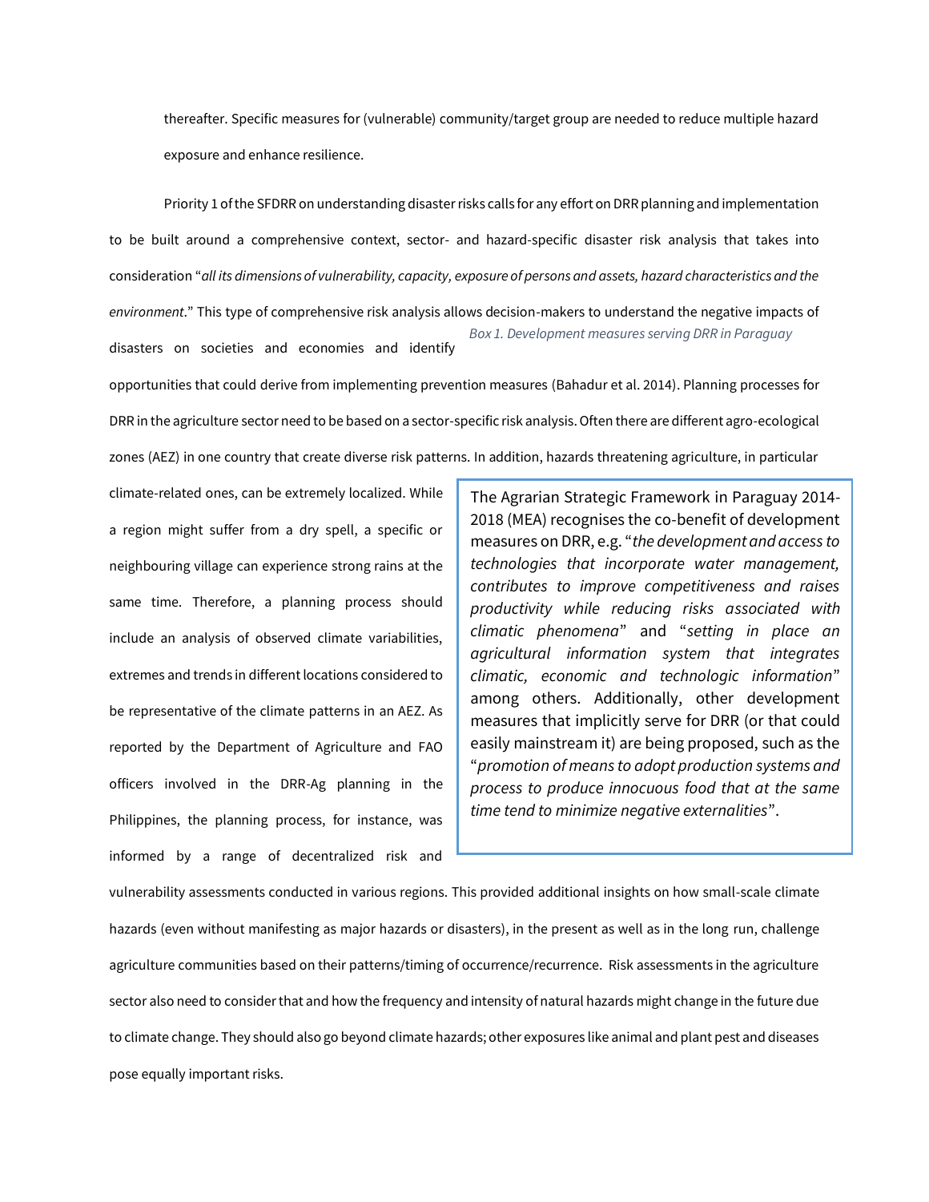thereafter. Specific measures for (vulnerable) community/target group are needed to reduce multiple hazard exposure and enhance resilience.

Priority 1 of the SFDRR on understanding disaster risks calls for any effort on DRR planning and implementation to be built around a comprehensive context, sector- and hazard-specific disaster risk analysis that takes into consideration "*all its dimensions of vulnerability, capacity, exposure of persons and assets, hazard characteristics and the environment*." This type of comprehensive risk analysis allows decision-makers to understand the negative impacts of disasters on societies and economies and identify opportunities that could derive from implementing prevention measures (Bahadur et al. 2014). Planning processes for DRR in the agriculture sector need to be based on a sector-specific risk analysis. Often there are different agro-ecological zones (AEZ) in one country that create diverse risk patterns. In addition, hazards threatening agriculture, in particular climate-related ones, can be extremely localized. While a region might suffer from a dry spell, a specific or neighbouring village can experience strong rains at the same time. Therefore, a planning process should include an analysis of observed climate variabilities, extremes and trends in different locations considered to be representative of the climate patterns in an AEZ. As reported by the Department of Agriculture and FAO officers involved in the DRR-Ag planning in the Philippines, the planning process, for instance, was informed by a range of decentralized risk and vulnerability assessments conducted in various regions. This provided additional insights on how small-scale climate hazards (even without manifesting as major hazards or disasters), in the present as well as in the long run, challenge agriculture communities based on their patterns/timing of occurrence/recurrence. Risk assessments in the agriculture sector also need to consider that and how the frequency and intensity of natural hazards might change in the future due to climate change. They should also go beyond climate hazards; other exposures like animal and plant pest and diseases pose equally important risks.

*Box 1. Development measures serving DRR in Paraguay*

> The Agrarian Strategic Framework in Paraguay 2014-2018 (MEA) recognises the co-benefit of development measures on DRR, e.g. "*the development and access to technologies that incorporate water management, contributes to improve competitiveness and raises productivity while reducing risks associated with climatic phenomena*" and "*setting in place an agricultural information system that integrates climatic, economic and technologic information*" among others. Additionally, other development measures that implicitly serve for DRR (or that could easily mainstream it) are being proposed, such as the "*promotion of means to adopt production systems and process to produce innocuous food that at the same time tend to minimize negative externalities*".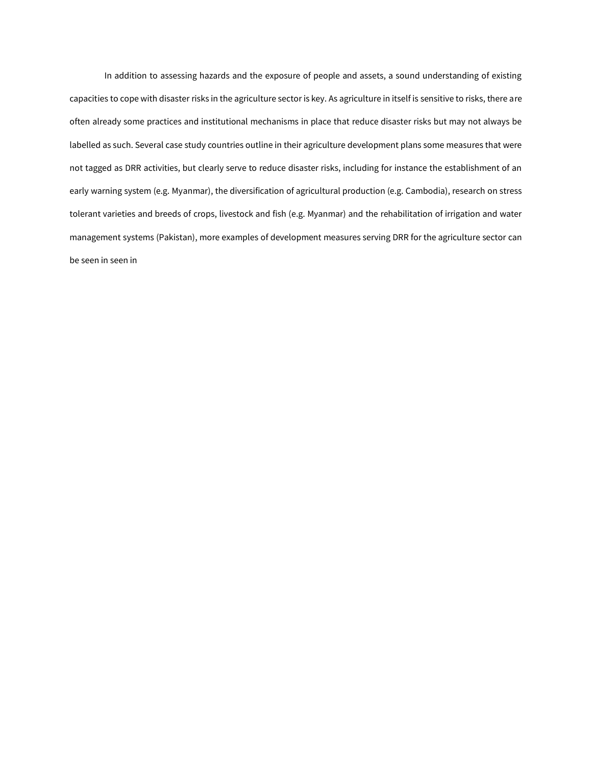In addition to assessing hazards and the exposure of people and assets, a sound understanding of existing capacities to cope with disaster risks in the agriculture sector is key. As agriculture in itself is sensitive to risks, there are often already some practices and institutional mechanisms in place that reduce disaster risks but may not always be labelled as such. Several case study countries outline in their agriculture development plans some measures that were not tagged as DRR activities, but clearly serve to reduce disaster risks, including for instance the establishment of an early warning system (e.g. Myanmar), the diversification of agricultural production (e.g. Cambodia), research on stress tolerant varieties and breeds of crops, livestock and fish (e.g. Myanmar) and the rehabilitation of irrigation and water management systems (Pakistan), more examples of development measures serving DRR for the agriculture sector can be seen in seen in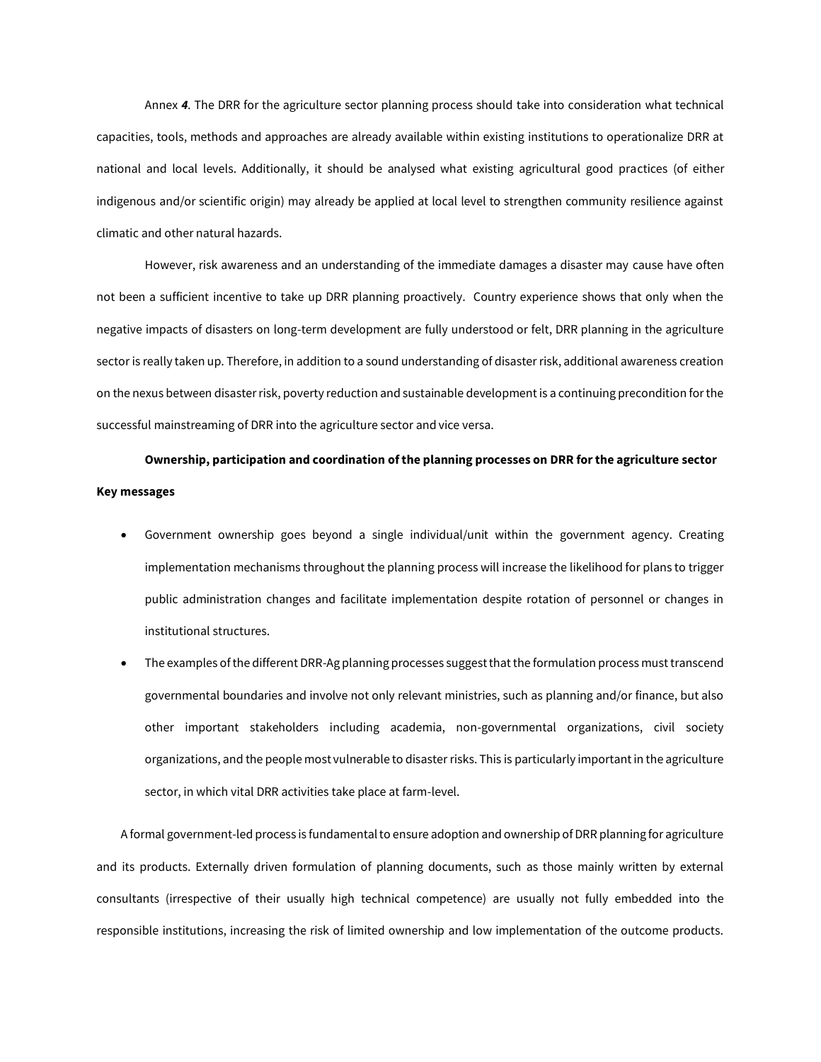Annex ***4***. The DRR for the agriculture sector planning process should take into consideration what technical capacities, tools, methods and approaches are already available within existing institutions to operationalize DRR at national and local levels. Additionally, it should be analysed what existing agricultural good practices (of either indigenous and/or scientific origin) may already be applied at local level to strengthen community resilience against climatic and other natural hazards.

However, risk awareness and an understanding of the immediate damages a disaster may cause have often not been a sufficient incentive to take up DRR planning proactively. Country experience shows that only when the negative impacts of disasters on long-term development are fully understood or felt, DRR planning in the agriculture sector is really taken up. Therefore, in addition to a sound understanding of disaster risk, additional awareness creation on the nexus between disaster risk, poverty reduction and sustainable development is a continuing precondition for the successful mainstreaming of DRR into the agriculture sector and vice versa.

**Ownership, participation and coordination of the planning processes on DRR for the agriculture sector**

**Key messages**

- Government ownership goes beyond a single individual/unit within the government agency. Creating implementation mechanisms throughout the planning process will increase the likelihood for plans to trigger public administration changes and facilitate implementation despite rotation of personnel or changes in institutional structures.
- The examples of the different DRR-Ag planning processes suggest that the formulation process must transcend governmental boundaries and involve not only relevant ministries, such as planning and/or finance, but also other important stakeholders including academia, non-governmental organizations, civil society organizations, and the people most vulnerable to disaster risks. This is particularly important in the agriculture sector, in which vital DRR activities take place at farm-level.

A formal government-led process is fundamental to ensure adoption and ownership of DRR planning for agriculture and its products. Externally driven formulation of planning documents, such as those mainly written by external consultants (irrespective of their usually high technical competence) are usually not fully embedded into the responsible institutions, increasing the risk of limited ownership and low implementation of the outcome products.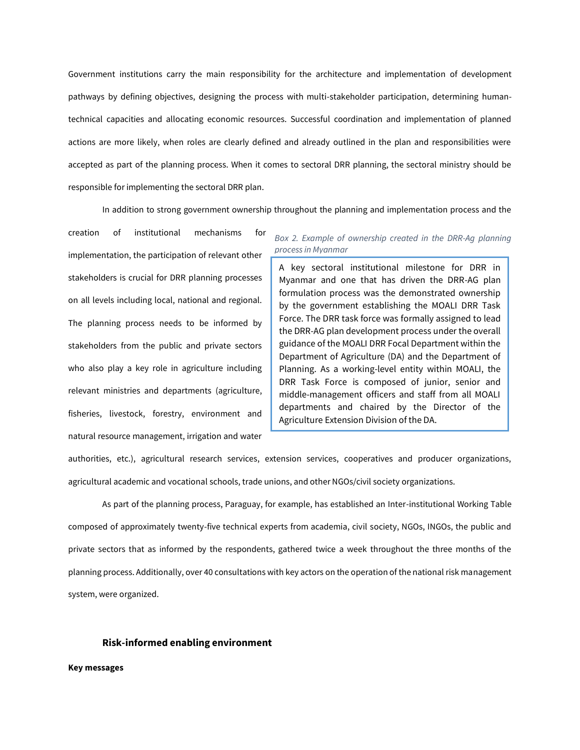Government institutions carry the main responsibility for the architecture and implementation of development pathways by defining objectives, designing the process with multi-stakeholder participation, determining human-technical capacities and allocating economic resources. Successful coordination and implementation of planned actions are more likely, when roles are clearly defined and already outlined in the plan and responsibilities were accepted as part of the planning process. When it comes to sectoral DRR planning, the sectoral ministry should be responsible for implementing the sectoral DRR plan.

In addition to strong government ownership throughout the planning and implementation process and the creation of institutional mechanisms for implementation, the participation of relevant other stakeholders is crucial for DRR planning processes on all levels including local, national and regional. The planning process needs to be informed by stakeholders from the public and private sectors who also play a key role in agriculture including relevant ministries and departments (agriculture, fisheries, livestock, forestry, environment and natural resource management, irrigation and water authorities, etc.), agricultural research services, extension services, cooperatives and producer organizations, agricultural academic and vocational schools, trade unions, and other NGOs/civil society organizations.

*Box 2. Example of ownership created in the DRR-Ag planning process in Myanmar*

> A key sectoral institutional milestone for DRR in Myanmar and one that has driven the DRR-AG plan formulation process was the demonstrated ownership by the government establishing the MOALI DRR Task Force. The DRR task force was formally assigned to lead the DRR-AG plan development process under the overall guidance of the MOALI DRR Focal Department within the Department of Agriculture (DA) and the Department of Planning. As a working-level entity within MOALI, the DRR Task Force is composed of junior, senior and middle-management officers and staff from all MOALI departments and chaired by the Director of the Agriculture Extension Division of the DA.

As part of the planning process, Paraguay, for example, has established an Inter-institutional Working Table composed of approximately twenty-five technical experts from academia, civil society, NGOs, INGOs, the public and private sectors that as informed by the respondents, gathered twice a week throughout the three months of the planning process. Additionally, over 40 consultations with key actors on the operation of the national risk management system, were organized.

### Risk-informed enabling environment

**Key messages**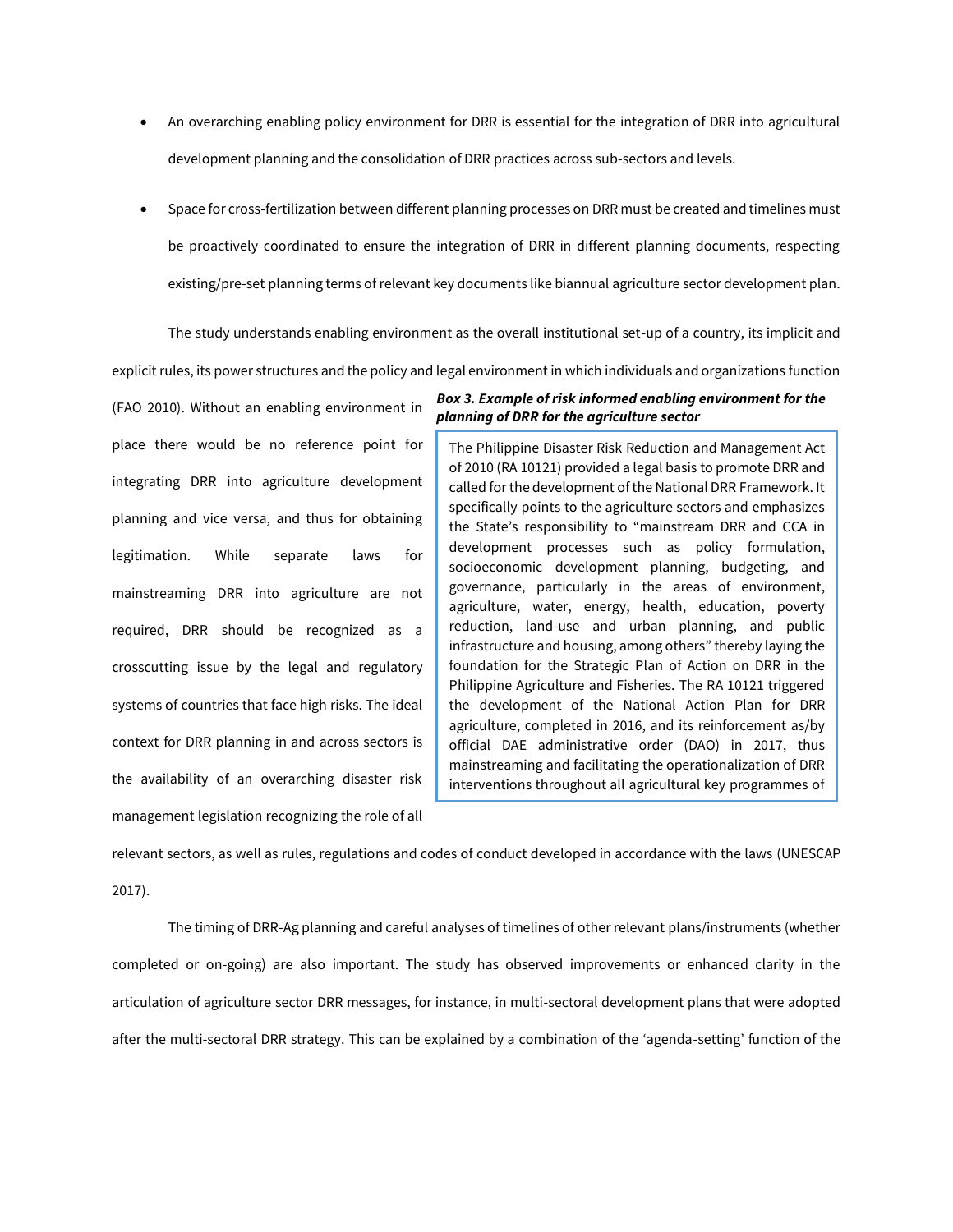- An overarching enabling policy environment for DRR is essential for the integration of DRR into agricultural development planning and the consolidation of DRR practices across sub-sectors and levels.

- Space for cross-fertilization between different planning processes on DRR must be created and timelines must be proactively coordinated to ensure the integration of DRR in different planning documents, respecting existing/pre-set planning terms of relevant key documents like biannual agriculture sector development plan.

The study understands enabling environment as the overall institutional set-up of a country, its implicit and explicit rules, its power structures and the policy and legal environment in which individuals and organizations function (FAO 2010). Without an enabling environment in place there would be no reference point for integrating DRR into agriculture development planning and vice versa, and thus for obtaining legitimation. While separate laws for mainstreaming DRR into agriculture are not required, DRR should be recognized as a crosscutting issue by the legal and regulatory systems of countries that face high risks. The ideal context for DRR planning in and across sectors is the availability of an overarching disaster risk management legislation recognizing the role of all relevant sectors, as well as rules, regulations and codes of conduct developed in accordance with the laws (UNESCAP 2017).

***Box 3. Example of risk informed enabling environment for the planning of DRR for the agriculture sector***

> The Philippine Disaster Risk Reduction and Management Act of 2010 (RA 10121) provided a legal basis to promote DRR and called for the development of the National DRR Framework. It specifically points to the agriculture sectors and emphasizes the State's responsibility to "mainstream DRR and CCA in development processes such as policy formulation, socioeconomic development planning, budgeting, and governance, particularly in the areas of environment, agriculture, water, energy, health, education, poverty reduction, land-use and urban planning, and public infrastructure and housing, among others" thereby laying the foundation for the Strategic Plan of Action on DRR in the Philippine Agriculture and Fisheries. The RA 10121 triggered the development of the National Action Plan for DRR agriculture, completed in 2016, and its reinforcement as/by official DAE administrative order (DAO) in 2017, thus mainstreaming and facilitating the operationalization of DRR interventions throughout all agricultural key programmes of

The timing of DRR-Ag planning and careful analyses of timelines of other relevant plans/instruments (whether completed or on-going) are also important. The study has observed improvements or enhanced clarity in the articulation of agriculture sector DRR messages, for instance, in multi-sectoral development plans that were adopted after the multi-sectoral DRR strategy. This can be explained by a combination of the 'agenda-setting' function of the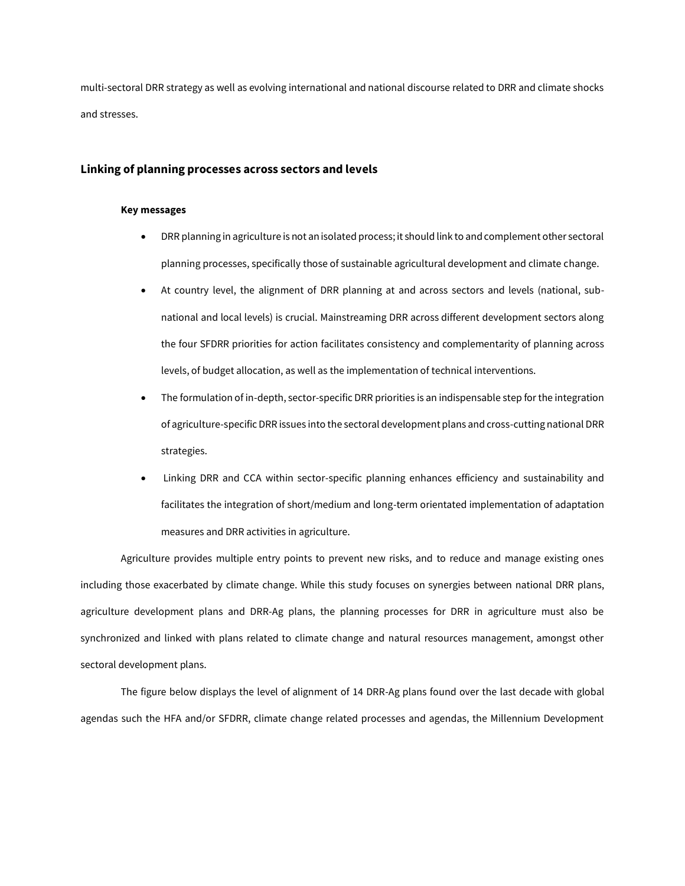multi-sectoral DRR strategy as well as evolving international and national discourse related to DRR and climate shocks and stresses.

## Linking of planning processes across sectors and levels

**Key messages**

- DRR planning in agriculture is not an isolated process; it should link to and complement other sectoral planning processes, specifically those of sustainable agricultural development and climate change.
- At country level, the alignment of DRR planning at and across sectors and levels (national, sub-national and local levels) is crucial. Mainstreaming DRR across different development sectors along the four SFDRR priorities for action facilitates consistency and complementarity of planning across levels, of budget allocation, as well as the implementation of technical interventions.
- The formulation of in-depth, sector-specific DRR priorities is an indispensable step for the integration of agriculture-specific DRR issues into the sectoral development plans and cross-cutting national DRR strategies.
- Linking DRR and CCA within sector-specific planning enhances efficiency and sustainability and facilitates the integration of short/medium and long-term orientated implementation of adaptation measures and DRR activities in agriculture.

Agriculture provides multiple entry points to prevent new risks, and to reduce and manage existing ones including those exacerbated by climate change. While this study focuses on synergies between national DRR plans, agriculture development plans and DRR-Ag plans, the planning processes for DRR in agriculture must also be synchronized and linked with plans related to climate change and natural resources management, amongst other sectoral development plans.

The figure below displays the level of alignment of 14 DRR-Ag plans found over the last decade with global agendas such the HFA and/or SFDRR, climate change related processes and agendas, the Millennium Development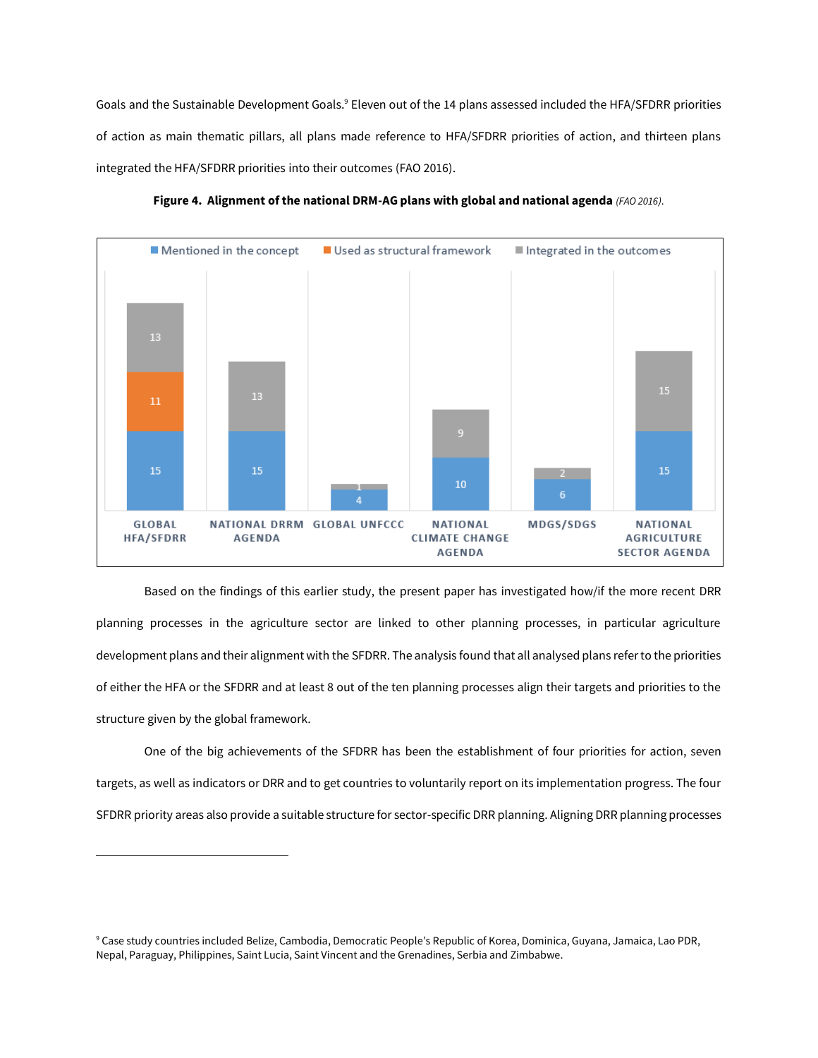Goals and the Sustainable Development Goals.[9] Eleven out of the 14 plans assessed included the HFA/SFDRR priorities of action as main thematic pillars, all plans made reference to HFA/SFDRR priorities of action, and thirteen plans integrated the HFA/SFDRR priorities into their outcomes (FAO 2016).

**Figure 4. Alignment of the national DRM-AG plans with global and national agenda** *(FAO 2016)*.

| | Mentioned in the concept | Used as structural framework | Integrated in the outcomes |
|---|---|---|---|
| Global HFA/SFDRR | 15 | 11 | 13 |
| National DRRM Agenda | 15 | | 13 |
| Global UNFCCC | 4 | | 1 |
| National Climate Change Agenda | 10 | | 9 |
| MDGs/SDGs | 6 | | 2 |
| National Agriculture Sector Agenda | 15 | | 15 |

Based on the findings of this earlier study, the present paper has investigated how/if the more recent DRR planning processes in the agriculture sector are linked to other planning processes, in particular agriculture development plans and their alignment with the SFDRR. The analysis found that all analysed plans refer to the priorities of either the HFA or the SFDRR and at least 8 out of the ten planning processes align their targets and priorities to the structure given by the global framework.

One of the big achievements of the SFDRR has been the establishment of four priorities for action, seven targets, as well as indicators or DRR and to get countries to voluntarily report on its implementation progress. The four SFDRR priority areas also provide a suitable structure for sector-specific DRR planning. Aligning DRR planning processes

[9] Case study countries included Belize, Cambodia, Democratic People's Republic of Korea, Dominica, Guyana, Jamaica, Lao PDR, Nepal, Paraguay, Philippines, Saint Lucia, Saint Vincent and the Grenadines, Serbia and Zimbabwe.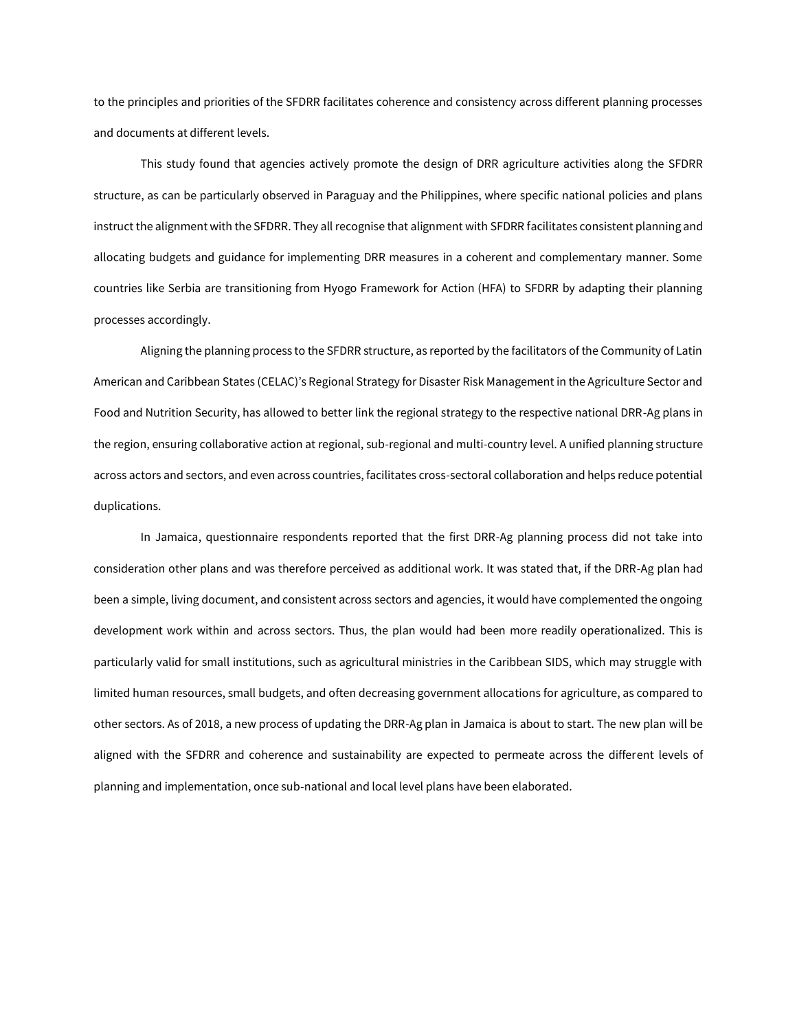to the principles and priorities of the SFDRR facilitates coherence and consistency across different planning processes and documents at different levels.

This study found that agencies actively promote the design of DRR agriculture activities along the SFDRR structure, as can be particularly observed in Paraguay and the Philippines, where specific national policies and plans instruct the alignment with the SFDRR. They all recognise that alignment with SFDRR facilitates consistent planning and allocating budgets and guidance for implementing DRR measures in a coherent and complementary manner. Some countries like Serbia are transitioning from Hyogo Framework for Action (HFA) to SFDRR by adapting their planning processes accordingly.

Aligning the planning process to the SFDRR structure, as reported by the facilitators of the Community of Latin American and Caribbean States (CELAC)'s Regional Strategy for Disaster Risk Management in the Agriculture Sector and Food and Nutrition Security, has allowed to better link the regional strategy to the respective national DRR-Ag plans in the region, ensuring collaborative action at regional, sub-regional and multi-country level. A unified planning structure across actors and sectors, and even across countries, facilitates cross-sectoral collaboration and helps reduce potential duplications.

In Jamaica, questionnaire respondents reported that the first DRR-Ag planning process did not take into consideration other plans and was therefore perceived as additional work. It was stated that, if the DRR-Ag plan had been a simple, living document, and consistent across sectors and agencies, it would have complemented the ongoing development work within and across sectors. Thus, the plan would had been more readily operationalized. This is particularly valid for small institutions, such as agricultural ministries in the Caribbean SIDS, which may struggle with limited human resources, small budgets, and often decreasing government allocations for agriculture, as compared to other sectors. As of 2018, a new process of updating the DRR-Ag plan in Jamaica is about to start. The new plan will be aligned with the SFDRR and coherence and sustainability are expected to permeate across the different levels of planning and implementation, once sub-national and local level plans have been elaborated.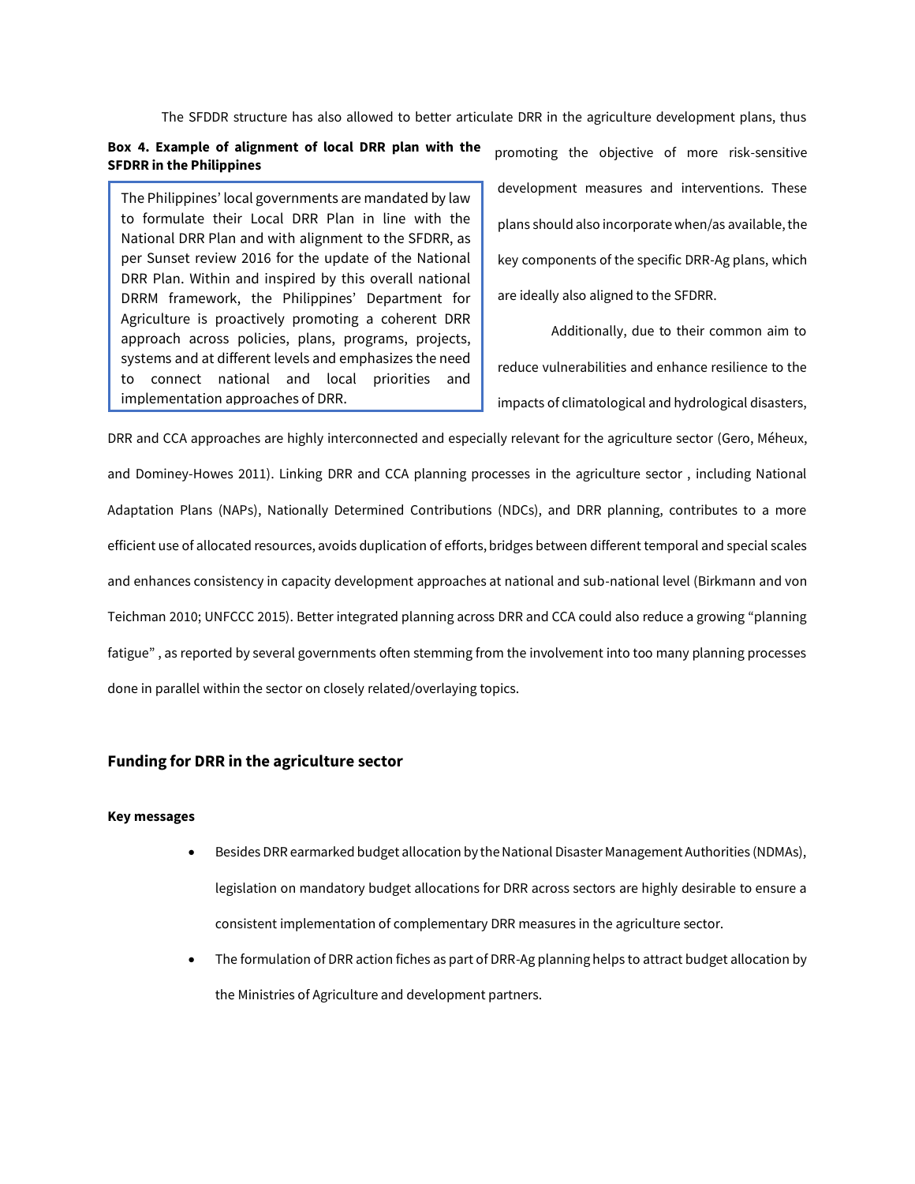The SFDDR structure has also allowed to better articulate DRR in the agriculture development plans, thus promoting the objective of more risk-sensitive development measures and interventions. These plans should also incorporate when/as available, the key components of the specific DRR-Ag plans, which are ideally also aligned to the SFDRR.

**Box 4. Example of alignment of local DRR plan with the SFDRR in the Philippines**

> The Philippines' local governments are mandated by law to formulate their Local DRR Plan in line with the National DRR Plan and with alignment to the SFDRR, as per Sunset review 2016 for the update of the National DRR Plan. Within and inspired by this overall national DRRM framework, the Philippines' Department for Agriculture is proactively promoting a coherent DRR approach across policies, plans, programs, projects, systems and at different levels and emphasizes the need to connect national and local priorities and implementation approaches of DRR.

Additionally, due to their common aim to reduce vulnerabilities and enhance resilience to the impacts of climatological and hydrological disasters, DRR and CCA approaches are highly interconnected and especially relevant for the agriculture sector (Gero, Méheux, and Dominey-Howes 2011). Linking DRR and CCA planning processes in the agriculture sector , including National Adaptation Plans (NAPs), Nationally Determined Contributions (NDCs), and DRR planning, contributes to a more efficient use of allocated resources, avoids duplication of efforts, bridges between different temporal and special scales and enhances consistency in capacity development approaches at national and sub-national level (Birkmann and von Teichman 2010; UNFCCC 2015). Better integrated planning across DRR and CCA could also reduce a growing "planning fatigue" , as reported by several governments often stemming from the involvement into too many planning processes done in parallel within the sector on closely related/overlaying topics.

## Funding for DRR in the agriculture sector

**Key messages**

- Besides DRR earmarked budget allocation by the National Disaster Management Authorities (NDMAs), legislation on mandatory budget allocations for DRR across sectors are highly desirable to ensure a consistent implementation of complementary DRR measures in the agriculture sector.
- The formulation of DRR action fiches as part of DRR-Ag planning helps to attract budget allocation by the Ministries of Agriculture and development partners.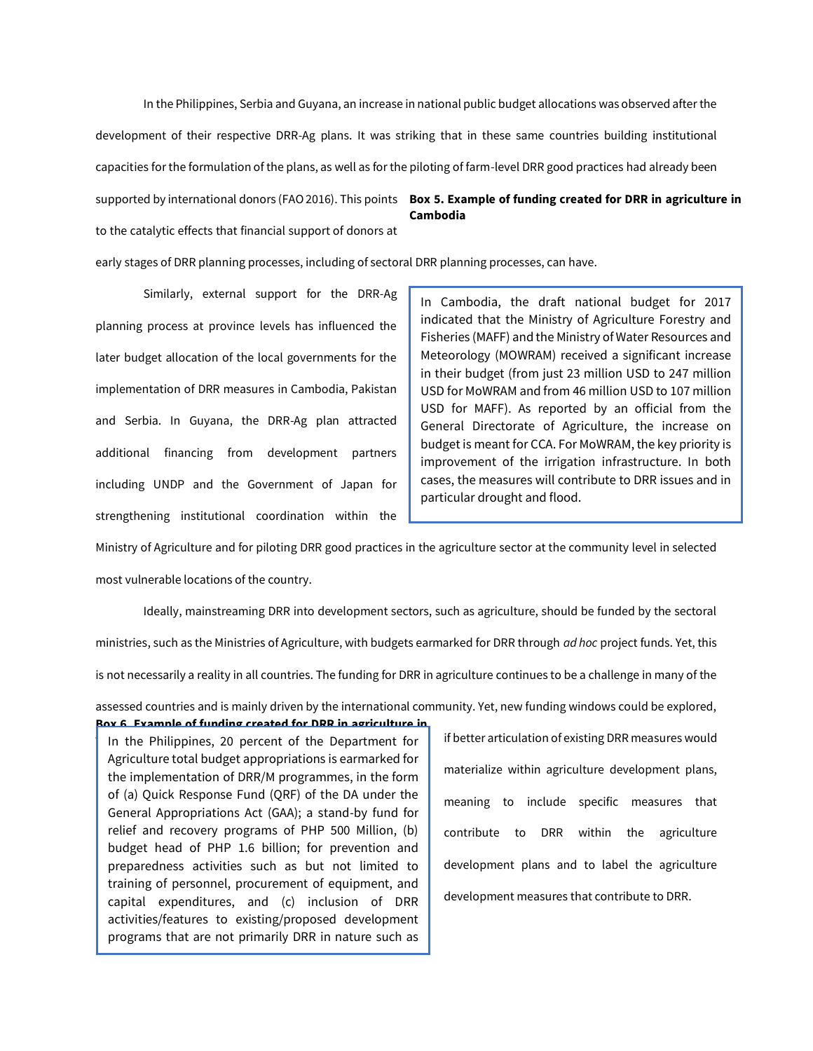In the Philippines, Serbia and Guyana, an increase in national public budget allocations was observed after the development of their respective DRR-Ag plans. It was striking that in these same countries building institutional capacities for the formulation of the plans, as well as for the piloting of farm-level DRR good practices had already been supported by international donors (FAO 2016). This points to the catalytic effects that financial support of donors at early stages of DRR planning processes, including of sectoral DRR planning processes, can have.

Similarly, external support for the DRR-Ag planning process at province levels has influenced the later budget allocation of the local governments for the implementation of DRR measures in Cambodia, Pakistan and Serbia. In Guyana, the DRR-Ag plan attracted additional financing from development partners including UNDP and the Government of Japan for strengthening institutional coordination within the Ministry of Agriculture and for piloting DRR good practices in the agriculture sector at the community level in selected most vulnerable locations of the country.

**Box 5. Example of funding created for DRR in agriculture in Cambodia**

> In Cambodia, the draft national budget for 2017 indicated that the Ministry of Agriculture Forestry and Fisheries (MAFF) and the Ministry of Water Resources and Meteorology (MOWRAM) received a significant increase in their budget (from just 23 million USD to 247 million USD for MoWRAM and from 46 million USD to 107 million USD for MAFF). As reported by an official from the General Directorate of Agriculture, the increase on budget is meant for CCA. For MoWRAM, the key priority is improvement of the irrigation infrastructure. In both cases, the measures will contribute to DRR issues and in particular drought and flood.

Ideally, mainstreaming DRR into development sectors, such as agriculture, should be funded by the sectoral ministries, such as the Ministries of Agriculture, with budgets earmarked for DRR through *ad hoc* project funds. Yet, this is not necessarily a reality in all countries. The funding for DRR in agriculture continues to be a challenge in many of the assessed countries and is mainly driven by the international community. Yet, new funding windows could be explored, if better articulation of existing DRR measures would materialize within agriculture development plans, meaning to include specific measures that contribute to DRR within the agriculture development plans and to label the agriculture development measures that contribute to DRR.

**Box 6. Example of funding created for DRR in agriculture in**

> In the Philippines, 20 percent of the Department for Agriculture total budget appropriations is earmarked for the implementation of DRR/M programmes, in the form of (a) Quick Response Fund (QRF) of the DA under the General Appropriations Act (GAA); a stand-by fund for relief and recovery programs of PHP 500 Million, (b) budget head of PHP 1.6 billion; for prevention and preparedness activities such as but not limited to training of personnel, procurement of equipment, and capital expenditures, and (c) inclusion of DRR activities/features to existing/proposed development programs that are not primarily DRR in nature such as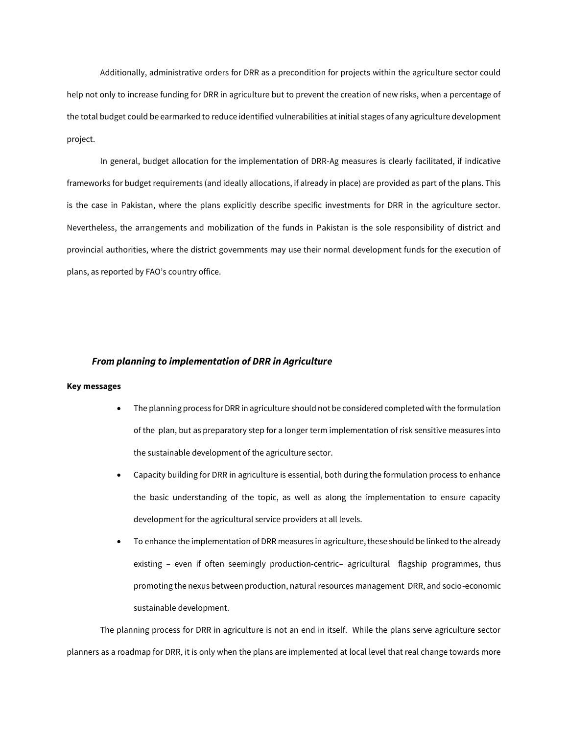Additionally, administrative orders for DRR as a precondition for projects within the agriculture sector could help not only to increase funding for DRR in agriculture but to prevent the creation of new risks, when a percentage of the total budget could be earmarked to reduce identified vulnerabilities at initial stages of any agriculture development project.

In general, budget allocation for the implementation of DRR-Ag measures is clearly facilitated, if indicative frameworks for budget requirements (and ideally allocations, if already in place) are provided as part of the plans. This is the case in Pakistan, where the plans explicitly describe specific investments for DRR in the agriculture sector. Nevertheless, the arrangements and mobilization of the funds in Pakistan is the sole responsibility of district and provincial authorities, where the district governments may use their normal development funds for the execution of plans, as reported by FAO's country office.

### *From planning to implementation of DRR in Agriculture*

**Key messages**

- The planning process for DRR in agriculture should not be considered completed with the formulation of the plan, but as preparatory step for a longer term implementation of risk sensitive measures into the sustainable development of the agriculture sector.
- Capacity building for DRR in agriculture is essential, both during the formulation process to enhance the basic understanding of the topic, as well as along the implementation to ensure capacity development for the agricultural service providers at all levels.
- To enhance the implementation of DRR measures in agriculture, these should be linked to the already existing – even if often seemingly production-centric– agricultural flagship programmes, thus promoting the nexus between production, natural resources management DRR, and socio-economic sustainable development.

The planning process for DRR in agriculture is not an end in itself. While the plans serve agriculture sector planners as a roadmap for DRR, it is only when the plans are implemented at local level that real change towards more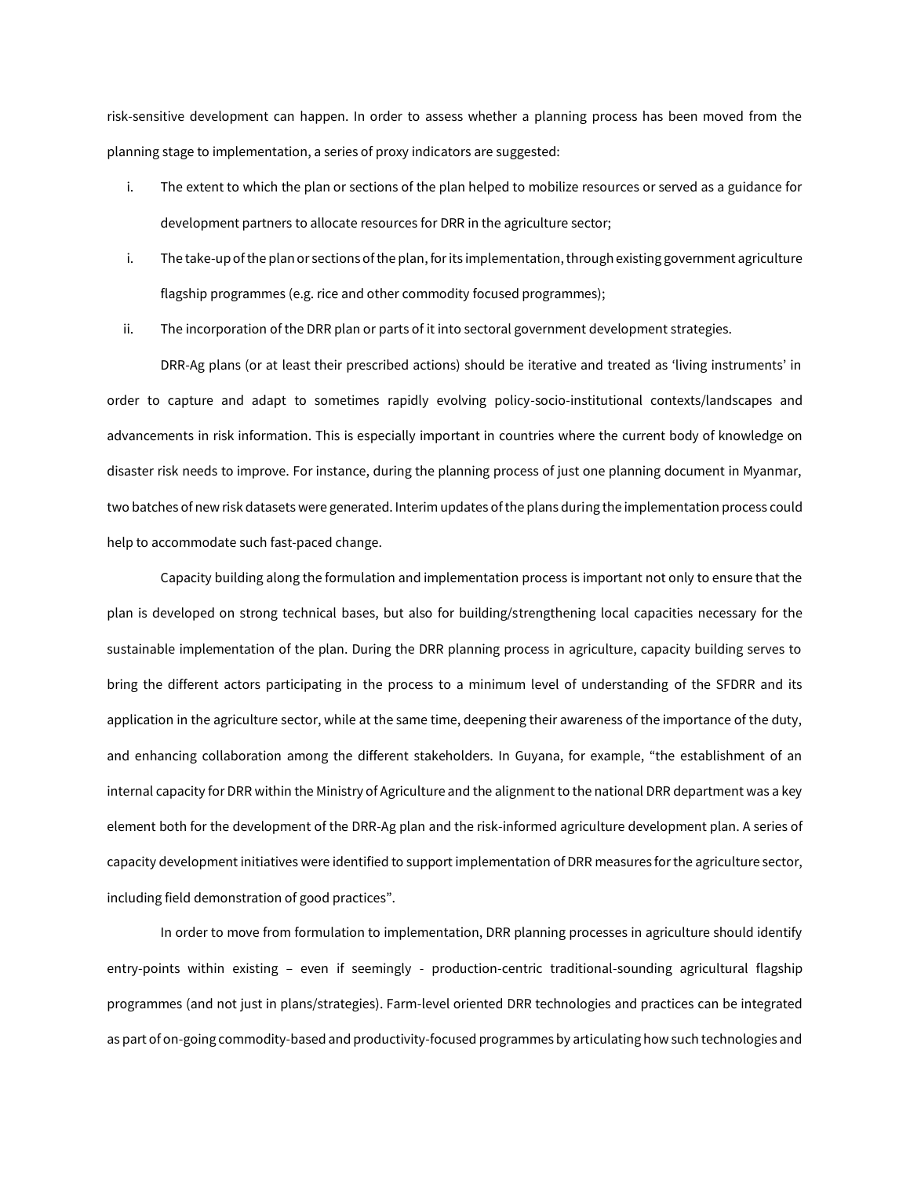risk-sensitive development can happen. In order to assess whether a planning process has been moved from the planning stage to implementation, a series of proxy indicators are suggested:

i. The extent to which the plan or sections of the plan helped to mobilize resources or served as a guidance for development partners to allocate resources for DRR in the agriculture sector;

i. The take-up of the plan or sections of the plan, for its implementation, through existing government agriculture flagship programmes (e.g. rice and other commodity focused programmes);

ii. The incorporation of the DRR plan or parts of it into sectoral government development strategies.

DRR-Ag plans (or at least their prescribed actions) should be iterative and treated as 'living instruments' in order to capture and adapt to sometimes rapidly evolving policy-socio-institutional contexts/landscapes and advancements in risk information. This is especially important in countries where the current body of knowledge on disaster risk needs to improve. For instance, during the planning process of just one planning document in Myanmar, two batches of new risk datasets were generated. Interim updates of the plans during the implementation process could help to accommodate such fast-paced change.

Capacity building along the formulation and implementation process is important not only to ensure that the plan is developed on strong technical bases, but also for building/strengthening local capacities necessary for the sustainable implementation of the plan. During the DRR planning process in agriculture, capacity building serves to bring the different actors participating in the process to a minimum level of understanding of the SFDRR and its application in the agriculture sector, while at the same time, deepening their awareness of the importance of the duty, and enhancing collaboration among the different stakeholders. In Guyana, for example, "the establishment of an internal capacity for DRR within the Ministry of Agriculture and the alignment to the national DRR department was a key element both for the development of the DRR-Ag plan and the risk-informed agriculture development plan. A series of capacity development initiatives were identified to support implementation of DRR measures for the agriculture sector, including field demonstration of good practices".

In order to move from formulation to implementation, DRR planning processes in agriculture should identify entry-points within existing – even if seemingly - production-centric traditional-sounding agricultural flagship programmes (and not just in plans/strategies). Farm-level oriented DRR technologies and practices can be integrated as part of on-going commodity-based and productivity-focused programmes by articulating how such technologies and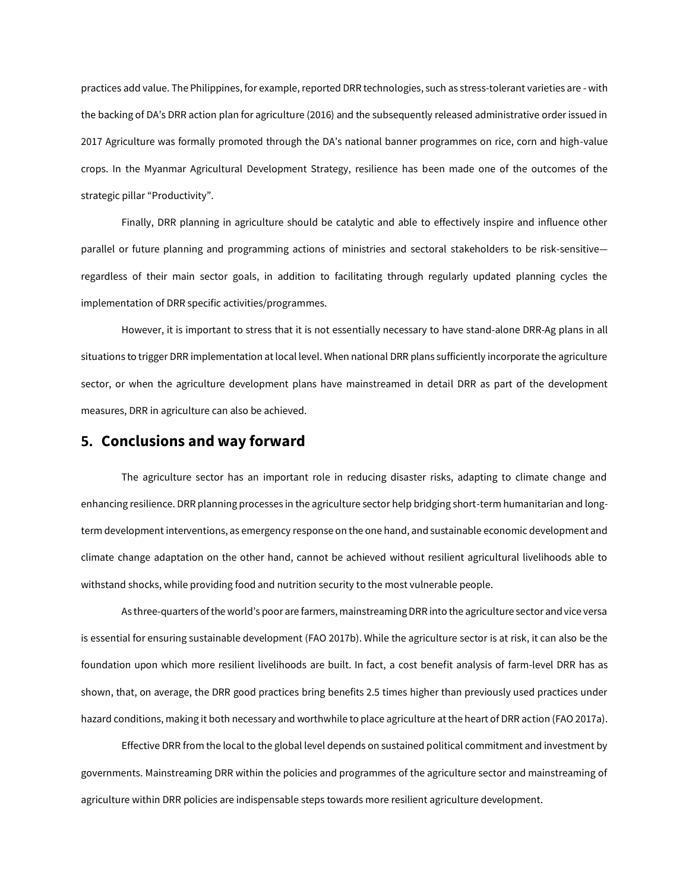practices add value. The Philippines, for example, reported DRR technologies, such as stress-tolerant varieties are - with the backing of DA's DRR action plan for agriculture (2016) and the subsequently released administrative order issued in 2017 Agriculture was formally promoted through the DA's national banner programmes on rice, corn and high-value crops. In the Myanmar Agricultural Development Strategy, resilience has been made one of the outcomes of the strategic pillar "Productivity".

Finally, DRR planning in agriculture should be catalytic and able to effectively inspire and influence other parallel or future planning and programming actions of ministries and sectoral stakeholders to be risk-sensitive—regardless of their main sector goals, in addition to facilitating through regularly updated planning cycles the implementation of DRR specific activities/programmes.

However, it is important to stress that it is not essentially necessary to have stand-alone DRR-Ag plans in all situations to trigger DRR implementation at local level. When national DRR plans sufficiently incorporate the agriculture sector, or when the agriculture development plans have mainstreamed in detail DRR as part of the development measures, DRR in agriculture can also be achieved.

## 5. Conclusions and way forward

The agriculture sector has an important role in reducing disaster risks, adapting to climate change and enhancing resilience. DRR planning processes in the agriculture sector help bridging short-term humanitarian and long-term development interventions, as emergency response on the one hand, and sustainable economic development and climate change adaptation on the other hand, cannot be achieved without resilient agricultural livelihoods able to withstand shocks, while providing food and nutrition security to the most vulnerable people.

As three-quarters of the world's poor are farmers, mainstreaming DRR into the agriculture sector and vice versa is essential for ensuring sustainable development (FAO 2017b). While the agriculture sector is at risk, it can also be the foundation upon which more resilient livelihoods are built. In fact, a cost benefit analysis of farm-level DRR has as shown, that, on average, the DRR good practices bring benefits 2.5 times higher than previously used practices under hazard conditions, making it both necessary and worthwhile to place agriculture at the heart of DRR action (FAO 2017a).

Effective DRR from the local to the global level depends on sustained political commitment and investment by governments. Mainstreaming DRR within the policies and programmes of the agriculture sector and mainstreaming of agriculture within DRR policies are indispensable steps towards more resilient agriculture development.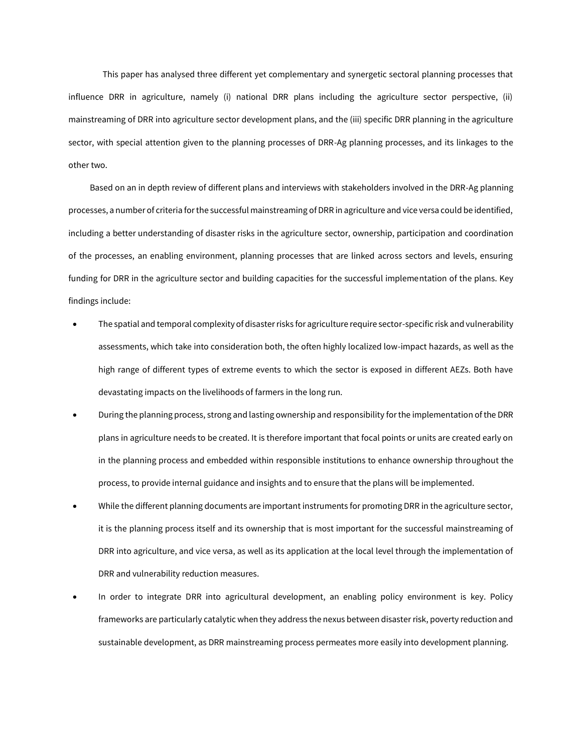This paper has analysed three different yet complementary and synergetic sectoral planning processes that influence DRR in agriculture, namely (i) national DRR plans including the agriculture sector perspective, (ii) mainstreaming of DRR into agriculture sector development plans, and the (iii) specific DRR planning in the agriculture sector, with special attention given to the planning processes of DRR-Ag planning processes, and its linkages to the other two.

Based on an in depth review of different plans and interviews with stakeholders involved in the DRR-Ag planning processes, a number of criteria for the successful mainstreaming of DRR in agriculture and vice versa could be identified, including a better understanding of disaster risks in the agriculture sector, ownership, participation and coordination of the processes, an enabling environment, planning processes that are linked across sectors and levels, ensuring funding for DRR in the agriculture sector and building capacities for the successful implementation of the plans. Key findings include:

- The spatial and temporal complexity of disaster risks for agriculture require sector-specific risk and vulnerability assessments, which take into consideration both, the often highly localized low-impact hazards, as well as the high range of different types of extreme events to which the sector is exposed in different AEZs. Both have devastating impacts on the livelihoods of farmers in the long run.
- During the planning process, strong and lasting ownership and responsibility for the implementation of the DRR plans in agriculture needs to be created. It is therefore important that focal points or units are created early on in the planning process and embedded within responsible institutions to enhance ownership throughout the process, to provide internal guidance and insights and to ensure that the plans will be implemented.
- While the different planning documents are important instruments for promoting DRR in the agriculture sector, it is the planning process itself and its ownership that is most important for the successful mainstreaming of DRR into agriculture, and vice versa, as well as its application at the local level through the implementation of DRR and vulnerability reduction measures.
- In order to integrate DRR into agricultural development, an enabling policy environment is key. Policy frameworks are particularly catalytic when they address the nexus between disaster risk, poverty reduction and sustainable development, as DRR mainstreaming process permeates more easily into development planning.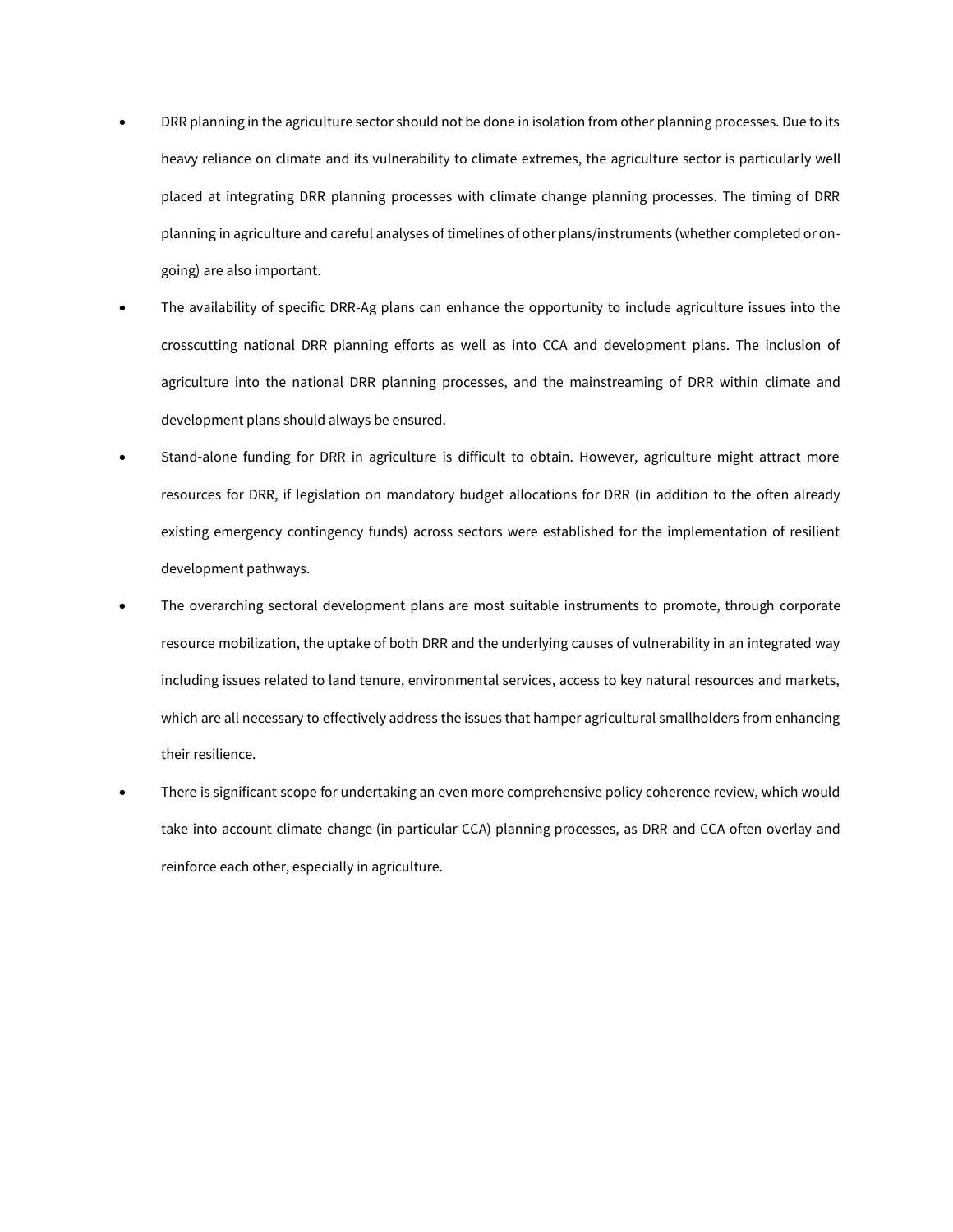- DRR planning in the agriculture sector should not be done in isolation from other planning processes. Due to its heavy reliance on climate and its vulnerability to climate extremes, the agriculture sector is particularly well placed at integrating DRR planning processes with climate change planning processes. The timing of DRR planning in agriculture and careful analyses of timelines of other plans/instruments (whether completed or on-going) are also important.
- The availability of specific DRR-Ag plans can enhance the opportunity to include agriculture issues into the crosscutting national DRR planning efforts as well as into CCA and development plans. The inclusion of agriculture into the national DRR planning processes, and the mainstreaming of DRR within climate and development plans should always be ensured.
- Stand-alone funding for DRR in agriculture is difficult to obtain. However, agriculture might attract more resources for DRR, if legislation on mandatory budget allocations for DRR (in addition to the often already existing emergency contingency funds) across sectors were established for the implementation of resilient development pathways.
- The overarching sectoral development plans are most suitable instruments to promote, through corporate resource mobilization, the uptake of both DRR and the underlying causes of vulnerability in an integrated way including issues related to land tenure, environmental services, access to key natural resources and markets, which are all necessary to effectively address the issues that hamper agricultural smallholders from enhancing their resilience.
- There is significant scope for undertaking an even more comprehensive policy coherence review, which would take into account climate change (in particular CCA) planning processes, as DRR and CCA often overlay and reinforce each other, especially in agriculture.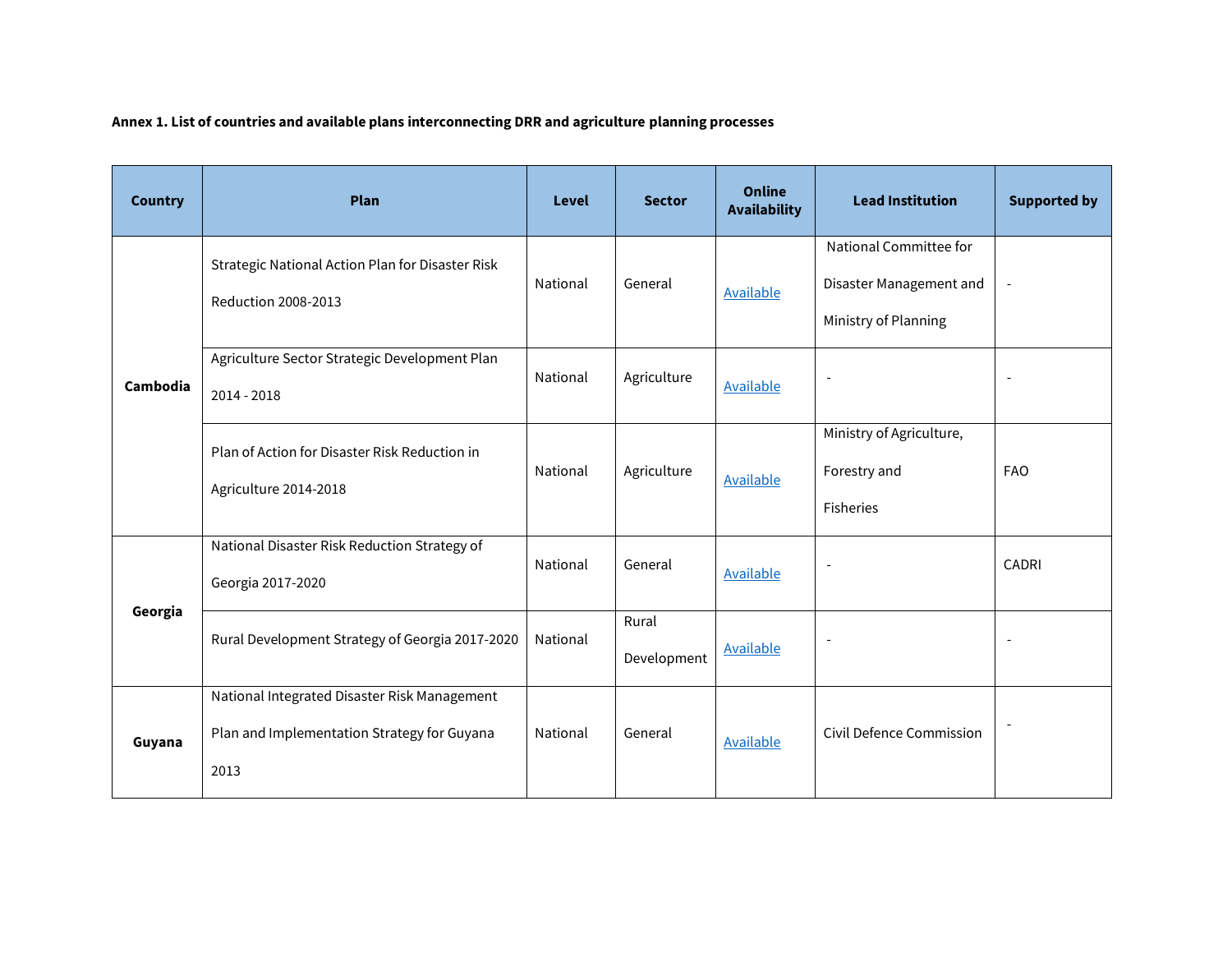**Annex 1. List of countries and available plans interconnecting DRR and agriculture planning processes**

| Country | Plan | Level | Sector | Online Availability | Lead Institution | Supported by |
|---|---|---|---|---|---|---|
| **Cambodia** | Strategic National Action Plan for Disaster Risk Reduction 2008-2013 | National | General | Available | National Committee for Disaster Management and Ministry of Planning | - |
| | Agriculture Sector Strategic Development Plan 2014 - 2018 | National | Agriculture | Available | - | - |
| | Plan of Action for Disaster Risk Reduction in Agriculture 2014-2018 | National | Agriculture | Available | Ministry of Agriculture, Forestry and Fisheries | FAO |
| **Georgia** | National Disaster Risk Reduction Strategy of Georgia 2017-2020 | National | General | Available | - | CADRI |
| | Rural Development Strategy of Georgia 2017-2020 | National | Rural Development | Available | - | - |
| **Guyana** | National Integrated Disaster Risk Management Plan and Implementation Strategy for Guyana 2013 | National | General | Available | Civil Defence Commission | - |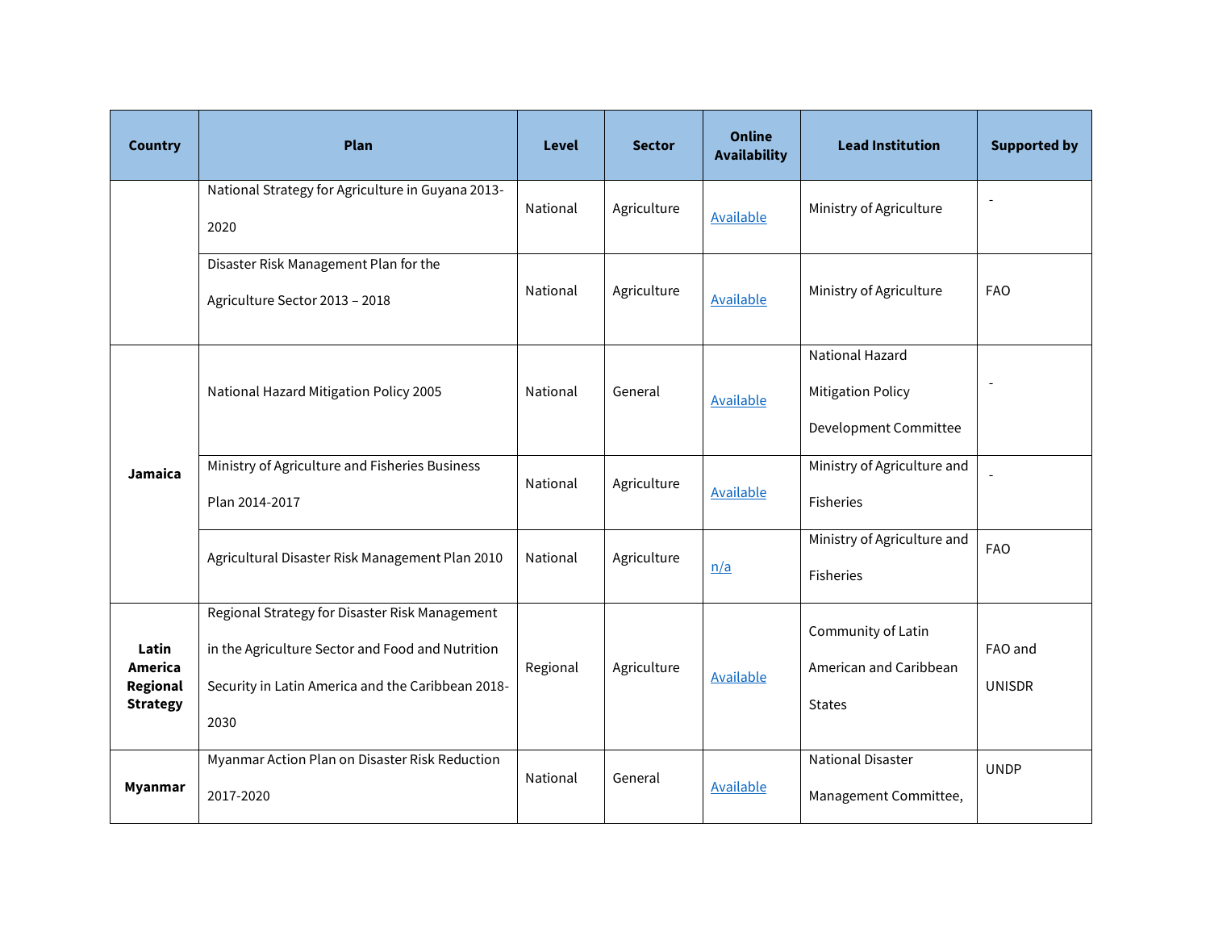| Country | Plan | Level | Sector | Online Availability | Lead Institution | Supported by |
|---|---|---|---|---|---|---|
| | National Strategy for Agriculture in Guyana 2013-2020 | National | Agriculture | Available | Ministry of Agriculture | - |
| | Disaster Risk Management Plan for the Agriculture Sector 2013 – 2018 | National | Agriculture | Available | Ministry of Agriculture | FAO |
| **Jamaica** | National Hazard Mitigation Policy 2005 | National | General | Available | National Hazard Mitigation Policy Development Committee | - |
| | Ministry of Agriculture and Fisheries Business Plan 2014-2017 | National | Agriculture | Available | Ministry of Agriculture and Fisheries | - |
| | Agricultural Disaster Risk Management Plan 2010 | National | Agriculture | n/a | Ministry of Agriculture and Fisheries | FAO |
| **Latin America Regional Strategy** | Regional Strategy for Disaster Risk Management in the Agriculture Sector and Food and Nutrition Security in Latin America and the Caribbean 2018-2030 | Regional | Agriculture | Available | Community of Latin American and Caribbean States | FAO and UNISDR |
| **Myanmar** | Myanmar Action Plan on Disaster Risk Reduction 2017-2020 | National | General | Available | National Disaster Management Committee, | UNDP |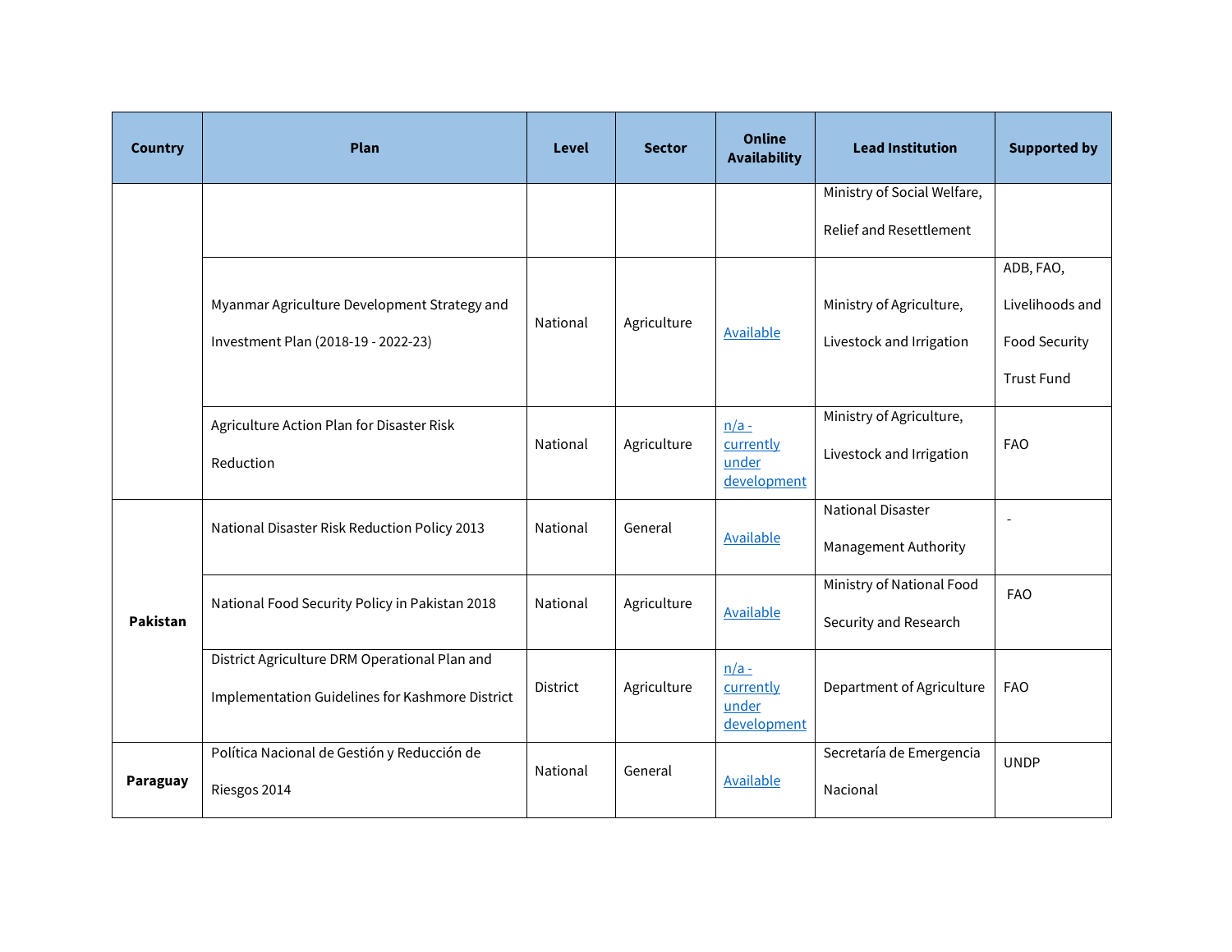| Country | Plan | Level | Sector | Online Availability | Lead Institution | Supported by |
|---|---|---|---|---|---|---|
| | | | | | Ministry of Social Welfare, Relief and Resettlement | |
| | Myanmar Agriculture Development Strategy and Investment Plan (2018-19 - 2022-23) | National | Agriculture | Available | Ministry of Agriculture, Livestock and Irrigation | ADB, FAO, Livelihoods and Food Security Trust Fund |
| | Agriculture Action Plan for Disaster Risk Reduction | National | Agriculture | n/a - currently under development | Ministry of Agriculture, Livestock and Irrigation | FAO |
| **Pakistan** | National Disaster Risk Reduction Policy 2013 | National | General | Available | National Disaster Management Authority | - |
| | National Food Security Policy in Pakistan 2018 | National | Agriculture | Available | Ministry of National Food Security and Research | FAO |
| | District Agriculture DRM Operational Plan and Implementation Guidelines for Kashmore District | District | Agriculture | n/a - currently under development | Department of Agriculture | FAO |
| **Paraguay** | Política Nacional de Gestión y Reducción de Riesgos 2014 | National | General | Available | Secretaría de Emergencia Nacional | UNDP |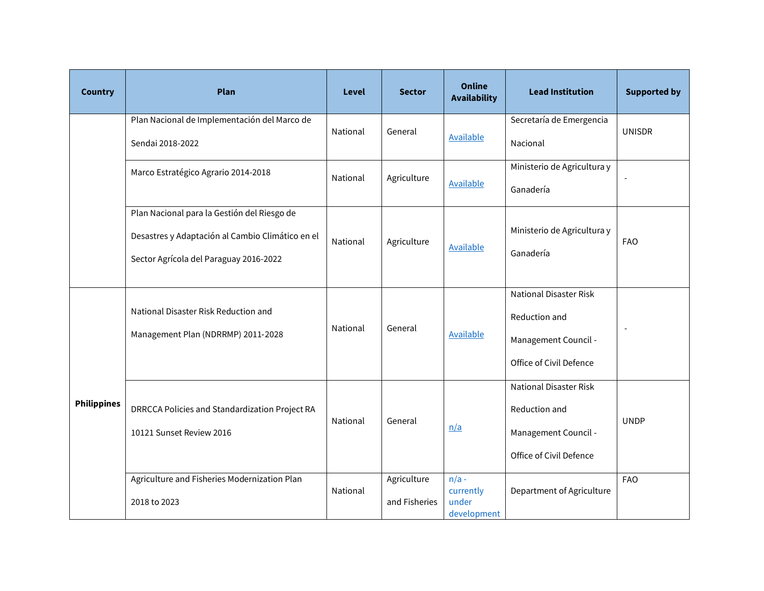| Country | Plan | Level | Sector | Online Availability | Lead Institution | Supported by |
|---|---|---|---|---|---|---|
| | Plan Nacional de Implementación del Marco de Sendai 2018-2022 | National | General | Available | Secretaría de Emergencia Nacional | UNISDR |
| | Marco Estratégico Agrario 2014-2018 | National | Agriculture | Available | Ministerio de Agricultura y Ganadería | - |
| | Plan Nacional para la Gestión del Riesgo de Desastres y Adaptación al Cambio Climático en el Sector Agrícola del Paraguay 2016-2022 | National | Agriculture | Available | Ministerio de Agricultura y Ganadería | FAO |
| **Philippines** | National Disaster Risk Reduction and Management Plan (NDRRMP) 2011-2028 | National | General | Available | National Disaster Risk Reduction and Management Council - Office of Civil Defence | - |
| | DRRCCA Policies and Standardization Project RA 10121 Sunset Review 2016 | National | General | n/a | National Disaster Risk Reduction and Management Council - Office of Civil Defence | UNDP |
| | Agriculture and Fisheries Modernization Plan 2018 to 2023 | National | Agriculture and Fisheries | n/a - currently under development | Department of Agriculture | FAO |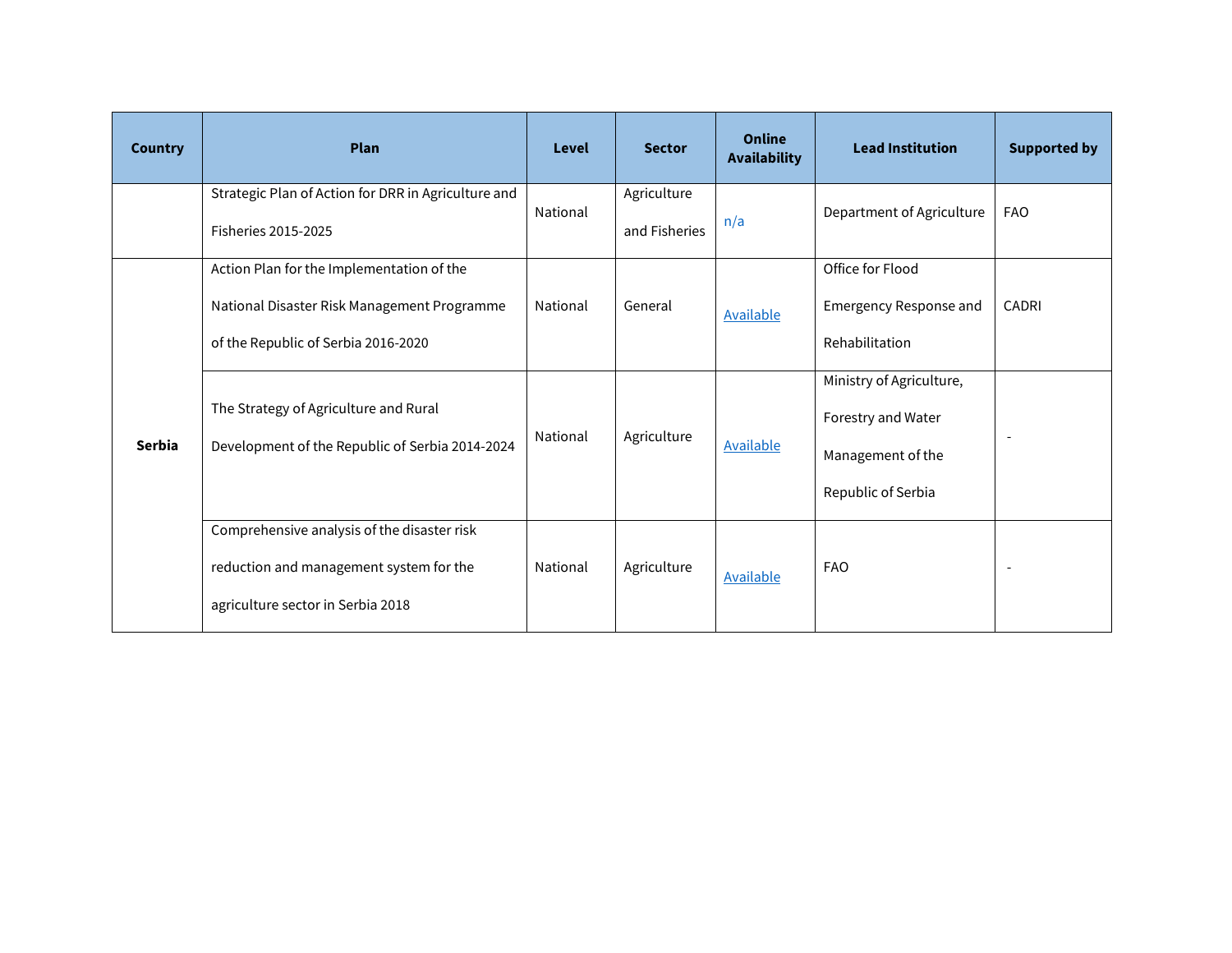| Country | Plan | Level | Sector | Online Availability | Lead Institution | Supported by |
|---|---|---|---|---|---|---|
| | Strategic Plan of Action for DRR in Agriculture and Fisheries 2015-2025 | National | Agriculture and Fisheries | n/a | Department of Agriculture | FAO |
| Serbia | Action Plan for the Implementation of the National Disaster Risk Management Programme of the Republic of Serbia 2016-2020 | National | General | Available | Office for Flood Emergency Response and Rehabilitation | CADRI |
| | The Strategy of Agriculture and Rural Development of the Republic of Serbia 2014-2024 | National | Agriculture | Available | Ministry of Agriculture, Forestry and Water Management of the Republic of Serbia | - |
| | Comprehensive analysis of the disaster risk reduction and management system for the agriculture sector in Serbia 2018 | National | Agriculture | Available | FAO | - |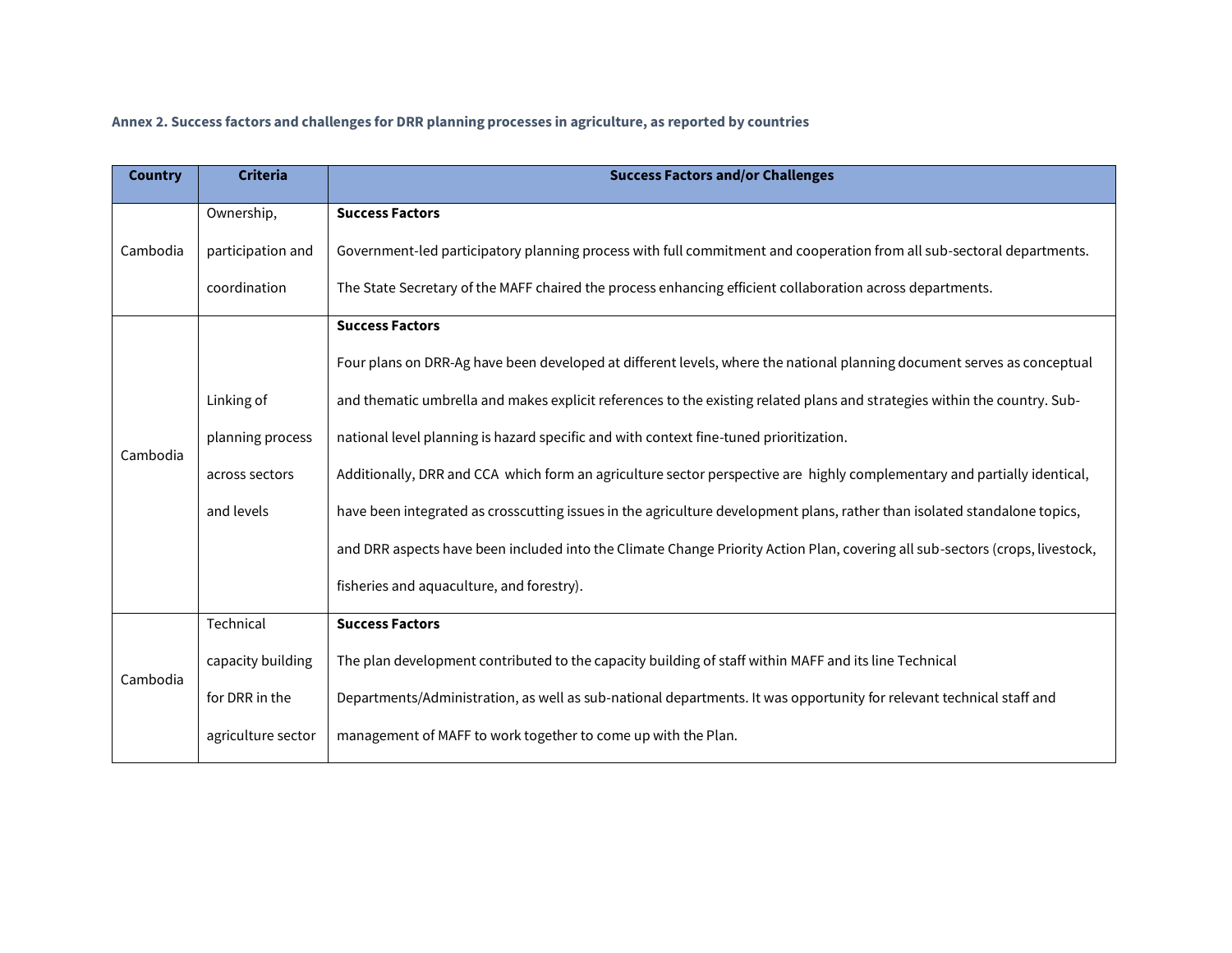**Annex 2. Success factors and challenges for DRR planning processes in agriculture, as reported by countries**

| Country | Criteria | Success Factors and/or Challenges |
|---|---|---|
| Cambodia | Ownership, participation and coordination | **Success Factors**<br>Government-led participatory planning process with full commitment and cooperation from all sub-sectoral departments.<br>The State Secretary of the MAFF chaired the process enhancing efficient collaboration across departments. |
| Cambodia | Linking of planning process across sectors and levels | **Success Factors**<br>Four plans on DRR-Ag have been developed at different levels, where the national planning document serves as conceptual and thematic umbrella and makes explicit references to the existing related plans and strategies within the country. Sub-national level planning is hazard specific and with context fine-tuned prioritization.<br>Additionally, DRR and CCA which form an agriculture sector perspective are highly complementary and partially identical, have been integrated as crosscutting issues in the agriculture development plans, rather than isolated standalone topics, and DRR aspects have been included into the Climate Change Priority Action Plan, covering all sub-sectors (crops, livestock, fisheries and aquaculture, and forestry). |
| Cambodia | Technical capacity building for DRR in the agriculture sector | **Success Factors**<br>The plan development contributed to the capacity building of staff within MAFF and its line Technical Departments/Administration, as well as sub-national departments. It was opportunity for relevant technical staff and management of MAFF to work together to come up with the Plan. |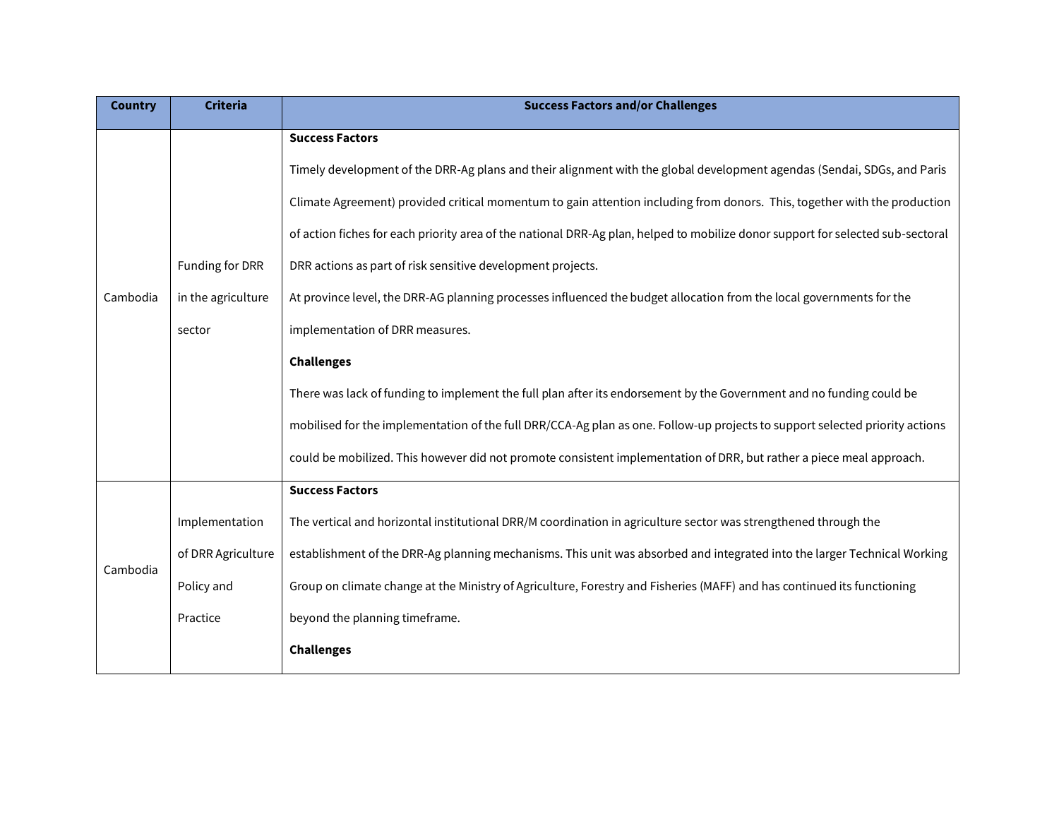| Country | Criteria | Success Factors and/or Challenges |
|---|---|---|
| Cambodia | Funding for DRR in the agriculture sector | **Success Factors**<br>Timely development of the DRR-Ag plans and their alignment with the global development agendas (Sendai, SDGs, and Paris Climate Agreement) provided critical momentum to gain attention including from donors. This, together with the production of action fiches for each priority area of the national DRR-Ag plan, helped to mobilize donor support for selected sub-sectoral DRR actions as part of risk sensitive development projects.<br>At province level, the DRR-AG planning processes influenced the budget allocation from the local governments for the implementation of DRR measures.<br>**Challenges**<br>There was lack of funding to implement the full plan after its endorsement by the Government and no funding could be mobilised for the implementation of the full DRR/CCA-Ag plan as one. Follow-up projects to support selected priority actions could be mobilized. This however did not promote consistent implementation of DRR, but rather a piece meal approach. |
| Cambodia | Implementation of DRR Agriculture Policy and Practice | **Success Factors**<br>The vertical and horizontal institutional DRR/M coordination in agriculture sector was strengthened through the establishment of the DRR-Ag planning mechanisms. This unit was absorbed and integrated into the larger Technical Working Group on climate change at the Ministry of Agriculture, Forestry and Fisheries (MAFF) and has continued its functioning beyond the planning timeframe.<br>**Challenges** |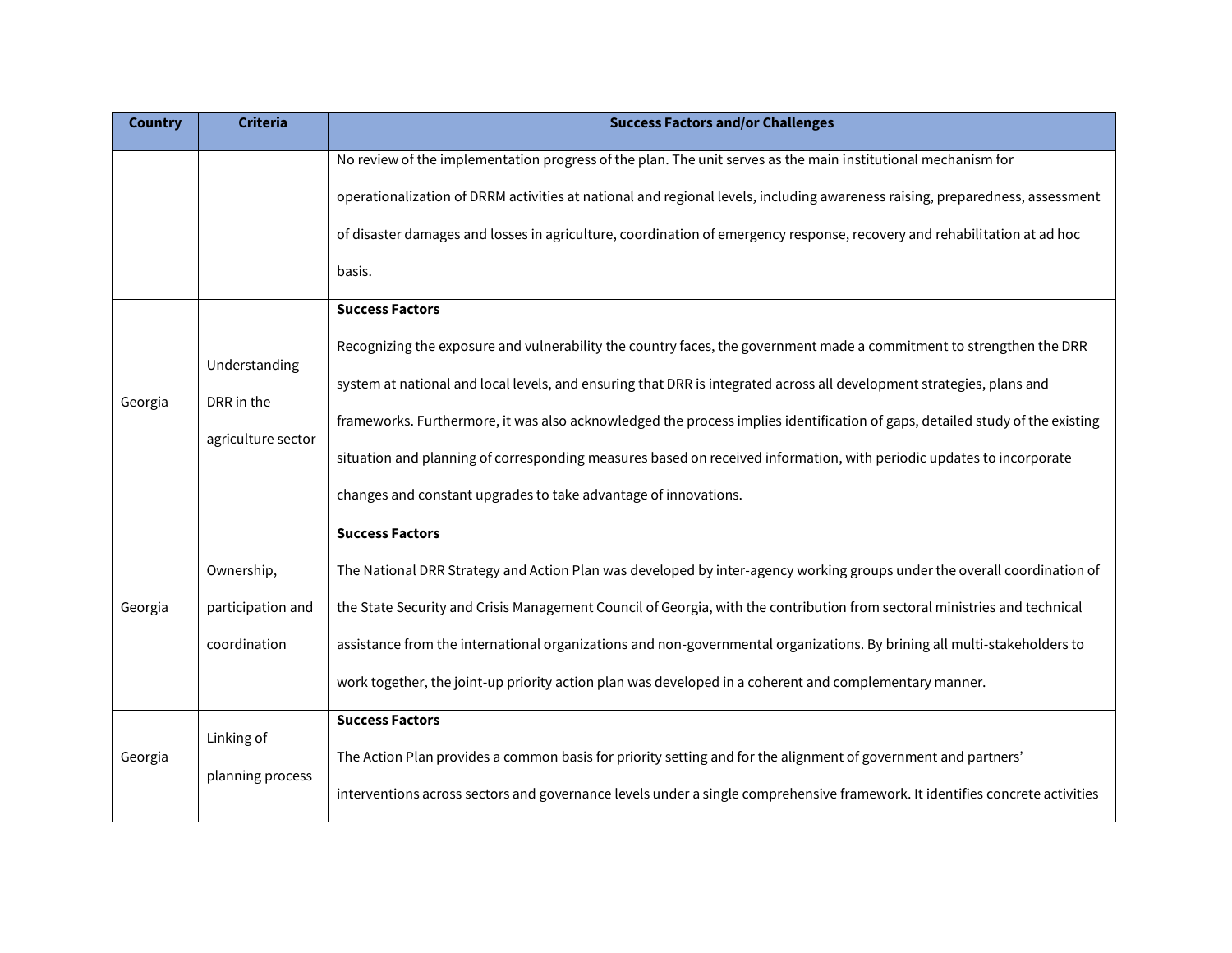| Country | Criteria | Success Factors and/or Challenges |
|---|---|---|
| | | No review of the implementation progress of the plan. The unit serves as the main institutional mechanism for operationalization of DRRM activities at national and regional levels, including awareness raising, preparedness, assessment of disaster damages and losses in agriculture, coordination of emergency response, recovery and rehabilitation at ad hoc basis. |
| Georgia | Understanding DRR in the agriculture sector | **Success Factors**<br>Recognizing the exposure and vulnerability the country faces, the government made a commitment to strengthen the DRR system at national and local levels, and ensuring that DRR is integrated across all development strategies, plans and frameworks. Furthermore, it was also acknowledged the process implies identification of gaps, detailed study of the existing situation and planning of corresponding measures based on received information, with periodic updates to incorporate changes and constant upgrades to take advantage of innovations. |
| Georgia | Ownership, participation and coordination | **Success Factors**<br>The National DRR Strategy and Action Plan was developed by inter-agency working groups under the overall coordination of the State Security and Crisis Management Council of Georgia, with the contribution from sectoral ministries and technical assistance from the international organizations and non-governmental organizations. By brining all multi-stakeholders to work together, the joint-up priority action plan was developed in a coherent and complementary manner. |
| Georgia | Linking of planning process | **Success Factors**<br>The Action Plan provides a common basis for priority setting and for the alignment of government and partners' interventions across sectors and governance levels under a single comprehensive framework. It identifies concrete activities |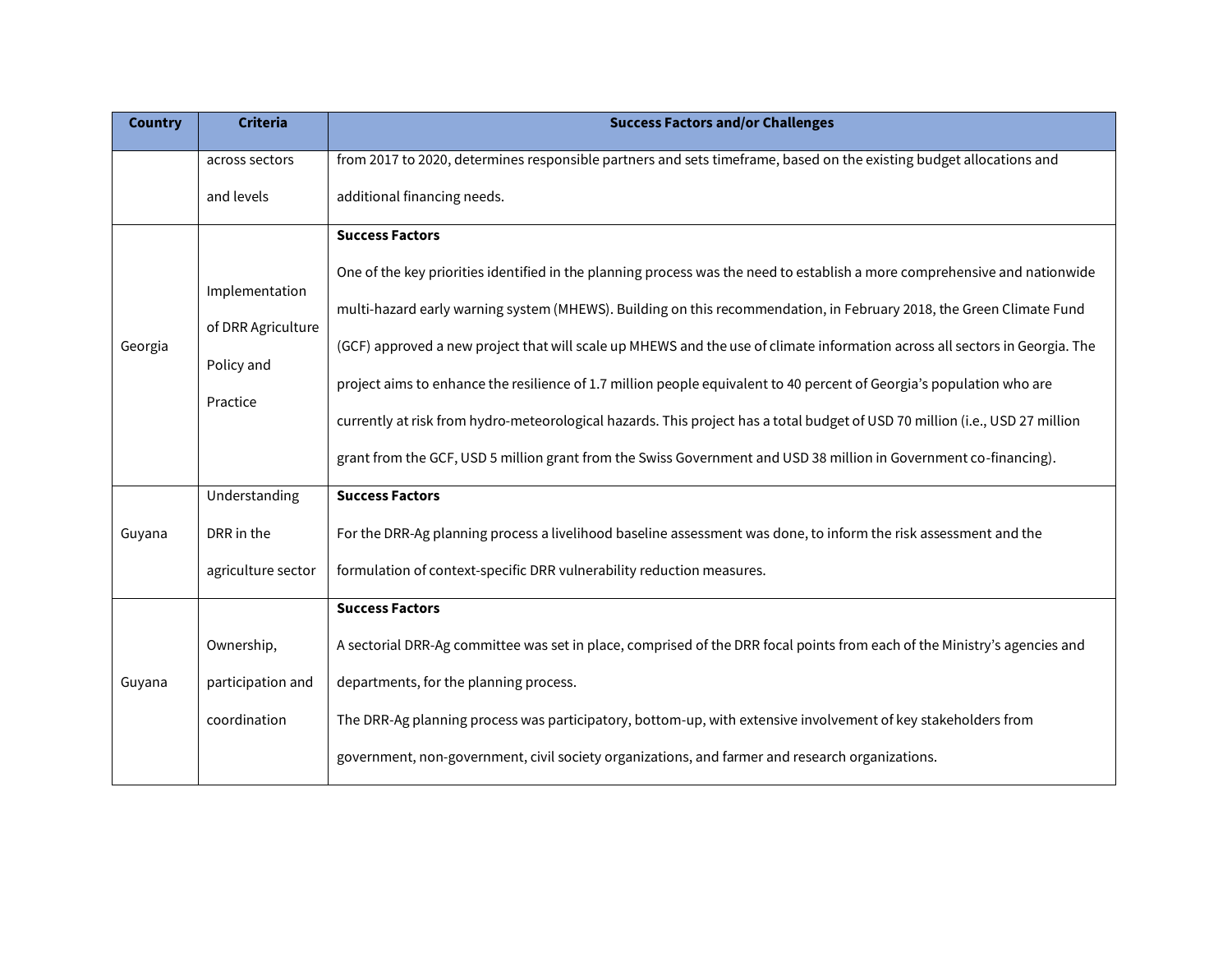| Country | Criteria | Success Factors and/or Challenges |
|---|---|---|
| | across sectors and levels | from 2017 to 2020, determines responsible partners and sets timeframe, based on the existing budget allocations and additional financing needs. |
| Georgia | Implementation of DRR Agriculture Policy and Practice | **Success Factors**<br>One of the key priorities identified in the planning process was the need to establish a more comprehensive and nationwide multi-hazard early warning system (MHEWS). Building on this recommendation, in February 2018, the Green Climate Fund (GCF) approved a new project that will scale up MHEWS and the use of climate information across all sectors in Georgia. The project aims to enhance the resilience of 1.7 million people equivalent to 40 percent of Georgia's population who are currently at risk from hydro-meteorological hazards. This project has a total budget of USD 70 million (i.e., USD 27 million grant from the GCF, USD 5 million grant from the Swiss Government and USD 38 million in Government co-financing). |
| Guyana | Understanding DRR in the agriculture sector | **Success Factors**<br>For the DRR-Ag planning process a livelihood baseline assessment was done, to inform the risk assessment and the formulation of context-specific DRR vulnerability reduction measures. |
| Guyana | Ownership, participation and coordination | **Success Factors**<br>A sectorial DRR-Ag committee was set in place, comprised of the DRR focal points from each of the Ministry's agencies and departments, for the planning process.<br>The DRR-Ag planning process was participatory, bottom-up, with extensive involvement of key stakeholders from government, non-government, civil society organizations, and farmer and research organizations. |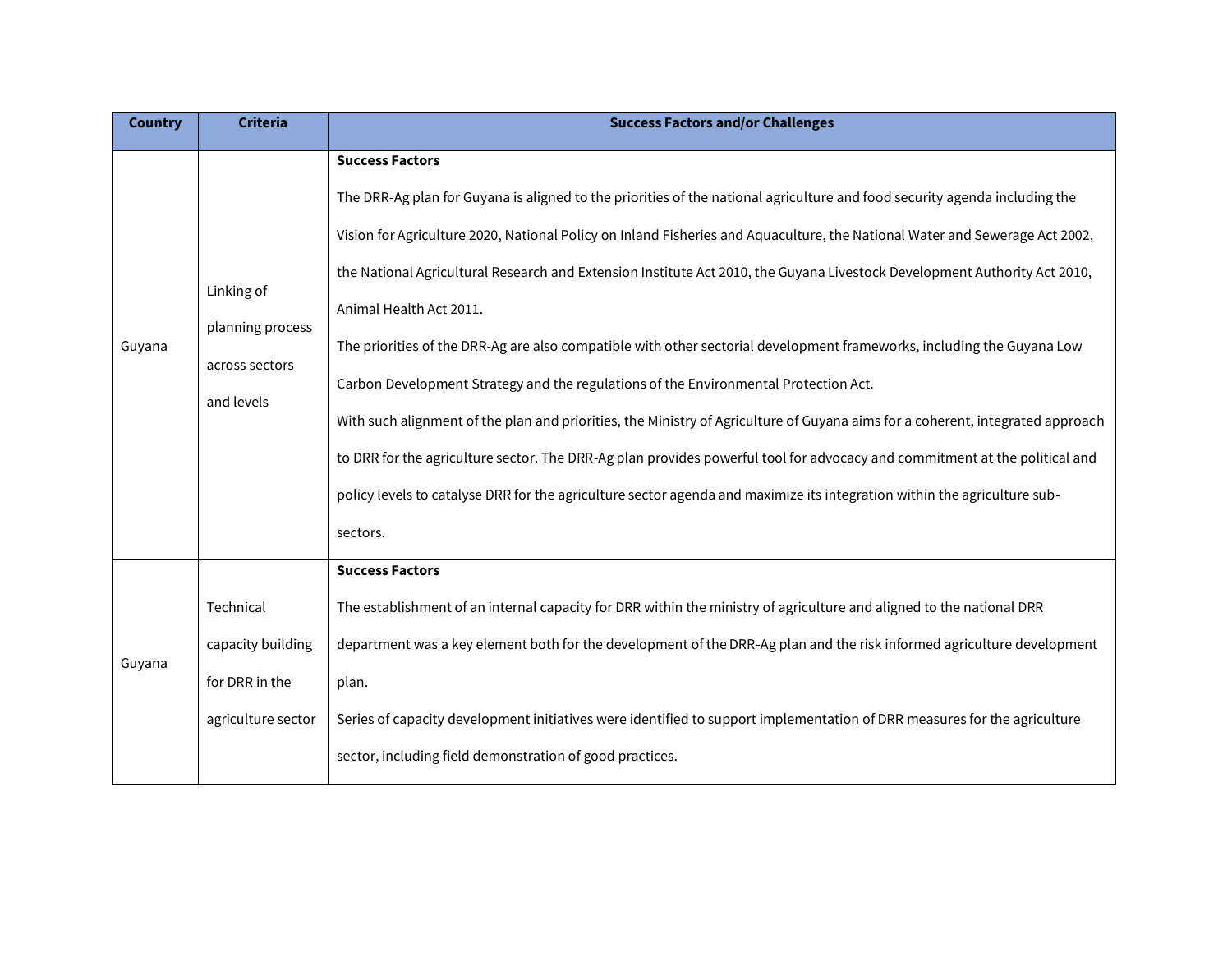| Country | Criteria | Success Factors and/or Challenges |
|---|---|---|
| Guyana | Linking of planning process across sectors and levels | **Success Factors**<br>The DRR-Ag plan for Guyana is aligned to the priorities of the national agriculture and food security agenda including the Vision for Agriculture 2020, National Policy on Inland Fisheries and Aquaculture, the National Water and Sewerage Act 2002, the National Agricultural Research and Extension Institute Act 2010, the Guyana Livestock Development Authority Act 2010, Animal Health Act 2011.<br>The priorities of the DRR-Ag are also compatible with other sectorial development frameworks, including the Guyana Low Carbon Development Strategy and the regulations of the Environmental Protection Act.<br>With such alignment of the plan and priorities, the Ministry of Agriculture of Guyana aims for a coherent, integrated approach to DRR for the agriculture sector. The DRR-Ag plan provides powerful tool for advocacy and commitment at the political and policy levels to catalyse DRR for the agriculture sector agenda and maximize its integration within the agriculture sub-sectors. |
| Guyana | Technical capacity building for DRR in the agriculture sector | **Success Factors**<br>The establishment of an internal capacity for DRR within the ministry of agriculture and aligned to the national DRR department was a key element both for the development of the DRR-Ag plan and the risk informed agriculture development plan.<br>Series of capacity development initiatives were identified to support implementation of DRR measures for the agriculture sector, including field demonstration of good practices. |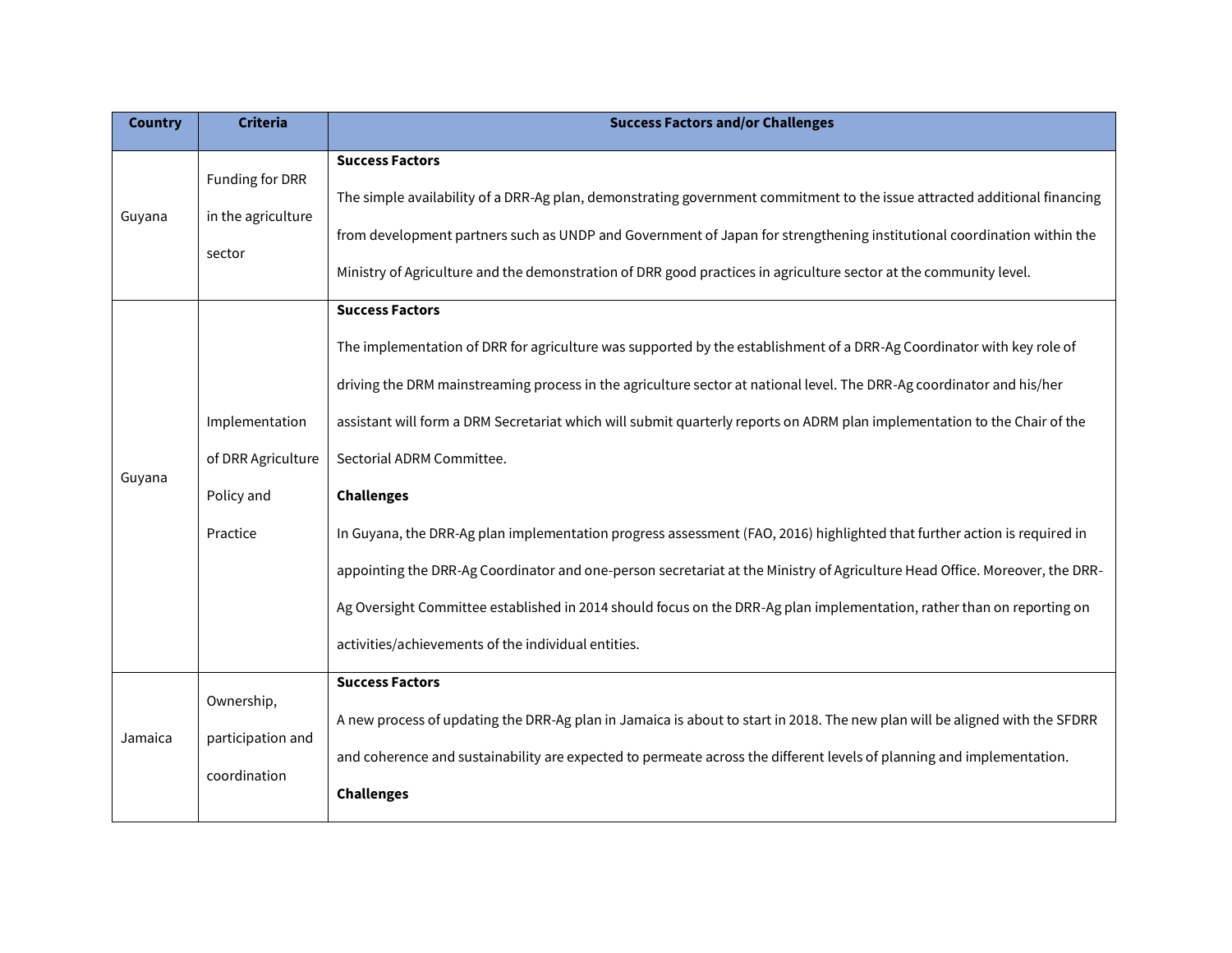| Country | Criteria | Success Factors and/or Challenges |
|---|---|---|
| Guyana | Funding for DRR in the agriculture sector | **Success Factors**<br>The simple availability of a DRR-Ag plan, demonstrating government commitment to the issue attracted additional financing from development partners such as UNDP and Government of Japan for strengthening institutional coordination within the Ministry of Agriculture and the demonstration of DRR good practices in agriculture sector at the community level. |
| Guyana | Implementation of DRR Agriculture Policy and Practice | **Success Factors**<br>The implementation of DRR for agriculture was supported by the establishment of a DRR-Ag Coordinator with key role of driving the DRM mainstreaming process in the agriculture sector at national level. The DRR-Ag coordinator and his/her assistant will form a DRM Secretariat which will submit quarterly reports on ADRM plan implementation to the Chair of the Sectorial ADRM Committee.<br>**Challenges**<br>In Guyana, the DRR-Ag plan implementation progress assessment (FAO, 2016) highlighted that further action is required in appointing the DRR-Ag Coordinator and one-person secretariat at the Ministry of Agriculture Head Office. Moreover, the DRR-Ag Oversight Committee established in 2014 should focus on the DRR-Ag plan implementation, rather than on reporting on activities/achievements of the individual entities. |
| Jamaica | Ownership, participation and coordination | **Success Factors**<br>A new process of updating the DRR-Ag plan in Jamaica is about to start in 2018. The new plan will be aligned with the SFDRR and coherence and sustainability are expected to permeate across the different levels of planning and implementation.<br>**Challenges** |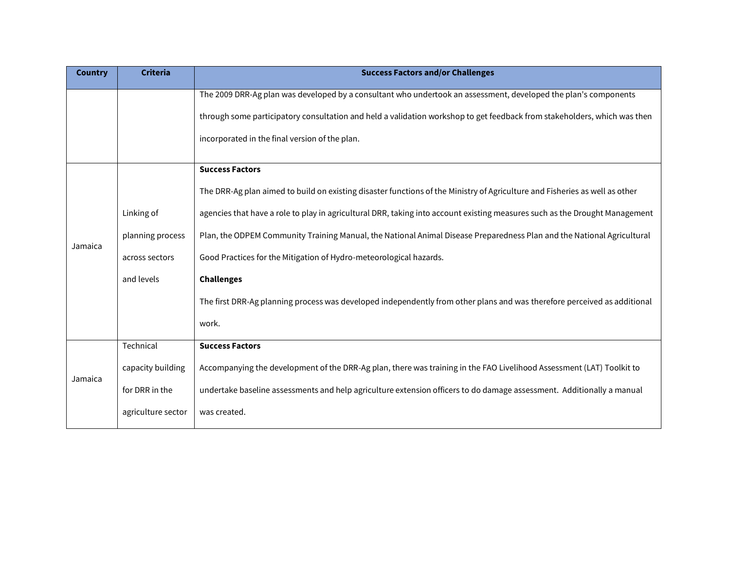| Country | Criteria | Success Factors and/or Challenges |
|---|---|---|
| | | The 2009 DRR-Ag plan was developed by a consultant who undertook an assessment, developed the plan's components through some participatory consultation and held a validation workshop to get feedback from stakeholders, which was then incorporated in the final version of the plan. |
| Jamaica | Linking of planning process across sectors and levels | **Success Factors**<br>The DRR-Ag plan aimed to build on existing disaster functions of the Ministry of Agriculture and Fisheries as well as other agencies that have a role to play in agricultural DRR, taking into account existing measures such as the Drought Management Plan, the ODPEM Community Training Manual, the National Animal Disease Preparedness Plan and the National Agricultural Good Practices for the Mitigation of Hydro-meteorological hazards.<br>**Challenges**<br>The first DRR-Ag planning process was developed independently from other plans and was therefore perceived as additional work. |
| Jamaica | Technical capacity building for DRR in the agriculture sector | **Success Factors**<br>Accompanying the development of the DRR-Ag plan, there was training in the FAO Livelihood Assessment (LAT) Toolkit to undertake baseline assessments and help agriculture extension officers to do damage assessment. Additionally a manual was created. |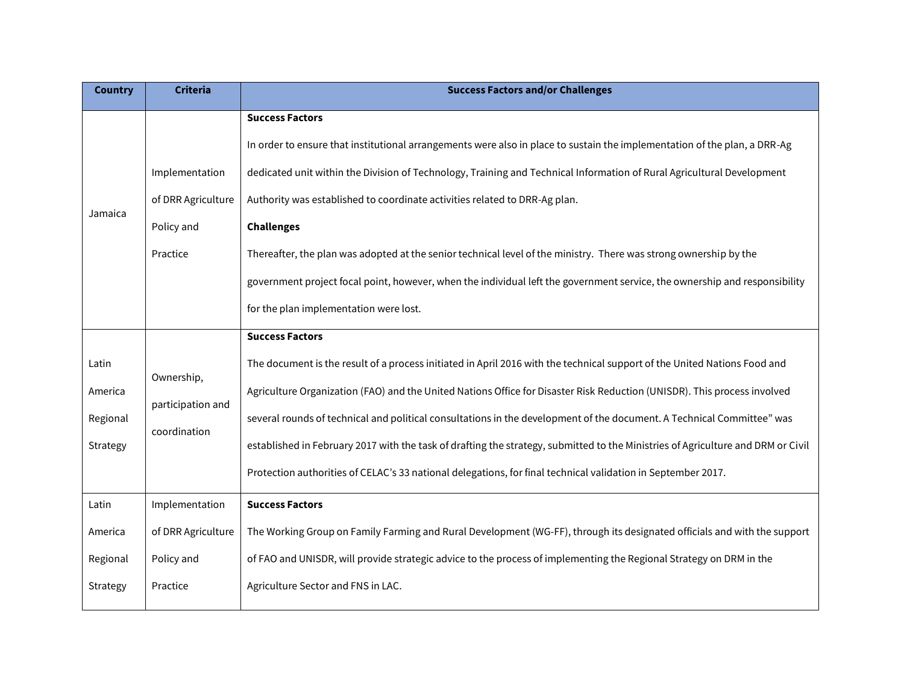| Country | Criteria | Success Factors and/or Challenges |
|---|---|---|
| Jamaica | Implementation of DRR Agriculture Policy and Practice | **Success Factors**<br>In order to ensure that institutional arrangements were also in place to sustain the implementation of the plan, a DRR-Ag dedicated unit within the Division of Technology, Training and Technical Information of Rural Agricultural Development Authority was established to coordinate activities related to DRR-Ag plan.<br>**Challenges**<br>Thereafter, the plan was adopted at the senior technical level of the ministry. There was strong ownership by the government project focal point, however, when the individual left the government service, the ownership and responsibility for the plan implementation were lost. |
| Latin America Regional Strategy | Ownership, participation and coordination | **Success Factors**<br>The document is the result of a process initiated in April 2016 with the technical support of the United Nations Food and Agriculture Organization (FAO) and the United Nations Office for Disaster Risk Reduction (UNISDR). This process involved several rounds of technical and political consultations in the development of the document. A Technical Committee" was established in February 2017 with the task of drafting the strategy, submitted to the Ministries of Agriculture and DRM or Civil Protection authorities of CELAC's 33 national delegations, for final technical validation in September 2017. |
| Latin America Regional Strategy | Implementation of DRR Agriculture Policy and Practice | **Success Factors**<br>The Working Group on Family Farming and Rural Development (WG-FF), through its designated officials and with the support of FAO and UNISDR, will provide strategic advice to the process of implementing the Regional Strategy on DRM in the Agriculture Sector and FNS in LAC. |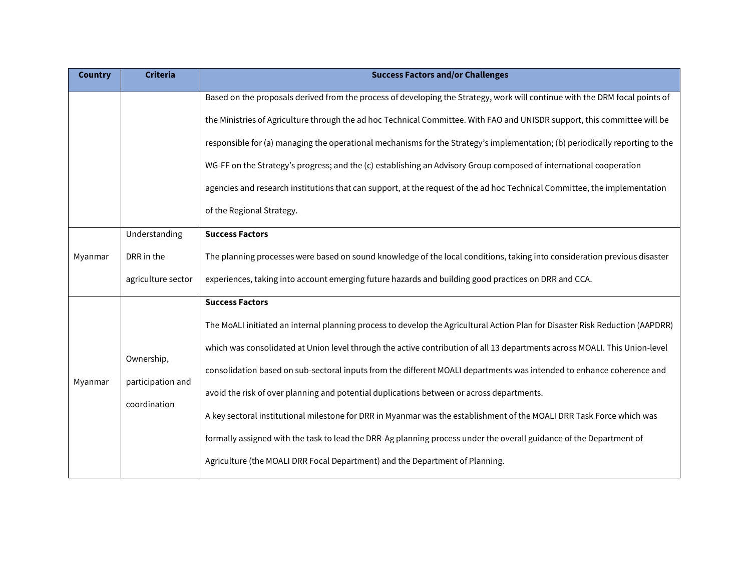| Country | Criteria | Success Factors and/or Challenges |
|---|---|---|
| | | Based on the proposals derived from the process of developing the Strategy, work will continue with the DRM focal points of the Ministries of Agriculture through the ad hoc Technical Committee. With FAO and UNISDR support, this committee will be responsible for (a) managing the operational mechanisms for the Strategy's implementation; (b) periodically reporting to the WG-FF on the Strategy's progress; and the (c) establishing an Advisory Group composed of international cooperation agencies and research institutions that can support, at the request of the ad hoc Technical Committee, the implementation of the Regional Strategy. |
| Myanmar | Understanding DRR in the agriculture sector | **Success Factors**<br>The planning processes were based on sound knowledge of the local conditions, taking into consideration previous disaster experiences, taking into account emerging future hazards and building good practices on DRR and CCA. |
| Myanmar | Ownership, participation and coordination | **Success Factors**<br>The MoALI initiated an internal planning process to develop the Agricultural Action Plan for Disaster Risk Reduction (AAPDRR) which was consolidated at Union level through the active contribution of all 13 departments across MOALI. This Union-level consolidation based on sub-sectoral inputs from the different MOALI departments was intended to enhance coherence and avoid the risk of over planning and potential duplications between or across departments.<br>A key sectoral institutional milestone for DRR in Myanmar was the establishment of the MOALI DRR Task Force which was formally assigned with the task to lead the DRR-Ag planning process under the overall guidance of the Department of Agriculture (the MOALI DRR Focal Department) and the Department of Planning. |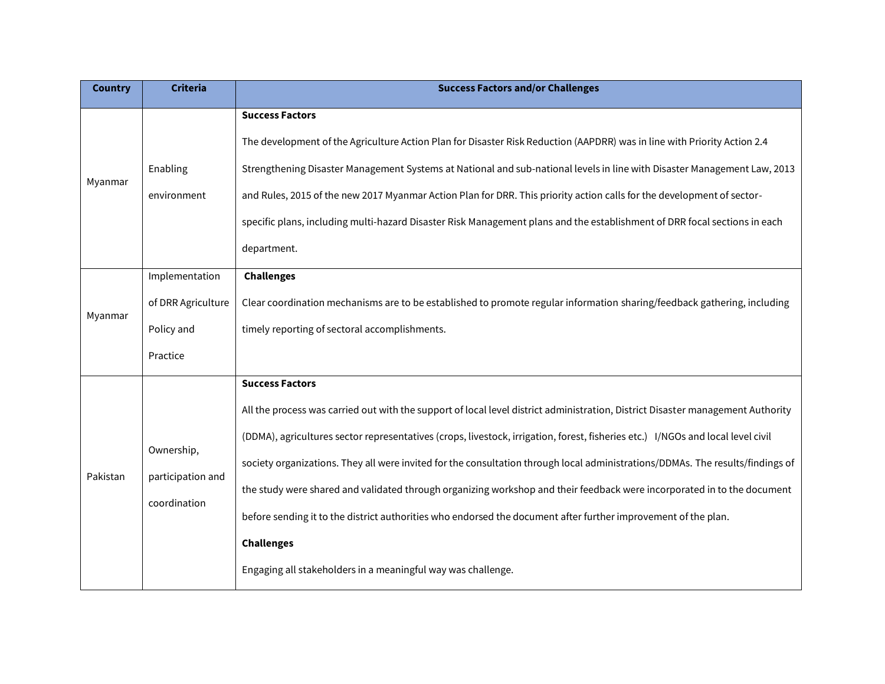| Country | Criteria | Success Factors and/or Challenges |
|---|---|---|
| Myanmar | Enabling environment | **Success Factors**<br>The development of the Agriculture Action Plan for Disaster Risk Reduction (AAPDRR) was in line with Priority Action 2.4 Strengthening Disaster Management Systems at National and sub-national levels in line with Disaster Management Law, 2013 and Rules, 2015 of the new 2017 Myanmar Action Plan for DRR. This priority action calls for the development of sector-specific plans, including multi-hazard Disaster Risk Management plans and the establishment of DRR focal sections in each department. |
| Myanmar | Implementation of DRR Agriculture Policy and Practice | **Challenges**<br>Clear coordination mechanisms are to be established to promote regular information sharing/feedback gathering, including timely reporting of sectoral accomplishments. |
| Pakistan | Ownership, participation and coordination | **Success Factors**<br>All the process was carried out with the support of local level district administration, District Disaster management Authority (DDMA), agricultures sector representatives (crops, livestock, irrigation, forest, fisheries etc.) I/NGOs and local level civil society organizations. They all were invited for the consultation through local administrations/DDMAs. The results/findings of the study were shared and validated through organizing workshop and their feedback were incorporated in to the document before sending it to the district authorities who endorsed the document after further improvement of the plan.<br>**Challenges**<br>Engaging all stakeholders in a meaningful way was challenge. |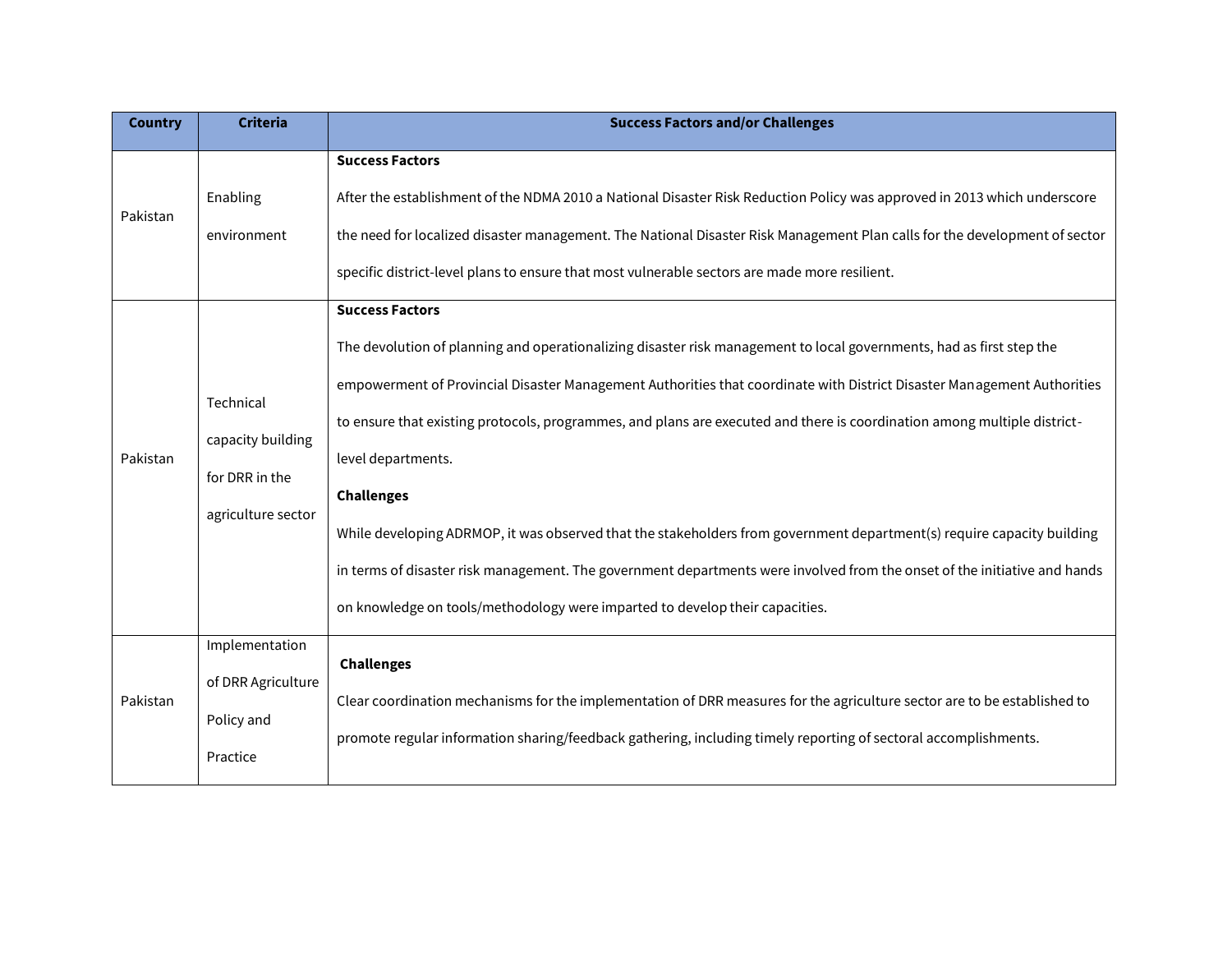| Country | Criteria | Success Factors and/or Challenges |
| --- | --- | --- |
| Pakistan | Enabling environment | **Success Factors**<br>After the establishment of the NDMA 2010 a National Disaster Risk Reduction Policy was approved in 2013 which underscore the need for localized disaster management. The National Disaster Risk Management Plan calls for the development of sector specific district-level plans to ensure that most vulnerable sectors are made more resilient. |
| Pakistan | Technical capacity building for DRR in the agriculture sector | **Success Factors**<br>The devolution of planning and operationalizing disaster risk management to local governments, had as first step the empowerment of Provincial Disaster Management Authorities that coordinate with District Disaster Management Authorities to ensure that existing protocols, programmes, and plans are executed and there is coordination among multiple district-level departments.<br>**Challenges**<br>While developing ADRMOP, it was observed that the stakeholders from government department(s) require capacity building in terms of disaster risk management. The government departments were involved from the onset of the initiative and hands on knowledge on tools/methodology were imparted to develop their capacities. |
| Pakistan | Implementation of DRR Agriculture Policy and Practice | **Challenges**<br>Clear coordination mechanisms for the implementation of DRR measures for the agriculture sector are to be established to promote regular information sharing/feedback gathering, including timely reporting of sectoral accomplishments. |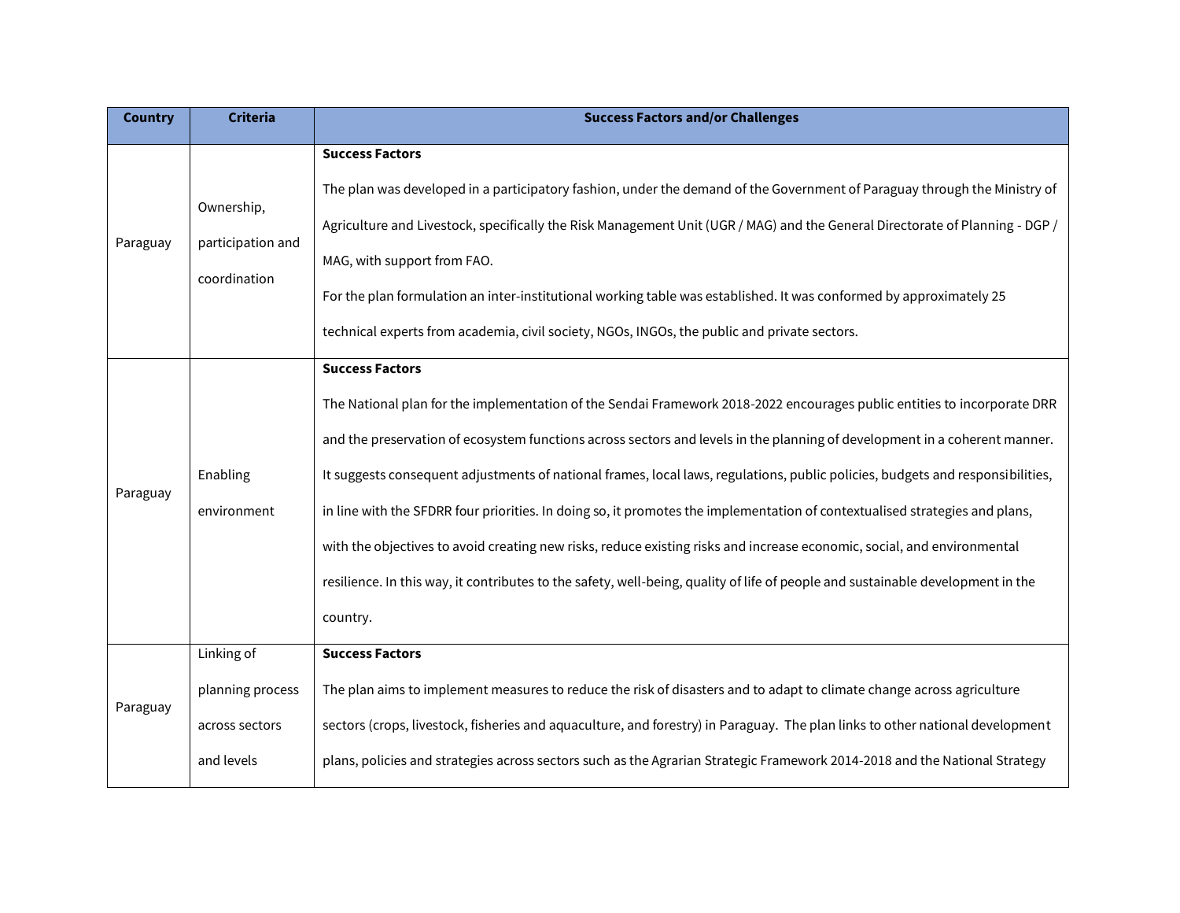| Country | Criteria | Success Factors and/or Challenges |
|---|---|---|
| Paraguay | Ownership, participation and coordination | **Success Factors**<br>The plan was developed in a participatory fashion, under the demand of the Government of Paraguay through the Ministry of Agriculture and Livestock, specifically the Risk Management Unit (UGR / MAG) and the General Directorate of Planning - DGP / MAG, with support from FAO.<br>For the plan formulation an inter-institutional working table was established. It was conformed by approximately 25 technical experts from academia, civil society, NGOs, INGOs, the public and private sectors. |
| Paraguay | Enabling environment | **Success Factors**<br>The National plan for the implementation of the Sendai Framework 2018-2022 encourages public entities to incorporate DRR and the preservation of ecosystem functions across sectors and levels in the planning of development in a coherent manner. It suggests consequent adjustments of national frames, local laws, regulations, public policies, budgets and responsibilities, in line with the SFDRR four priorities. In doing so, it promotes the implementation of contextualised strategies and plans, with the objectives to avoid creating new risks, reduce existing risks and increase economic, social, and environmental resilience. In this way, it contributes to the safety, well-being, quality of life of people and sustainable development in the country. |
| Paraguay | Linking of planning process across sectors and levels | **Success Factors**<br>The plan aims to implement measures to reduce the risk of disasters and to adapt to climate change across agriculture sectors (crops, livestock, fisheries and aquaculture, and forestry) in Paraguay. The plan links to other national development plans, policies and strategies across sectors such as the Agrarian Strategic Framework 2014-2018 and the National Strategy |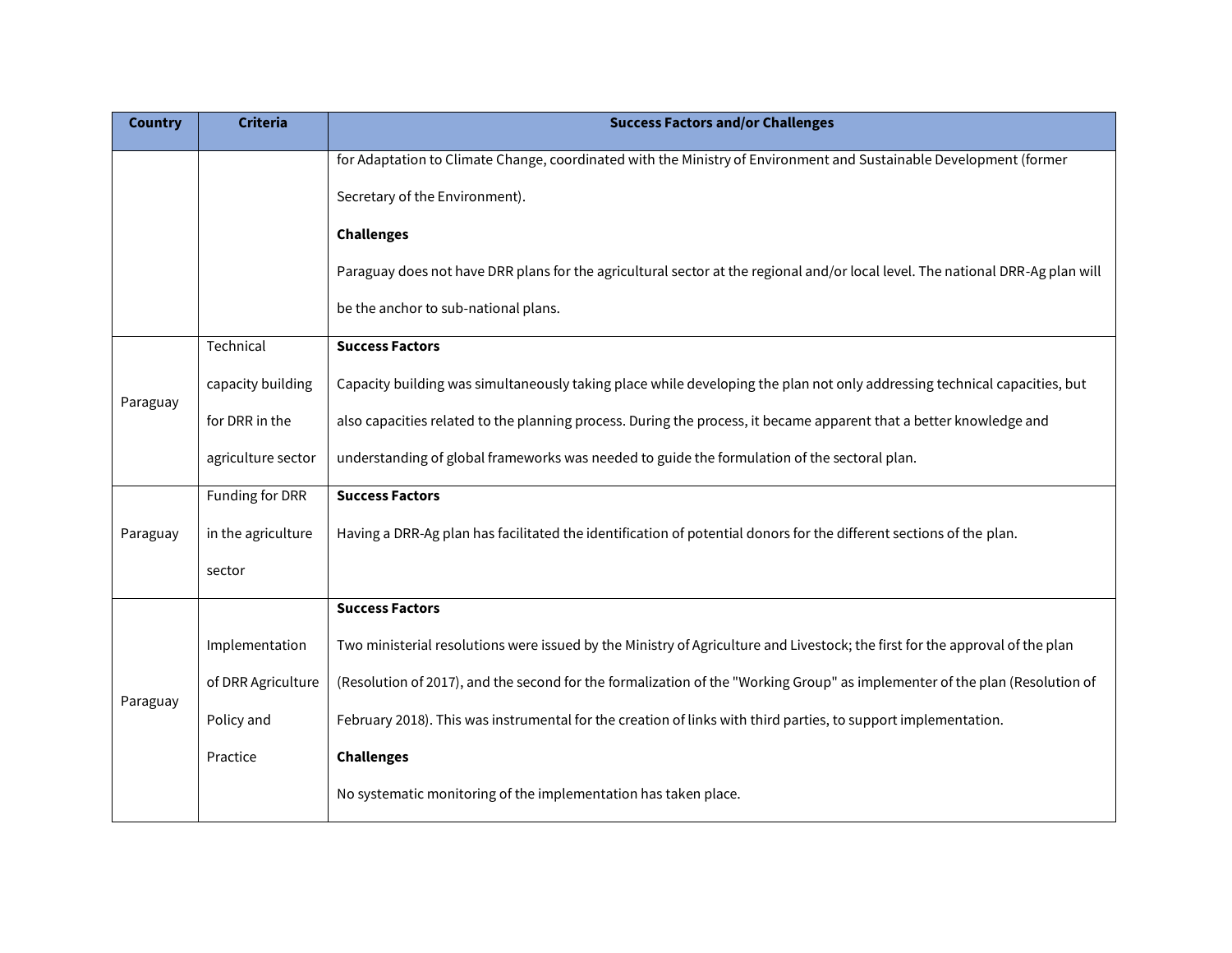| Country | Criteria | Success Factors and/or Challenges |
|---|---|---|
| | | for Adaptation to Climate Change, coordinated with the Ministry of Environment and Sustainable Development (former Secretary of the Environment).<br><br>**Challenges**<br><br>Paraguay does not have DRR plans for the agricultural sector at the regional and/or local level. The national DRR-Ag plan will be the anchor to sub-national plans. |
| Paraguay | Technical capacity building for DRR in the agriculture sector | **Success Factors**<br><br>Capacity building was simultaneously taking place while developing the plan not only addressing technical capacities, but also capacities related to the planning process. During the process, it became apparent that a better knowledge and understanding of global frameworks was needed to guide the formulation of the sectoral plan. |
| Paraguay | Funding for DRR in the agriculture sector | **Success Factors**<br><br>Having a DRR-Ag plan has facilitated the identification of potential donors for the different sections of the plan. |
| Paraguay | Implementation of DRR Agriculture Policy and Practice | **Success Factors**<br><br>Two ministerial resolutions were issued by the Ministry of Agriculture and Livestock; the first for the approval of the plan (Resolution of 2017), and the second for the formalization of the "Working Group" as implementer of the plan (Resolution of February 2018). This was instrumental for the creation of links with third parties, to support implementation.<br><br>**Challenges**<br><br>No systematic monitoring of the implementation has taken place. |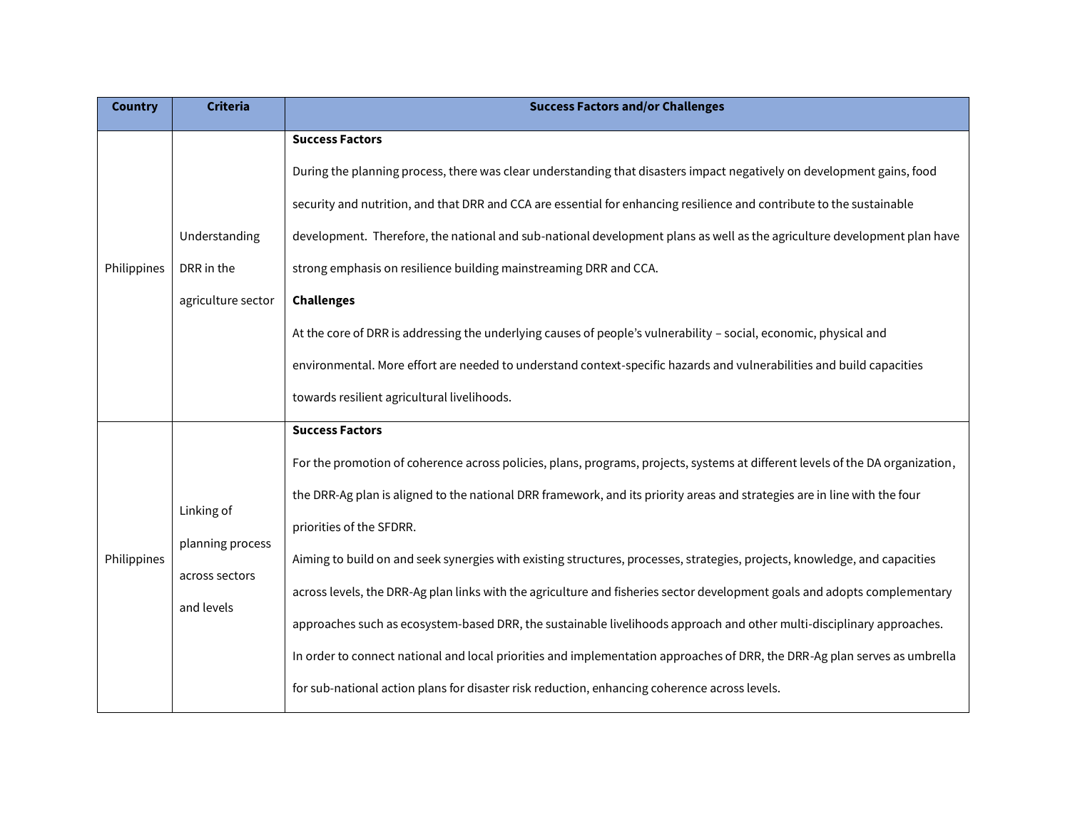| Country | Criteria | Success Factors and/or Challenges |
|---|---|---|
| Philippines | Understanding DRR in the agriculture sector | **Success Factors**<br>During the planning process, there was clear understanding that disasters impact negatively on development gains, food security and nutrition, and that DRR and CCA are essential for enhancing resilience and contribute to the sustainable development. Therefore, the national and sub-national development plans as well as the agriculture development plan have strong emphasis on resilience building mainstreaming DRR and CCA.<br>**Challenges**<br>At the core of DRR is addressing the underlying causes of people's vulnerability – social, economic, physical and environmental. More effort are needed to understand context-specific hazards and vulnerabilities and build capacities towards resilient agricultural livelihoods. |
| Philippines | Linking of planning process across sectors and levels | **Success Factors**<br>For the promotion of coherence across policies, plans, programs, projects, systems at different levels of the DA organization, the DRR-Ag plan is aligned to the national DRR framework, and its priority areas and strategies are in line with the four priorities of the SFDRR.<br>Aiming to build on and seek synergies with existing structures, processes, strategies, projects, knowledge, and capacities across levels, the DRR-Ag plan links with the agriculture and fisheries sector development goals and adopts complementary approaches such as ecosystem-based DRR, the sustainable livelihoods approach and other multi-disciplinary approaches.<br>In order to connect national and local priorities and implementation approaches of DRR, the DRR-Ag plan serves as umbrella for sub-national action plans for disaster risk reduction, enhancing coherence across levels. |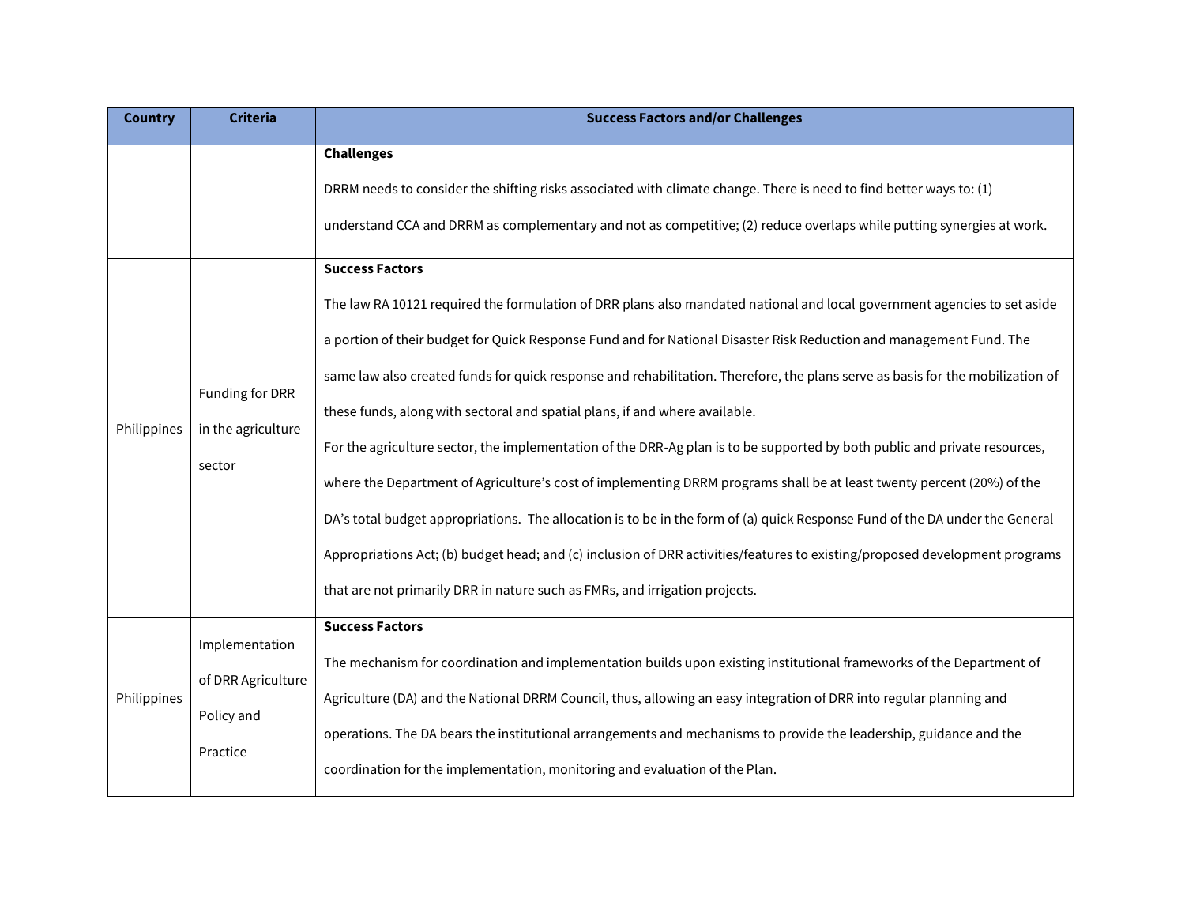| Country | Criteria | Success Factors and/or Challenges |
|---|---|---|
| | | **Challenges**<br>DRRM needs to consider the shifting risks associated with climate change. There is need to find better ways to: (1) understand CCA and DRRM as complementary and not as competitive; (2) reduce overlaps while putting synergies at work. |
| Philippines | Funding for DRR in the agriculture sector | **Success Factors**<br>The law RA 10121 required the formulation of DRR plans also mandated national and local government agencies to set aside a portion of their budget for Quick Response Fund and for National Disaster Risk Reduction and management Fund. The same law also created funds for quick response and rehabilitation. Therefore, the plans serve as basis for the mobilization of these funds, along with sectoral and spatial plans, if and where available.<br>For the agriculture sector, the implementation of the DRR-Ag plan is to be supported by both public and private resources, where the Department of Agriculture's cost of implementing DRRM programs shall be at least twenty percent (20%) of the DA's total budget appropriations. The allocation is to be in the form of (a) quick Response Fund of the DA under the General Appropriations Act; (b) budget head; and (c) inclusion of DRR activities/features to existing/proposed development programs that are not primarily DRR in nature such as FMRs, and irrigation projects. |
| Philippines | Implementation of DRR Agriculture Policy and Practice | **Success Factors**<br>The mechanism for coordination and implementation builds upon existing institutional frameworks of the Department of Agriculture (DA) and the National DRRM Council, thus, allowing an easy integration of DRR into regular planning and operations. The DA bears the institutional arrangements and mechanisms to provide the leadership, guidance and the coordination for the implementation, monitoring and evaluation of the Plan. |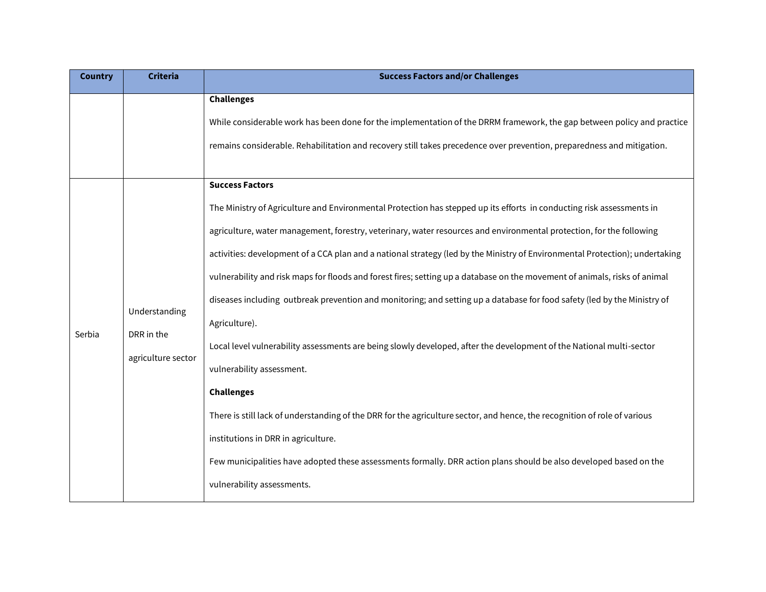| Country | Criteria | Success Factors and/or Challenges |
|---|---|---|
| | | **Challenges**<br><br>While considerable work has been done for the implementation of the DRRM framework, the gap between policy and practice remains considerable. Rehabilitation and recovery still takes precedence over prevention, preparedness and mitigation. |
| Serbia | Understanding DRR in the agriculture sector | **Success Factors**<br><br>The Ministry of Agriculture and Environmental Protection has stepped up its efforts in conducting risk assessments in agriculture, water management, forestry, veterinary, water resources and environmental protection, for the following activities: development of a CCA plan and a national strategy (led by the Ministry of Environmental Protection); undertaking vulnerability and risk maps for floods and forest fires; setting up a database on the movement of animals, risks of animal diseases including outbreak prevention and monitoring; and setting up a database for food safety (led by the Ministry of Agriculture).<br><br>Local level vulnerability assessments are being slowly developed, after the development of the National multi-sector vulnerability assessment.<br><br>**Challenges**<br><br>There is still lack of understanding of the DRR for the agriculture sector, and hence, the recognition of role of various institutions in DRR in agriculture.<br><br>Few municipalities have adopted these assessments formally. DRR action plans should be also developed based on the vulnerability assessments. |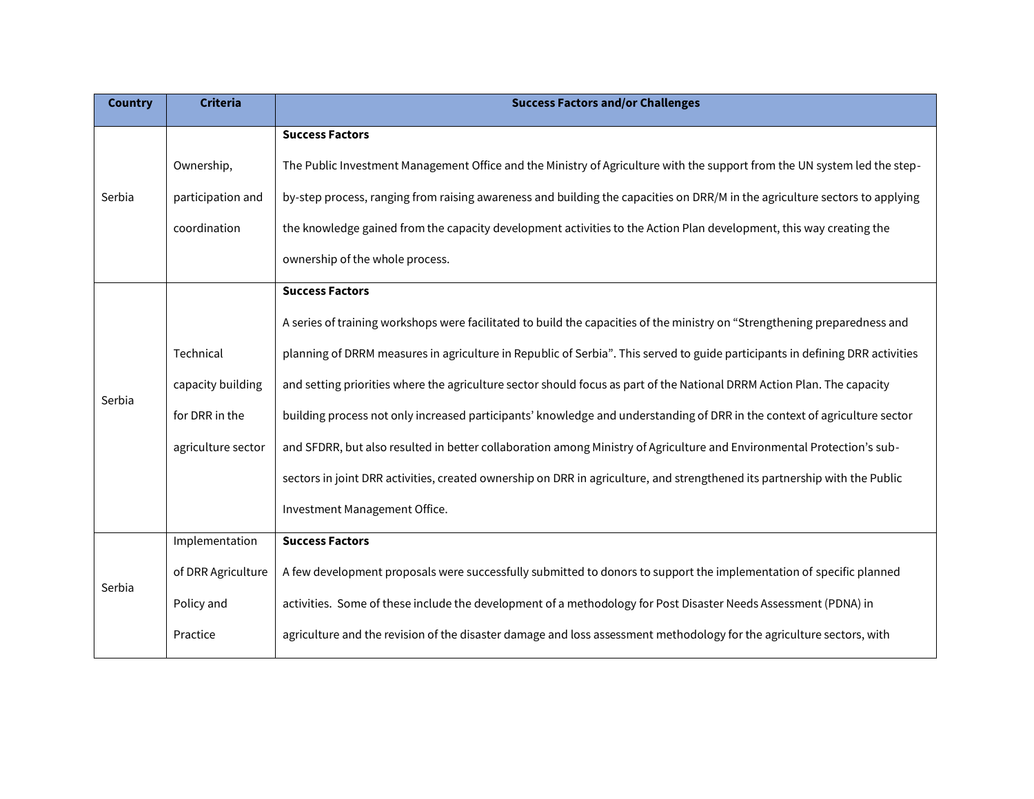| Country | Criteria | Success Factors and/or Challenges |
| --- | --- | --- |
| Serbia | Ownership, participation and coordination | **Success Factors**<br>The Public Investment Management Office and the Ministry of Agriculture with the support from the UN system led the step-by-step process, ranging from raising awareness and building the capacities on DRR/M in the agriculture sectors to applying the knowledge gained from the capacity development activities to the Action Plan development, this way creating the ownership of the whole process. |
| Serbia | Technical capacity building for DRR in the agriculture sector | **Success Factors**<br>A series of training workshops were facilitated to build the capacities of the ministry on "Strengthening preparedness and planning of DRRM measures in agriculture in Republic of Serbia". This served to guide participants in defining DRR activities and setting priorities where the agriculture sector should focus as part of the National DRRM Action Plan. The capacity building process not only increased participants' knowledge and understanding of DRR in the context of agriculture sector and SFDRR, but also resulted in better collaboration among Ministry of Agriculture and Environmental Protection's sub-sectors in joint DRR activities, created ownership on DRR in agriculture, and strengthened its partnership with the Public Investment Management Office. |
| Serbia | Implementation of DRR Agriculture Policy and Practice | **Success Factors**<br>A few development proposals were successfully submitted to donors to support the implementation of specific planned activities. Some of these include the development of a methodology for Post Disaster Needs Assessment (PDNA) in agriculture and the revision of the disaster damage and loss assessment methodology for the agriculture sectors, with |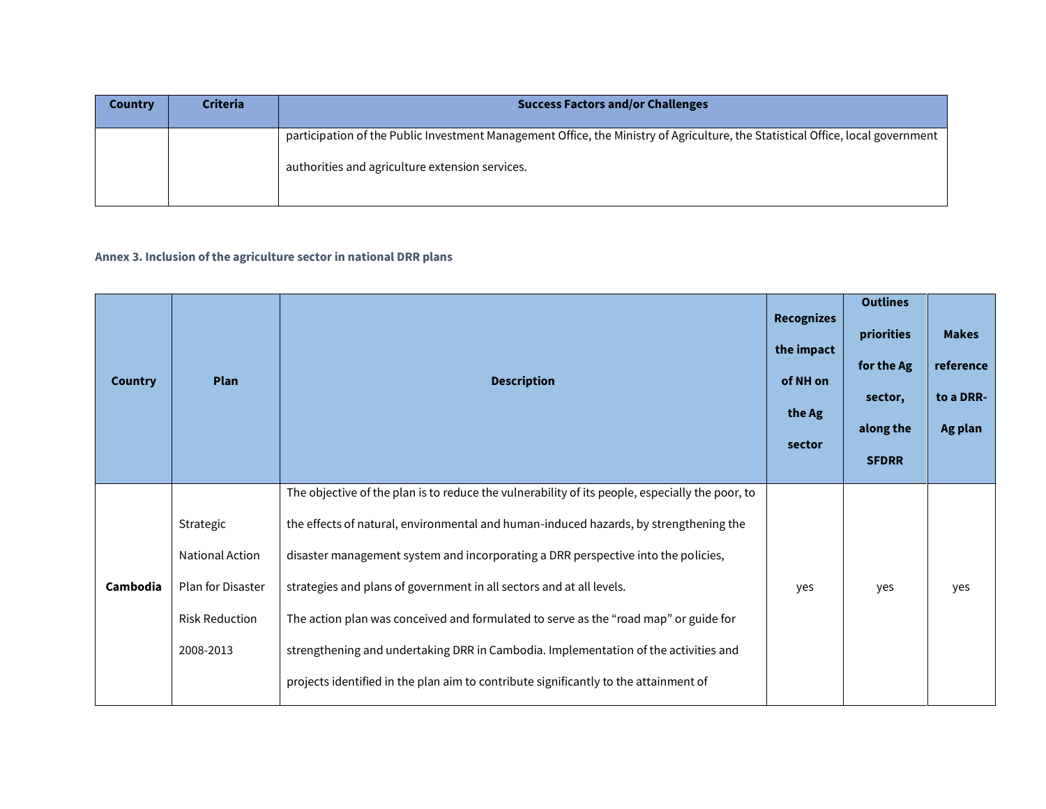| Country | Criteria | Success Factors and/or Challenges |
|---|---|---|
| | | participation of the Public Investment Management Office, the Ministry of Agriculture, the Statistical Office, local government authorities and agriculture extension services. |

**Annex 3. Inclusion of the agriculture sector in national DRR plans**

| Country | Plan | Description | Recognizes the impact of NH on the Ag sector | Outlines priorities for the Ag sector, along the SFDRR | Makes reference to a DRR-Ag plan |
|---|---|---|---|---|---|
| **Cambodia** | Strategic National Action Plan for Disaster Risk Reduction 2008-2013 | The objective of the plan is to reduce the vulnerability of its people, especially the poor, to the effects of natural, environmental and human-induced hazards, by strengthening the disaster management system and incorporating a DRR perspective into the policies, strategies and plans of government in all sectors and at all levels.<br>The action plan was conceived and formulated to serve as the "road map" or guide for strengthening and undertaking DRR in Cambodia. Implementation of the activities and projects identified in the plan aim to contribute significantly to the attainment of | yes | yes | yes |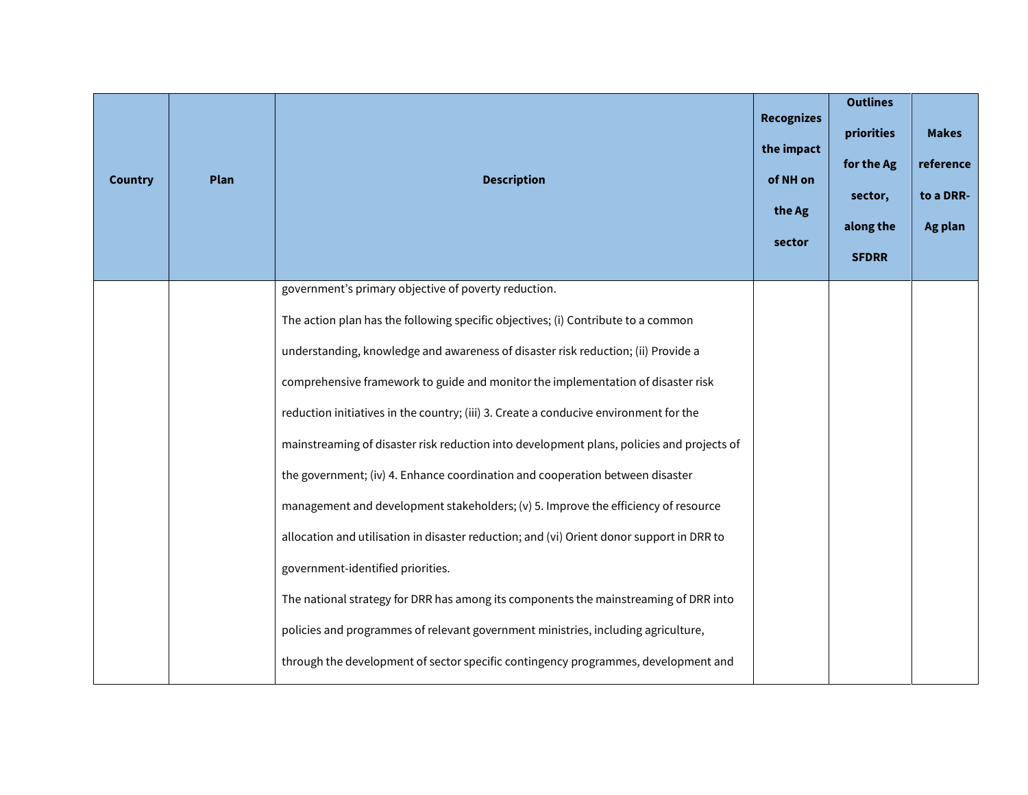| Country | Plan | Description | Recognizes the impact of NH on the Ag sector | Outlines priorities for the Ag sector, along the SFDRR | Makes reference to a DRR-Ag plan |
|---|---|---|---|---|---|
| | | government's primary objective of poverty reduction. The action plan has the following specific objectives; (i) Contribute to a common understanding, knowledge and awareness of disaster risk reduction; (ii) Provide a comprehensive framework to guide and monitor the implementation of disaster risk reduction initiatives in the country; (iii) 3. Create a conducive environment for the mainstreaming of disaster risk reduction into development plans, policies and projects of the government; (iv) 4. Enhance coordination and cooperation between disaster management and development stakeholders; (v) 5. Improve the efficiency of resource allocation and utilisation in disaster reduction; and (vi) Orient donor support in DRR to government-identified priorities. The national strategy for DRR has among its components the mainstreaming of DRR into policies and programmes of relevant government ministries, including agriculture, through the development of sector specific contingency programmes, development and | | | |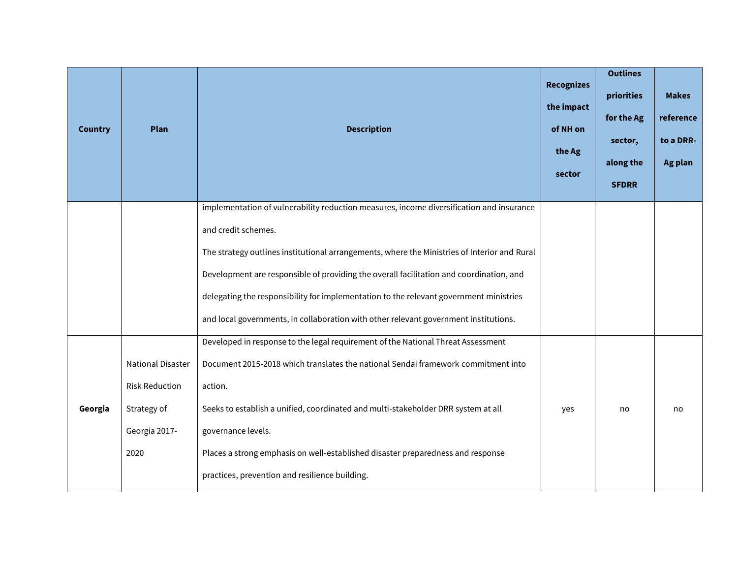| Country | Plan | Description | Recognizes the impact of NH on the Ag sector | Outlines priorities for the Ag sector, along the SFDRR | Makes reference to a DRR-Ag plan |
|---|---|---|---|---|---|
| | | implementation of vulnerability reduction measures, income diversification and insurance and credit schemes.<br>The strategy outlines institutional arrangements, where the Ministries of Interior and Rural Development are responsible of providing the overall facilitation and coordination, and delegating the responsibility for implementation to the relevant government ministries and local governments, in collaboration with other relevant government institutions. | | | |
| **Georgia** | National Disaster Risk Reduction Strategy of Georgia 2017-2020 | Developed in response to the legal requirement of the National Threat Assessment Document 2015-2018 which translates the national Sendai framework commitment into action.<br>Seeks to establish a unified, coordinated and multi-stakeholder DRR system at all governance levels.<br>Places a strong emphasis on well-established disaster preparedness and response practices, prevention and resilience building. | yes | no | no |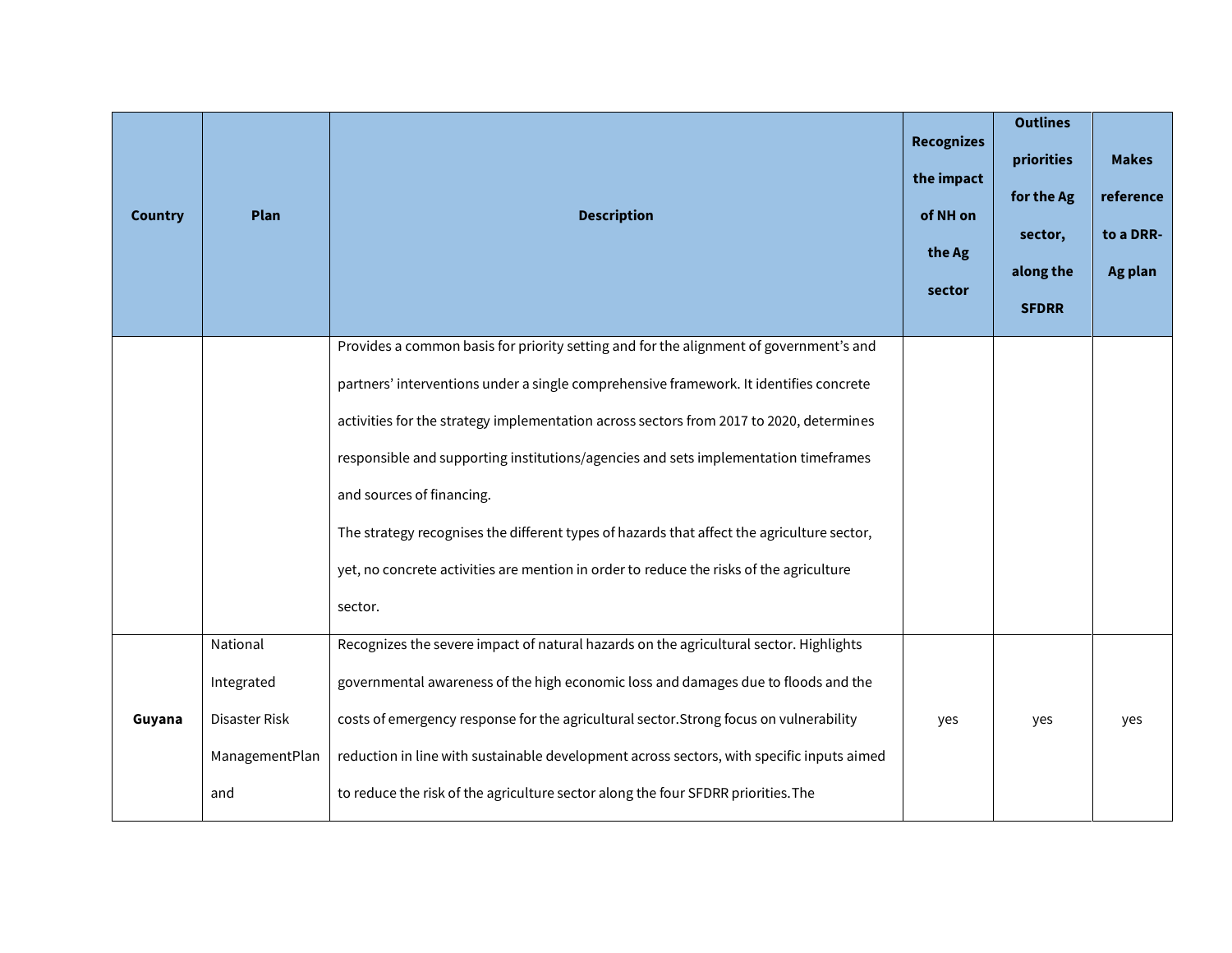| Country | Plan | Description | Recognizes the impact of NH on the Ag sector | Outlines priorities for the Ag sector, along the SFDRR | Makes reference to a DRR-Ag plan |
|---|---|---|---|---|---|
| | | Provides a common basis for priority setting and for the alignment of government's and partners' interventions under a single comprehensive framework. It identifies concrete activities for the strategy implementation across sectors from 2017 to 2020, determines responsible and supporting institutions/agencies and sets implementation timeframes and sources of financing.<br>The strategy recognises the different types of hazards that affect the agriculture sector, yet, no concrete activities are mention in order to reduce the risks of the agriculture sector. | | | |
| **Guyana** | National Integrated Disaster Risk ManagementPlan and | Recognizes the severe impact of natural hazards on the agricultural sector. Highlights governmental awareness of the high economic loss and damages due to floods and the costs of emergency response for the agricultural sector.Strong focus on vulnerability reduction in line with sustainable development across sectors, with specific inputs aimed to reduce the risk of the agriculture sector along the four SFDRR priorities.The | yes | yes | yes |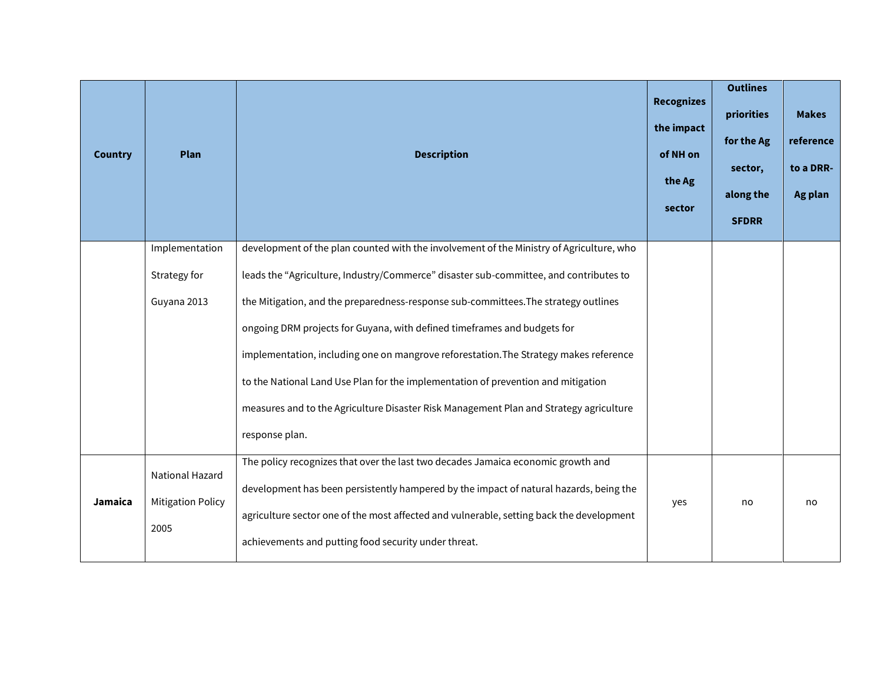| Country | Plan | Description | Recognizes the impact of NH on the Ag sector | Outlines priorities for the Ag sector, along the SFDRR | Makes reference to a DRR-Ag plan |
|---|---|---|---|---|---|
| | Implementation Strategy for Guyana 2013 | development of the plan counted with the involvement of the Ministry of Agriculture, who leads the "Agriculture, Industry/Commerce" disaster sub-committee, and contributes to the Mitigation, and the preparedness-response sub-committees.The strategy outlines ongoing DRM projects for Guyana, with defined timeframes and budgets for implementation, including one on mangrove reforestation.The Strategy makes reference to the National Land Use Plan for the implementation of prevention and mitigation measures and to the Agriculture Disaster Risk Management Plan and Strategy agriculture response plan. | | | |
| **Jamaica** | National Hazard Mitigation Policy 2005 | The policy recognizes that over the last two decades Jamaica economic growth and development has been persistently hampered by the impact of natural hazards, being the agriculture sector one of the most affected and vulnerable, setting back the development achievements and putting food security under threat. | yes | no | no |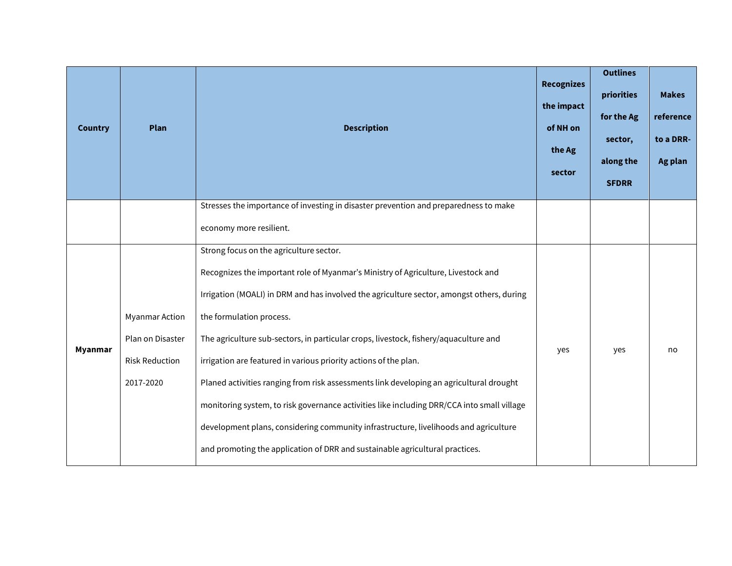| Country | Plan | Description | Recognizes the impact of NH on the Ag sector | Outlines priorities for the Ag sector, along the SFDRR | Makes reference to a DRR-Ag plan |
|---|---|---|---|---|---|
| | | Stresses the importance of investing in disaster prevention and preparedness to make economy more resilient. | | | |
| **Myanmar** | Myanmar Action Plan on Disaster Risk Reduction 2017-2020 | Strong focus on the agriculture sector.<br>Recognizes the important role of Myanmar's Ministry of Agriculture, Livestock and Irrigation (MOALI) in DRM and has involved the agriculture sector, amongst others, during the formulation process.<br>The agriculture sub-sectors, in particular crops, livestock, fishery/aquaculture and irrigation are featured in various priority actions of the plan.<br>Planed activities ranging from risk assessments link developing an agricultural drought monitoring system, to risk governance activities like including DRR/CCA into small village development plans, considering community infrastructure, livelihoods and agriculture and promoting the application of DRR and sustainable agricultural practices. | yes | yes | no |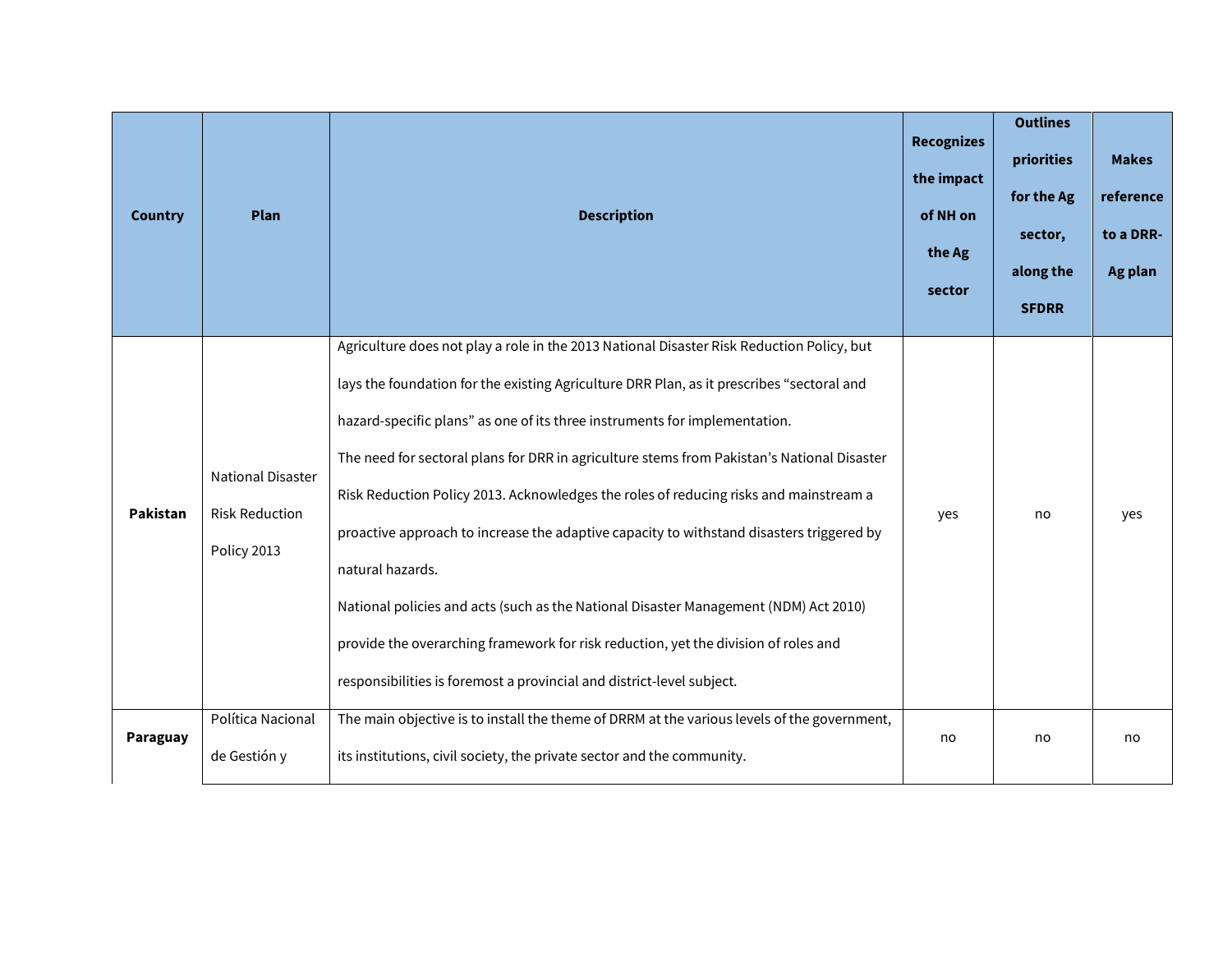| Country | Plan | Description | Recognizes the impact of NH on the Ag sector | Outlines priorities for the Ag sector, along the SFDRR | Makes reference to a DRR-Ag plan |
|---|---|---|---|---|---|
| **Pakistan** | National Disaster Risk Reduction Policy 2013 | Agriculture does not play a role in the 2013 National Disaster Risk Reduction Policy, but lays the foundation for the existing Agriculture DRR Plan, as it prescribes "sectoral and hazard-specific plans" as one of its three instruments for implementation.<br>The need for sectoral plans for DRR in agriculture stems from Pakistan's National Disaster Risk Reduction Policy 2013. Acknowledges the roles of reducing risks and mainstream a proactive approach to increase the adaptive capacity to withstand disasters triggered by natural hazards.<br>National policies and acts (such as the National Disaster Management (NDM) Act 2010) provide the overarching framework for risk reduction, yet the division of roles and responsibilities is foremost a provincial and district-level subject. | yes | no | yes |
| **Paraguay** | Política Nacional de Gestión y | The main objective is to install the theme of DRRM at the various levels of the government, its institutions, civil society, the private sector and the community. | no | no | no |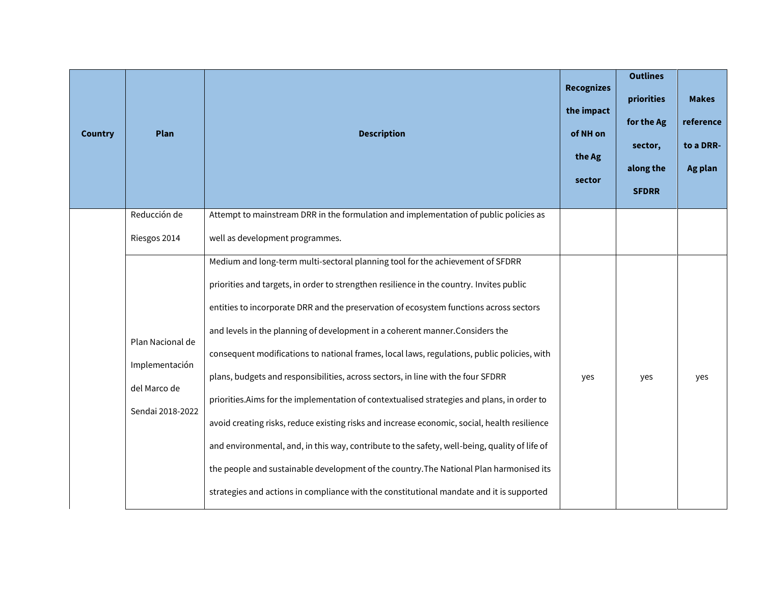| Country | Plan | Description | Recognizes the impact of NH on the Ag sector | Outlines priorities for the Ag sector, along the SFDRR | Makes reference to a DRR-Ag plan |
|---|---|---|---|---|---|
| | Reducción de Riesgos 2014 | Attempt to mainstream DRR in the formulation and implementation of public policies as well as development programmes. | | | |
| | Plan Nacional de Implementación del Marco de Sendai 2018-2022 | Medium and long-term multi-sectoral planning tool for the achievement of SFDRR priorities and targets, in order to strengthen resilience in the country. Invites public entities to incorporate DRR and the preservation of ecosystem functions across sectors and levels in the planning of development in a coherent manner.Considers the consequent modifications to national frames, local laws, regulations, public policies, with plans, budgets and responsibilities, across sectors, in line with the four SFDRR priorities.Aims for the implementation of contextualised strategies and plans, in order to avoid creating risks, reduce existing risks and increase economic, social, health resilience and environmental, and, in this way, contribute to the safety, well-being, quality of life of the people and sustainable development of the country.The National Plan harmonised its strategies and actions in compliance with the constitutional mandate and it is supported | yes | yes | yes |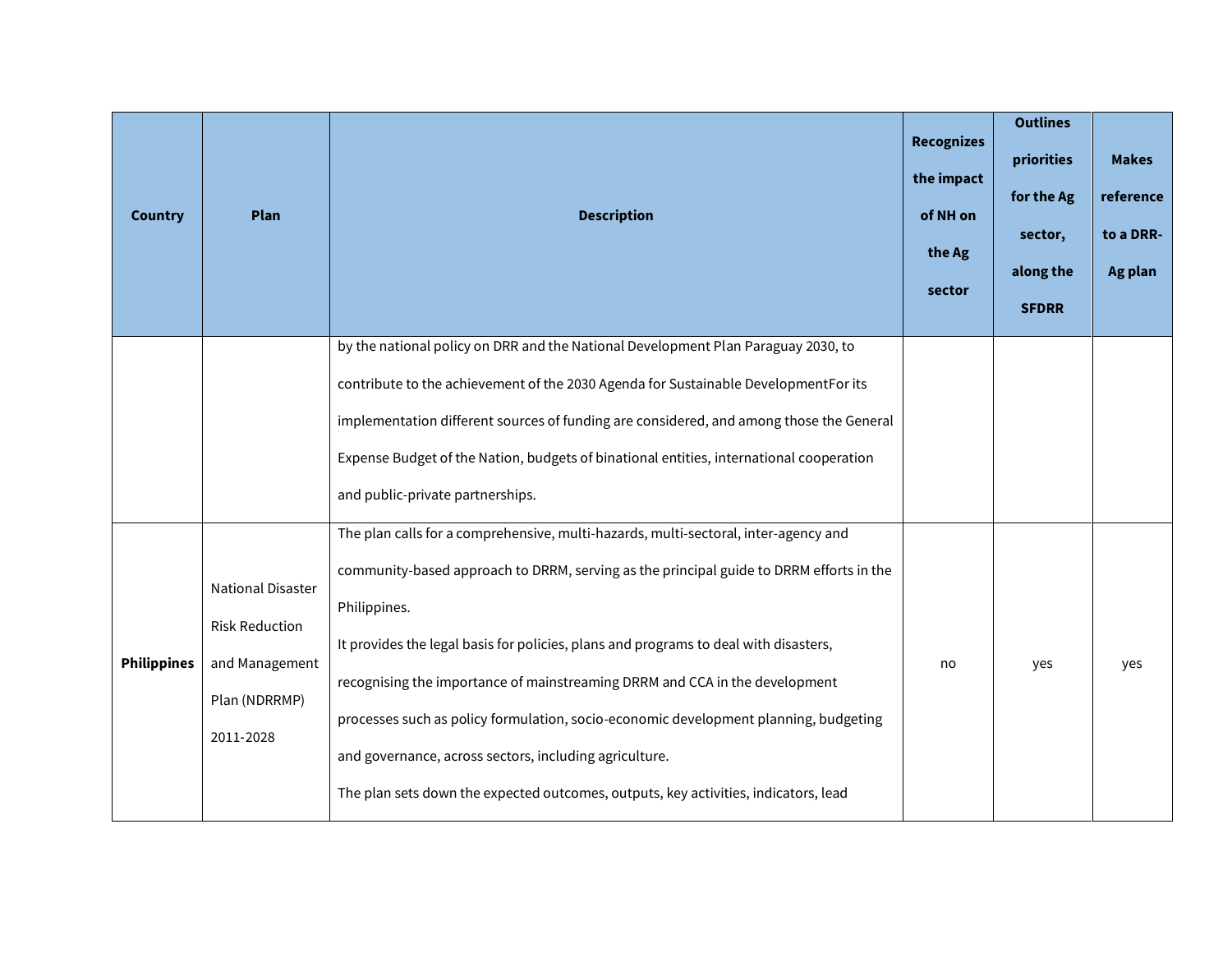| Country | Plan | Description | Recognizes the impact of NH on the Ag sector | Outlines priorities for the Ag sector, along the SFDRR | Makes reference to a DRR-Ag plan |
|---|---|---|---|---|---|
| | | by the national policy on DRR and the National Development Plan Paraguay 2030, to contribute to the achievement of the 2030 Agenda for Sustainable DevelopmentFor its implementation different sources of funding are considered, and among those the General Expense Budget of the Nation, budgets of binational entities, international cooperation and public-private partnerships. | | | |
| **Philippines** | National Disaster Risk Reduction and Management Plan (NDRRMP) 2011-2028 | The plan calls for a comprehensive, multi-hazards, multi-sectoral, inter-agency and community-based approach to DRRM, serving as the principal guide to DRRM efforts in the Philippines.<br>It provides the legal basis for policies, plans and programs to deal with disasters, recognising the importance of mainstreaming DRRM and CCA in the development processes such as policy formulation, socio-economic development planning, budgeting and governance, across sectors, including agriculture.<br>The plan sets down the expected outcomes, outputs, key activities, indicators, lead | no | yes | yes |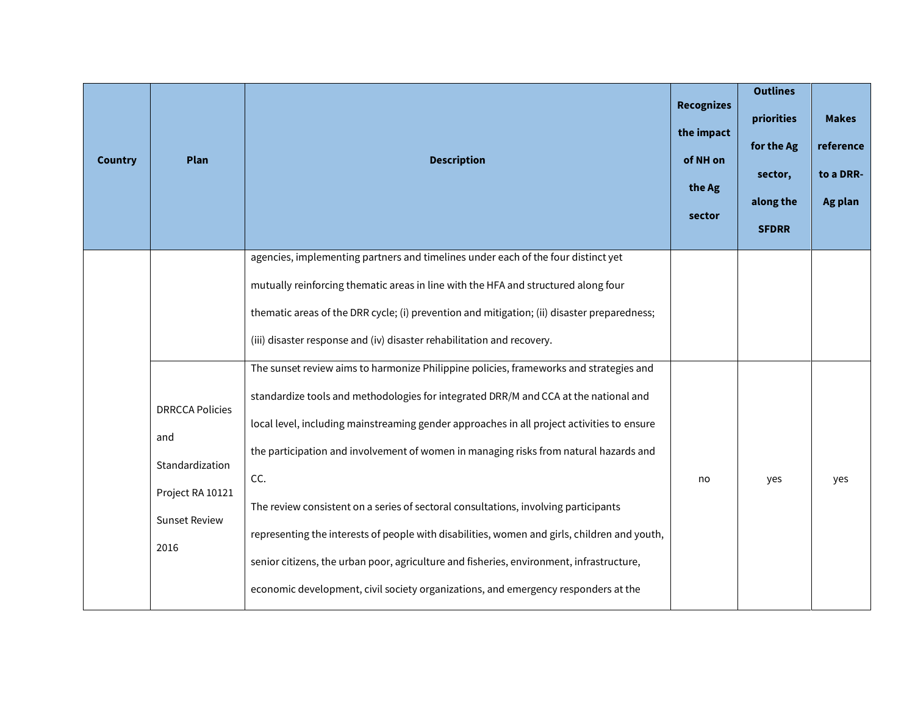| Country | Plan | Description | Recognizes the impact of NH on the Ag sector | Outlines priorities for the Ag sector, along the SFDRR | Makes reference to a DRR-Ag plan |
|---|---|---|---|---|---|
| | | agencies, implementing partners and timelines under each of the four distinct yet mutually reinforcing thematic areas in line with the HFA and structured along four thematic areas of the DRR cycle; (i) prevention and mitigation; (ii) disaster preparedness; (iii) disaster response and (iv) disaster rehabilitation and recovery. | | | |
| | DRRCCA Policies and Standardization Project RA 10121 Sunset Review 2016 | The sunset review aims to harmonize Philippine policies, frameworks and strategies and standardize tools and methodologies for integrated DRR/M and CCA at the national and local level, including mainstreaming gender approaches in all project activities to ensure the participation and involvement of women in managing risks from natural hazards and CC.<br>The review consistent on a series of sectoral consultations, involving participants representing the interests of people with disabilities, women and girls, children and youth, senior citizens, the urban poor, agriculture and fisheries, environment, infrastructure, economic development, civil society organizations, and emergency responders at the | no | yes | yes |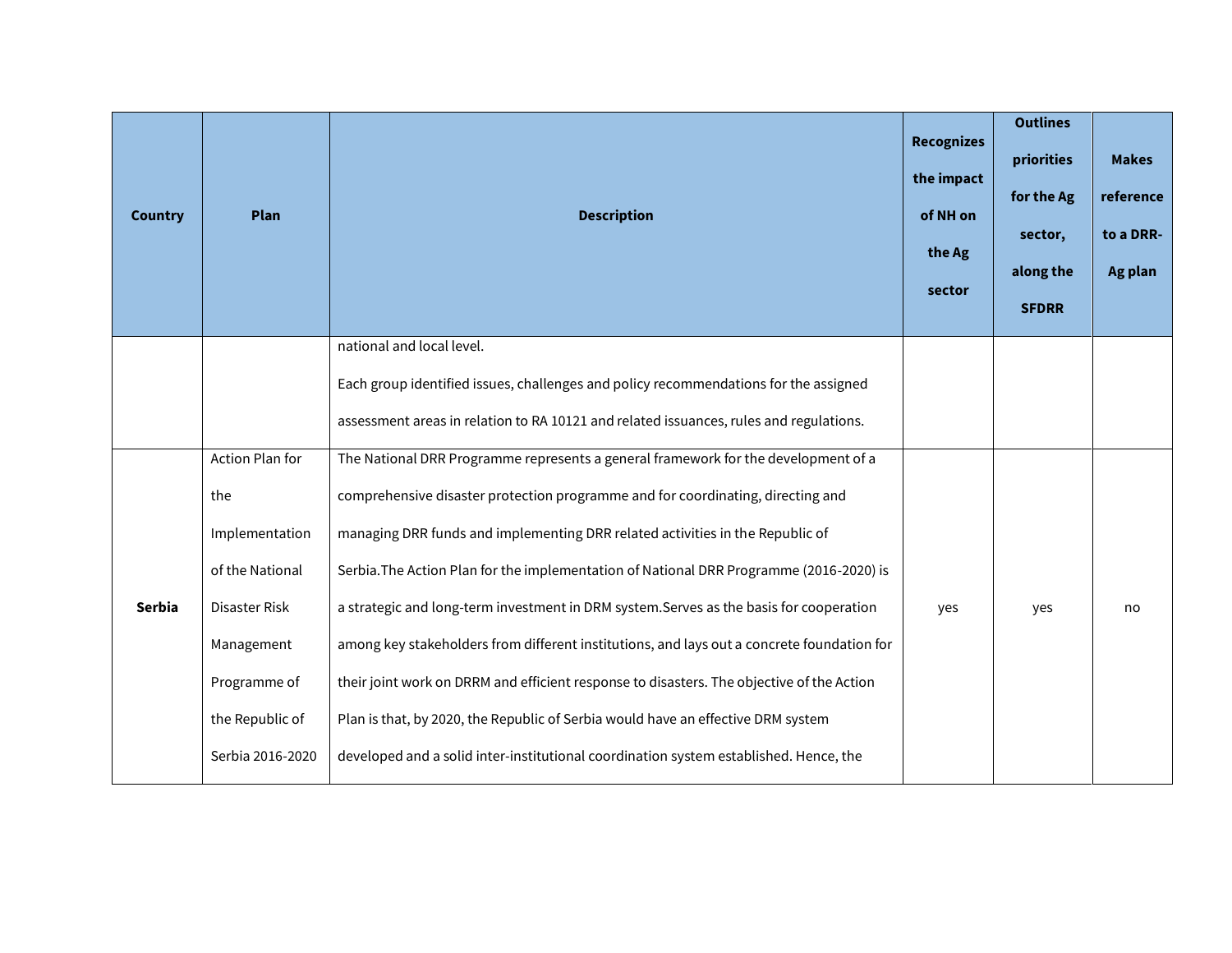| Country | Plan | Description | Recognizes the impact of NH on the Ag sector | Outlines priorities for the Ag sector, along the SFDRR | Makes reference to a DRR-Ag plan |
|---|---|---|---|---|---|
| | | national and local level.<br>Each group identified issues, challenges and policy recommendations for the assigned assessment areas in relation to RA 10121 and related issuances, rules and regulations. | | | |
| **Serbia** | Action Plan for the Implementation of the National Disaster Risk Management Programme of the Republic of Serbia 2016-2020 | The National DRR Programme represents a general framework for the development of a comprehensive disaster protection programme and for coordinating, directing and managing DRR funds and implementing DRR related activities in the Republic of Serbia.The Action Plan for the implementation of National DRR Programme (2016-2020) is a strategic and long-term investment in DRM system.Serves as the basis for cooperation among key stakeholders from different institutions, and lays out a concrete foundation for their joint work on DRRM and efficient response to disasters. The objective of the Action Plan is that, by 2020, the Republic of Serbia would have an effective DRM system developed and a solid inter-institutional coordination system established. Hence, the | yes | yes | no |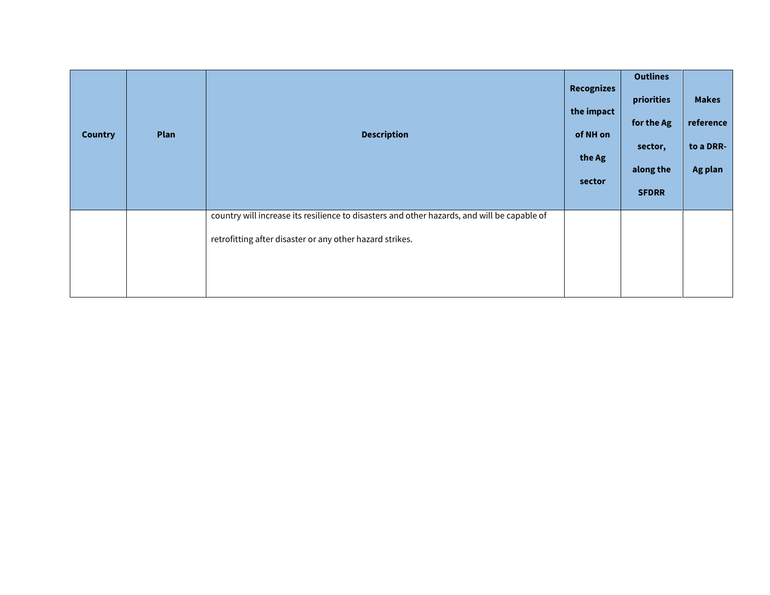| Country | Plan | Description | Recognizes the impact of NH on the Ag sector | Outlines priorities for the Ag sector, along the SFDRR | Makes reference to a DRR-Ag plan |
|---|---|---|---|---|---|
| | | country will increase its resilience to disasters and other hazards, and will be capable of retrofitting after disaster or any other hazard strikes. | | | |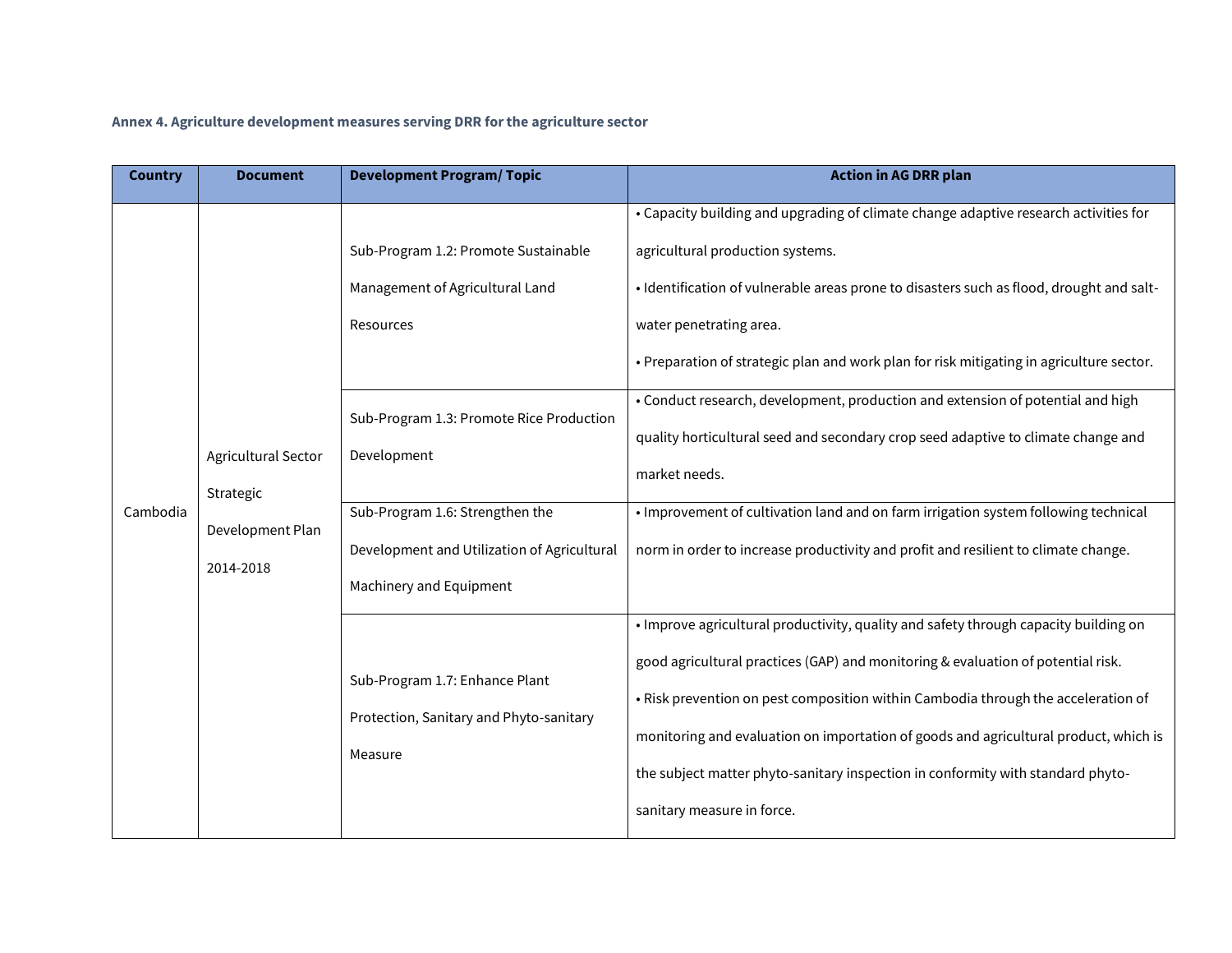**Annex 4. Agriculture development measures serving DRR for the agriculture sector**

| Country | Document | Development Program/ Topic | Action in AG DRR plan |
|---|---|---|---|
| Cambodia | Agricultural Sector Strategic Development Plan 2014-2018 | Sub-Program 1.2: Promote Sustainable Management of Agricultural Land Resources | • Capacity building and upgrading of climate change adaptive research activities for agricultural production systems.<br>• Identification of vulnerable areas prone to disasters such as flood, drought and salt-water penetrating area.<br>• Preparation of strategic plan and work plan for risk mitigating in agriculture sector. |
| | | Sub-Program 1.3: Promote Rice Production Development | • Conduct research, development, production and extension of potential and high quality horticultural seed and secondary crop seed adaptive to climate change and market needs. |
| | | Sub-Program 1.6: Strengthen the Development and Utilization of Agricultural Machinery and Equipment | • Improvement of cultivation land and on farm irrigation system following technical norm in order to increase productivity and profit and resilient to climate change. |
| | | Sub-Program 1.7: Enhance Plant Protection, Sanitary and Phyto-sanitary Measure | • Improve agricultural productivity, quality and safety through capacity building on good agricultural practices (GAP) and monitoring & evaluation of potential risk.<br>• Risk prevention on pest composition within Cambodia through the acceleration of monitoring and evaluation on importation of goods and agricultural product, which is the subject matter phyto-sanitary inspection in conformity with standard phyto-sanitary measure in force. |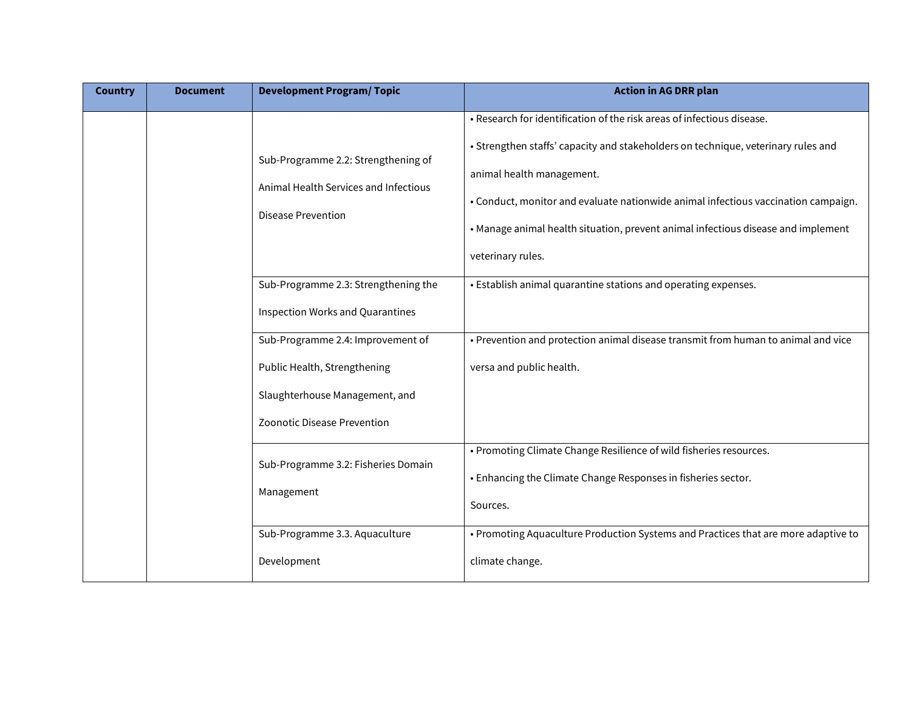| Country | Document | Development Program/ Topic | Action in AG DRR plan |
|---|---|---|---|
| | | Sub-Programme 2.2: Strengthening of Animal Health Services and Infectious Disease Prevention | • Research for identification of the risk areas of infectious disease.<br>• Strengthen staffs' capacity and stakeholders on technique, veterinary rules and animal health management.<br>• Conduct, monitor and evaluate nationwide animal infectious vaccination campaign.<br>• Manage animal health situation, prevent animal infectious disease and implement veterinary rules. |
| | | Sub-Programme 2.3: Strengthening the Inspection Works and Quarantines | • Establish animal quarantine stations and operating expenses. |
| | | Sub-Programme 2.4: Improvement of Public Health, Strengthening Slaughterhouse Management, and Zoonotic Disease Prevention | • Prevention and protection animal disease transmit from human to animal and vice versa and public health. |
| | | Sub-Programme 3.2: Fisheries Domain Management | • Promoting Climate Change Resilience of wild fisheries resources.<br>• Enhancing the Climate Change Responses in fisheries sector.<br>Sources. |
| | | Sub-Programme 3.3. Aquaculture Development | • Promoting Aquaculture Production Systems and Practices that are more adaptive to climate change. |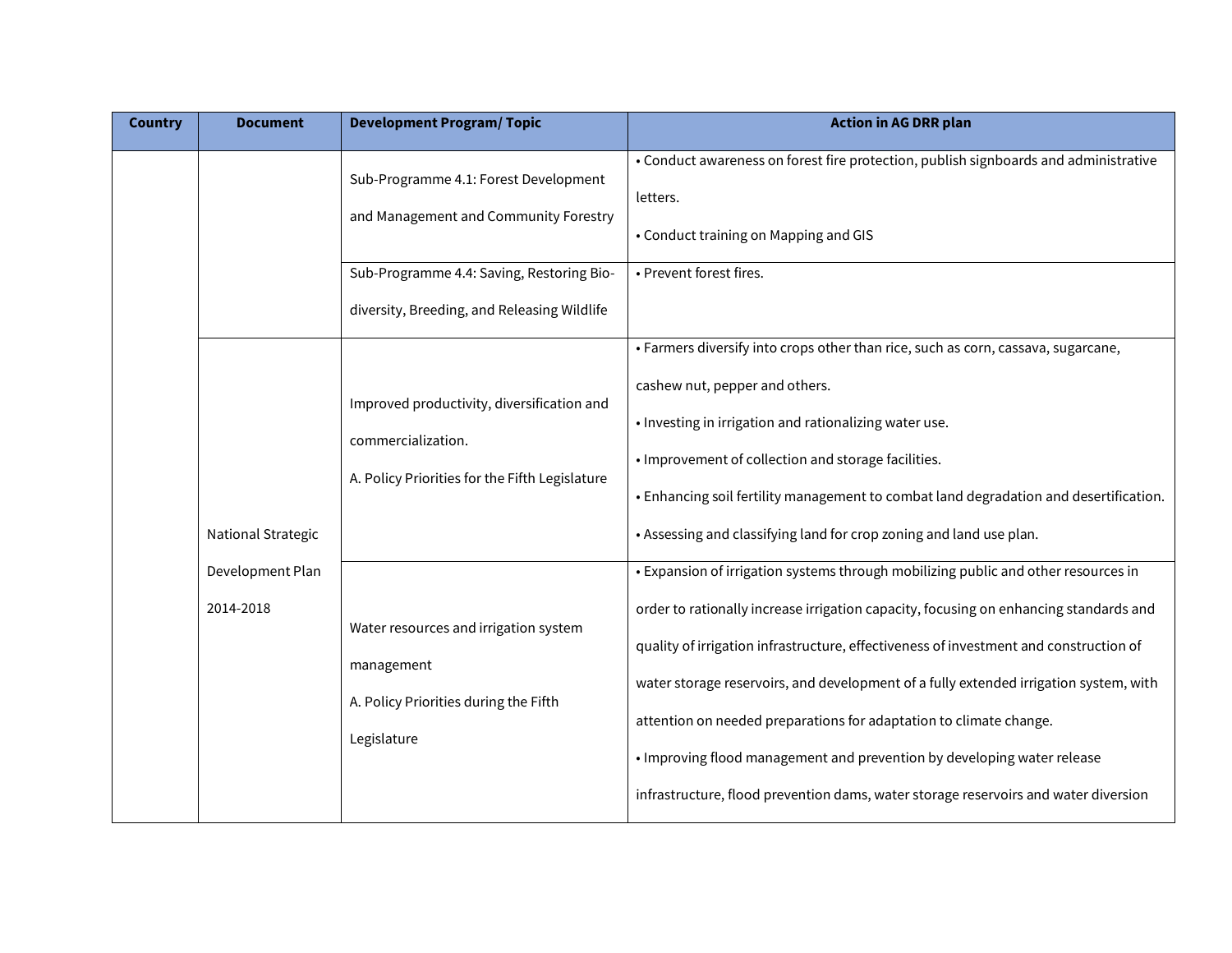| Country | Document | Development Program/ Topic | Action in AG DRR plan |
|---|---|---|---|
| | | Sub-Programme 4.1: Forest Development and Management and Community Forestry | • Conduct awareness on forest fire protection, publish signboards and administrative letters.<br>• Conduct training on Mapping and GIS |
| | | Sub-Programme 4.4: Saving, Restoring Bio-diversity, Breeding, and Releasing Wildlife | • Prevent forest fires. |
| | National Strategic Development Plan 2014-2018 | Improved productivity, diversification and commercialization.<br>A. Policy Priorities for the Fifth Legislature | • Farmers diversify into crops other than rice, such as corn, cassava, sugarcane, cashew nut, pepper and others.<br>• Investing in irrigation and rationalizing water use.<br>• Improvement of collection and storage facilities.<br>• Enhancing soil fertility management to combat land degradation and desertification.<br>• Assessing and classifying land for crop zoning and land use plan. |
| | | Water resources and irrigation system management<br>A. Policy Priorities during the Fifth Legislature | • Expansion of irrigation systems through mobilizing public and other resources in order to rationally increase irrigation capacity, focusing on enhancing standards and quality of irrigation infrastructure, effectiveness of investment and construction of water storage reservoirs, and development of a fully extended irrigation system, with attention on needed preparations for adaptation to climate change.<br>• Improving flood management and prevention by developing water release infrastructure, flood prevention dams, water storage reservoirs and water diversion |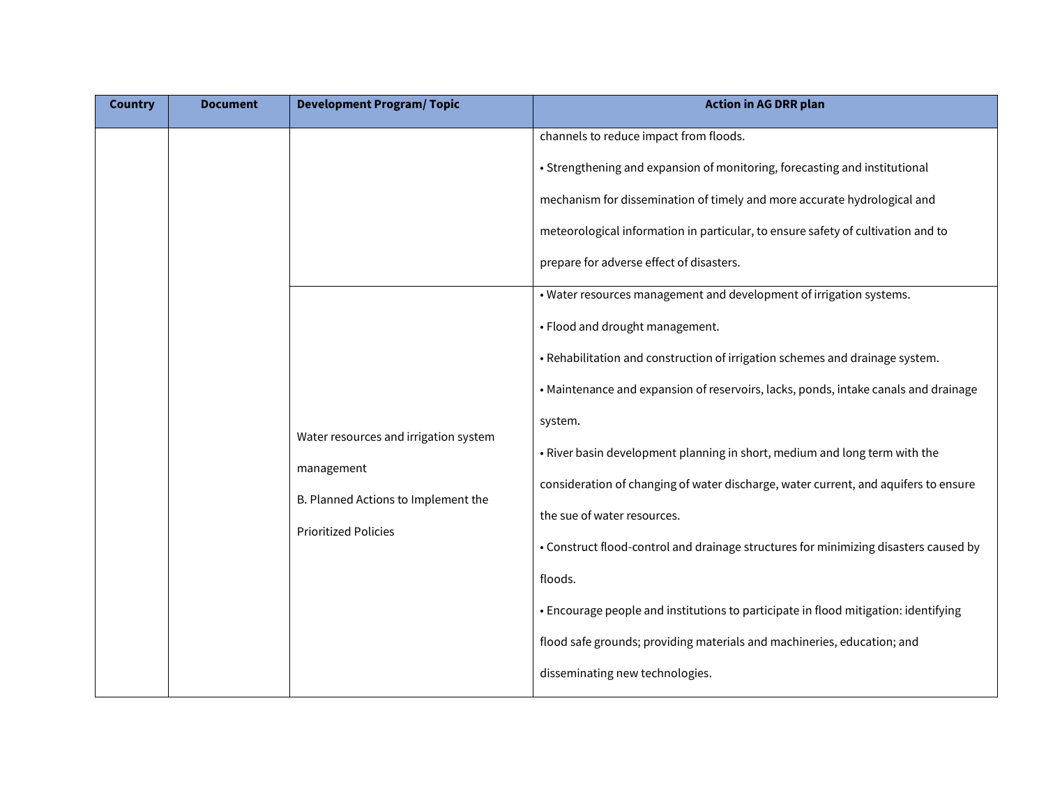| Country | Document | Development Program/ Topic | Action in AG DRR plan |
| --- | --- | --- | --- |
| | | | channels to reduce impact from floods.<br>• Strengthening and expansion of monitoring, forecasting and institutional mechanism for dissemination of timely and more accurate hydrological and meteorological information in particular, to ensure safety of cultivation and to prepare for adverse effect of disasters. |
| | | Water resources and irrigation system management<br>B. Planned Actions to Implement the Prioritized Policies | • Water resources management and development of irrigation systems.<br>• Flood and drought management.<br>• Rehabilitation and construction of irrigation schemes and drainage system.<br>• Maintenance and expansion of reservoirs, lacks, ponds, intake canals and drainage system.<br>• River basin development planning in short, medium and long term with the consideration of changing of water discharge, water current, and aquifers to ensure the sue of water resources.<br>• Construct flood-control and drainage structures for minimizing disasters caused by floods.<br>• Encourage people and institutions to participate in flood mitigation: identifying flood safe grounds; providing materials and machineries, education; and disseminating new technologies. |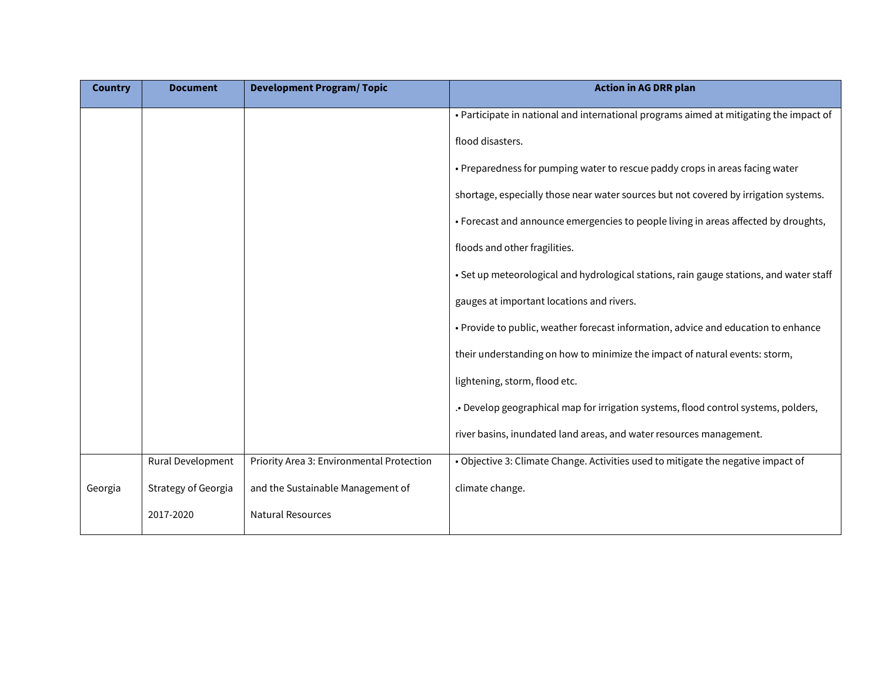| Country | Document | Development Program/ Topic | Action in AG DRR plan |
|---|---|---|---|
| | | | • Participate in national and international programs aimed at mitigating the impact of flood disasters.<br>• Preparedness for pumping water to rescue paddy crops in areas facing water shortage, especially those near water sources but not covered by irrigation systems.<br>• Forecast and announce emergencies to people living in areas affected by droughts, floods and other fragilities.<br>• Set up meteorological and hydrological stations, rain gauge stations, and water staff gauges at important locations and rivers.<br>• Provide to public, weather forecast information, advice and education to enhance their understanding on how to minimize the impact of natural events: storm, lightening, storm, flood etc.<br>.• Develop geographical map for irrigation systems, flood control systems, polders, river basins, inundated land areas, and water resources management. |
| Georgia | Rural Development Strategy of Georgia 2017-2020 | Priority Area 3: Environmental Protection and the Sustainable Management of Natural Resources | • Objective 3: Climate Change. Activities used to mitigate the negative impact of climate change. |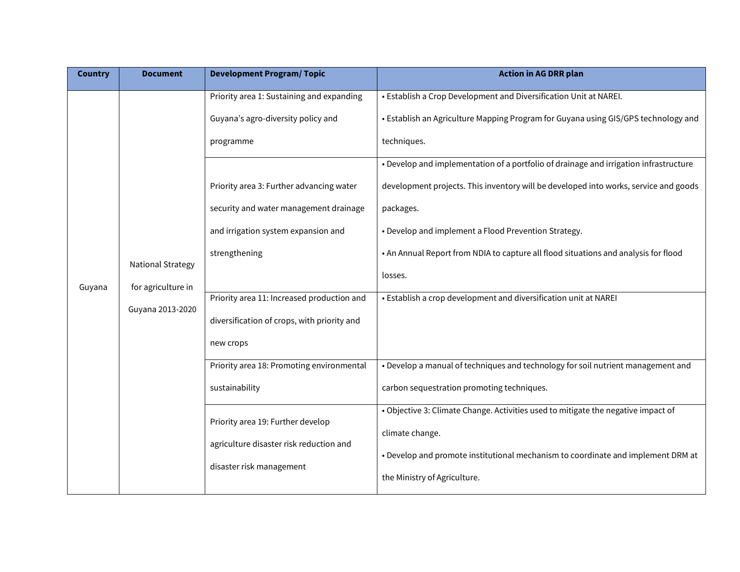| Country | Document | Development Program/ Topic | Action in AG DRR plan |
|---|---|---|---|
| Guyana | National Strategy for agriculture in Guyana 2013-2020 | Priority area 1: Sustaining and expanding Guyana's agro-diversity policy and programme | • Establish a Crop Development and Diversification Unit at NAREI.<br>• Establish an Agriculture Mapping Program for Guyana using GIS/GPS technology and techniques. |
| | | Priority area 3: Further advancing water security and water management drainage and irrigation system expansion and strengthening | • Develop and implementation of a portfolio of drainage and irrigation infrastructure development projects. This inventory will be developed into works, service and goods packages.<br>• Develop and implement a Flood Prevention Strategy.<br>• An Annual Report from NDIA to capture all flood situations and analysis for flood losses. |
| | | Priority area 11: Increased production and diversification of crops, with priority and new crops | • Establish a crop development and diversification unit at NAREI |
| | | Priority area 18: Promoting environmental sustainability | • Develop a manual of techniques and technology for soil nutrient management and carbon sequestration promoting techniques. |
| | | Priority area 19: Further develop agriculture disaster risk reduction and disaster risk management | • Objective 3: Climate Change. Activities used to mitigate the negative impact of climate change.<br>• Develop and promote institutional mechanism to coordinate and implement DRM at the Ministry of Agriculture. |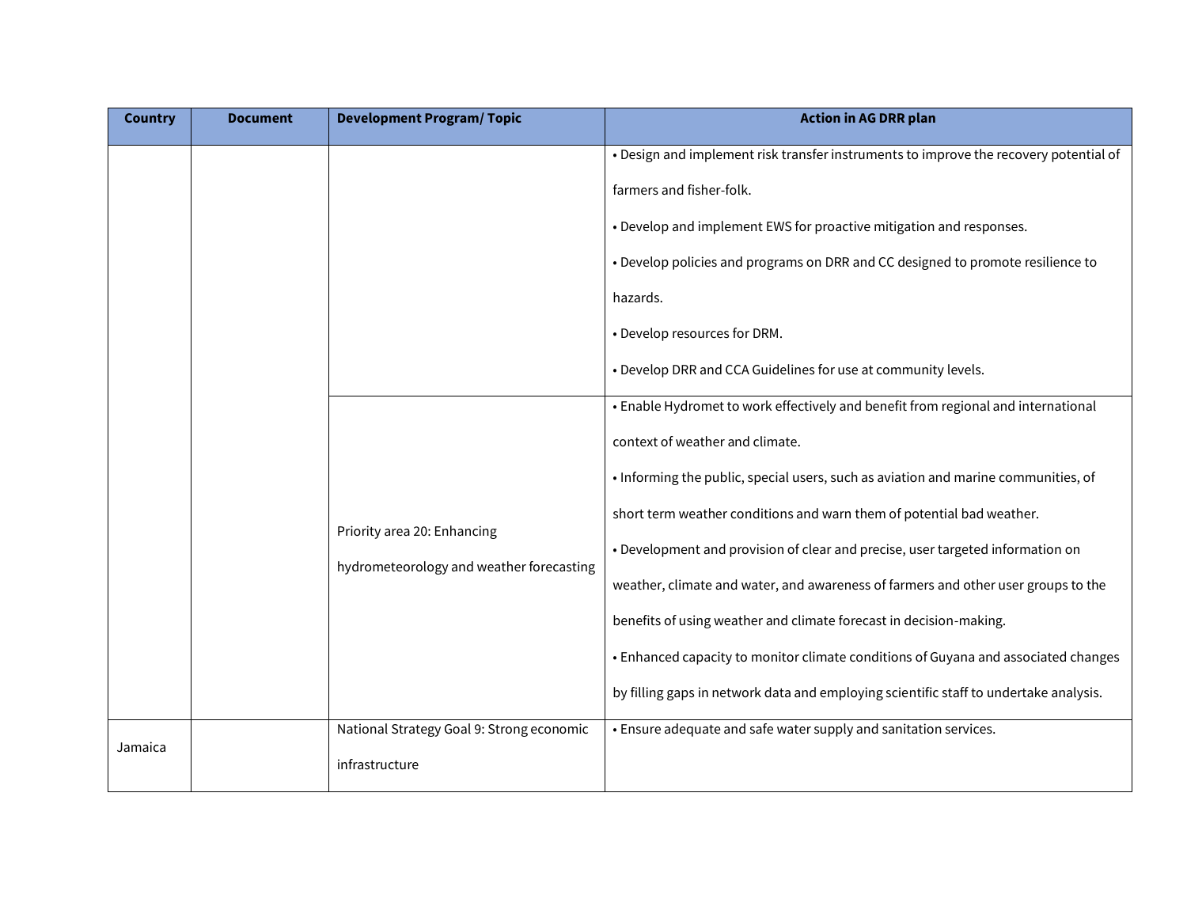| Country | Document | Development Program/ Topic | Action in AG DRR plan |
|---|---|---|---|
| | | | • Design and implement risk transfer instruments to improve the recovery potential of farmers and fisher-folk.<br>• Develop and implement EWS for proactive mitigation and responses.<br>• Develop policies and programs on DRR and CC designed to promote resilience to hazards.<br>• Develop resources for DRM.<br>• Develop DRR and CCA Guidelines for use at community levels. |
| | | Priority area 20: Enhancing hydrometeorology and weather forecasting | • Enable Hydromet to work effectively and benefit from regional and international context of weather and climate.<br>• Informing the public, special users, such as aviation and marine communities, of short term weather conditions and warn them of potential bad weather.<br>• Development and provision of clear and precise, user targeted information on weather, climate and water, and awareness of farmers and other user groups to the benefits of using weather and climate forecast in decision-making.<br>• Enhanced capacity to monitor climate conditions of Guyana and associated changes by filling gaps in network data and employing scientific staff to undertake analysis. |
| Jamaica | | National Strategy Goal 9: Strong economic infrastructure | • Ensure adequate and safe water supply and sanitation services. |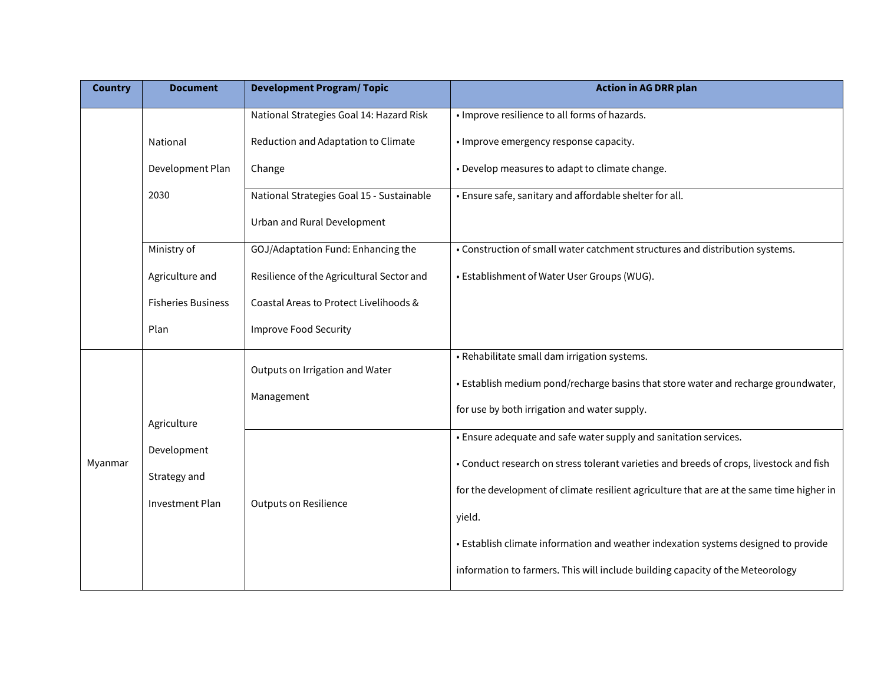| Country | Document | Development Program/ Topic | Action in AG DRR plan |
|---|---|---|---|
| | National Development Plan 2030 | National Strategies Goal 14: Hazard Risk Reduction and Adaptation to Climate Change | • Improve resilience to all forms of hazards.<br>• Improve emergency response capacity.<br>• Develop measures to adapt to climate change. |
| | | National Strategies Goal 15 - Sustainable Urban and Rural Development | • Ensure safe, sanitary and affordable shelter for all. |
| | Ministry of Agriculture and Fisheries Business Plan | GOJ/Adaptation Fund: Enhancing the Resilience of the Agricultural Sector and Coastal Areas to Protect Livelihoods & Improve Food Security | • Construction of small water catchment structures and distribution systems.<br>• Establishment of Water User Groups (WUG). |
| Myanmar | Agriculture Development Strategy and Investment Plan | Outputs on Irrigation and Water Management | • Rehabilitate small dam irrigation systems.<br>• Establish medium pond/recharge basins that store water and recharge groundwater, for use by both irrigation and water supply. |
| | | Outputs on Resilience | • Ensure adequate and safe water supply and sanitation services.<br>• Conduct research on stress tolerant varieties and breeds of crops, livestock and fish for the development of climate resilient agriculture that are at the same time higher in yield.<br>• Establish climate information and weather indexation systems designed to provide information to farmers. This will include building capacity of the Meteorology |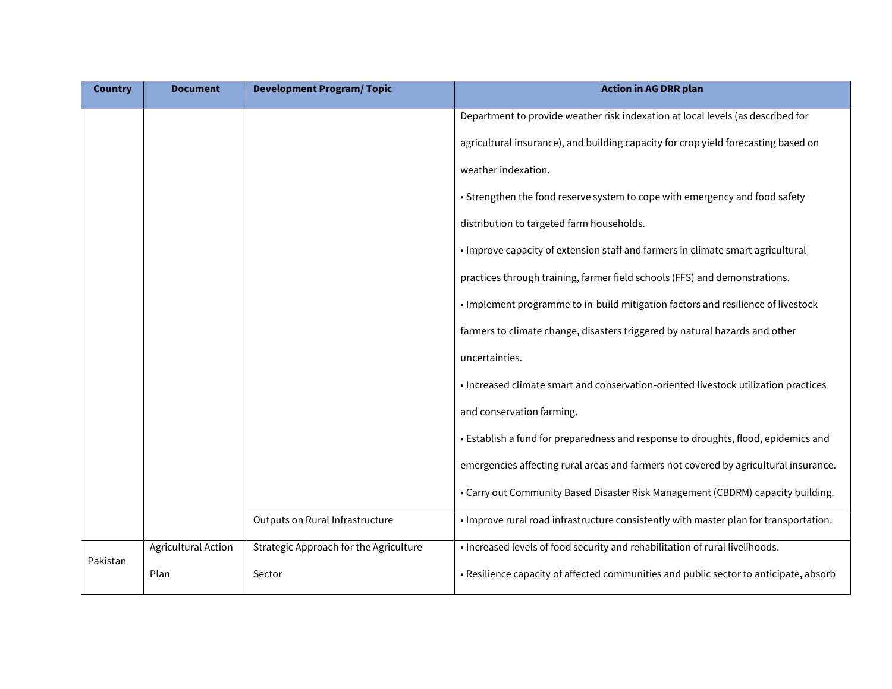| Country | Document | Development Program/ Topic | Action in AG DRR plan |
|---|---|---|---|
| | | | Department to provide weather risk indexation at local levels (as described for agricultural insurance), and building capacity for crop yield forecasting based on weather indexation.<br>• Strengthen the food reserve system to cope with emergency and food safety distribution to targeted farm households.<br>• Improve capacity of extension staff and farmers in climate smart agricultural practices through training, farmer field schools (FFS) and demonstrations.<br>• Implement programme to in-build mitigation factors and resilience of livestock farmers to climate change, disasters triggered by natural hazards and other uncertainties.<br>• Increased climate smart and conservation-oriented livestock utilization practices and conservation farming.<br>• Establish a fund for preparedness and response to droughts, flood, epidemics and emergencies affecting rural areas and farmers not covered by agricultural insurance.<br>• Carry out Community Based Disaster Risk Management (CBDRM) capacity building. |
| | | Outputs on Rural Infrastructure | • Improve rural road infrastructure consistently with master plan for transportation. |
| Pakistan | Agricultural Action Plan | Strategic Approach for the Agriculture Sector | • Increased levels of food security and rehabilitation of rural livelihoods.<br>• Resilience capacity of affected communities and public sector to anticipate, absorb |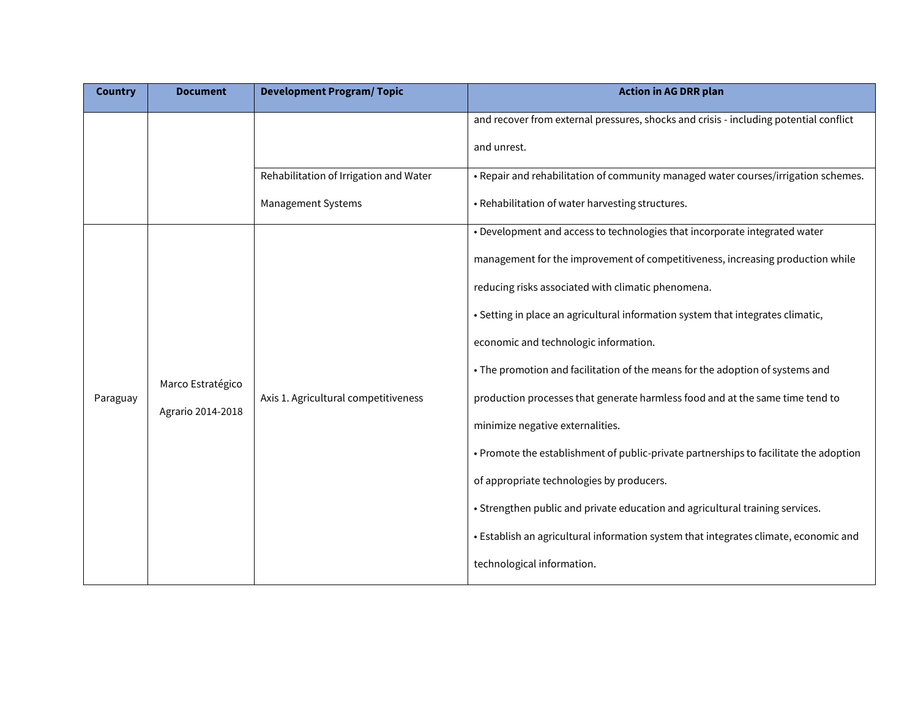| Country | Document | Development Program/ Topic | Action in AG DRR plan |
|---|---|---|---|
| | | | and recover from external pressures, shocks and crisis - including potential conflict and unrest. |
| | | Rehabilitation of Irrigation and Water Management Systems | • Repair and rehabilitation of community managed water courses/irrigation schemes.<br>• Rehabilitation of water harvesting structures. |
| Paraguay | Marco Estratégico Agrario 2014-2018 | Axis 1. Agricultural competitiveness | • Development and access to technologies that incorporate integrated water management for the improvement of competitiveness, increasing production while reducing risks associated with climatic phenomena.<br>• Setting in place an agricultural information system that integrates climatic, economic and technologic information.<br>• The promotion and facilitation of the means for the adoption of systems and production processes that generate harmless food and at the same time tend to minimize negative externalities.<br>• Promote the establishment of public-private partnerships to facilitate the adoption of appropriate technologies by producers.<br>• Strengthen public and private education and agricultural training services.<br>• Establish an agricultural information system that integrates climate, economic and technological information. |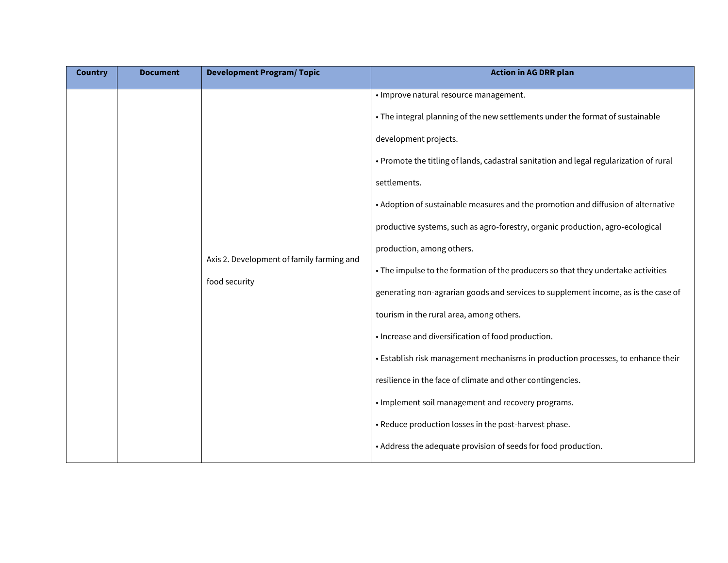| Country | Document | Development Program/ Topic | Action in AG DRR plan |
|---|---|---|---|
| | | Axis 2. Development of family farming and food security | • Improve natural resource management.<br>• The integral planning of the new settlements under the format of sustainable development projects.<br>• Promote the titling of lands, cadastral sanitation and legal regularization of rural settlements.<br>• Adoption of sustainable measures and the promotion and diffusion of alternative productive systems, such as agro-forestry, organic production, agro-ecological production, among others.<br>• The impulse to the formation of the producers so that they undertake activities generating non-agrarian goods and services to supplement income, as is the case of tourism in the rural area, among others.<br>• Increase and diversification of food production.<br>• Establish risk management mechanisms in production processes, to enhance their resilience in the face of climate and other contingencies.<br>• Implement soil management and recovery programs.<br>• Reduce production losses in the post-harvest phase.<br>• Address the adequate provision of seeds for food production. |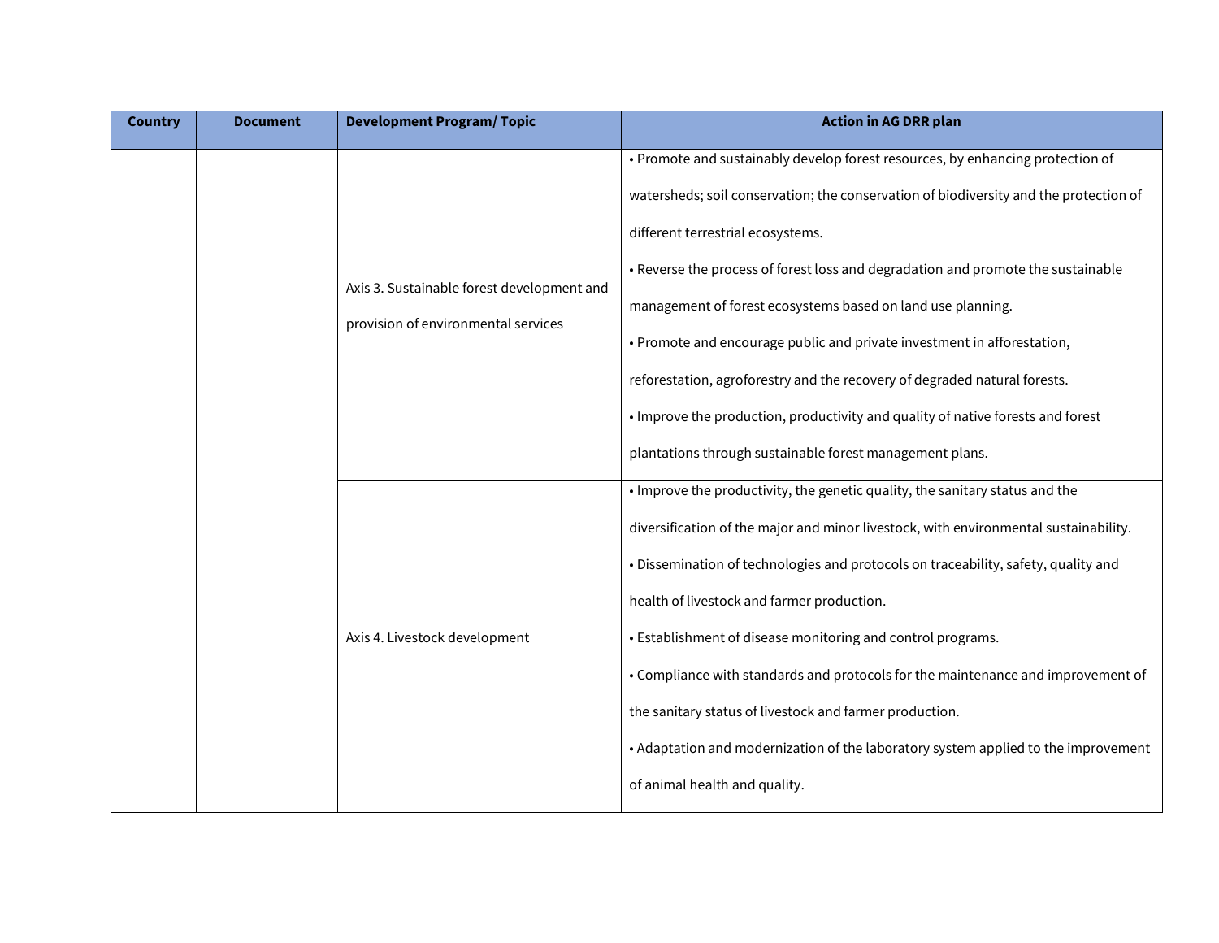| Country | Document | Development Program/ Topic | Action in AG DRR plan |
|---|---|---|---|
| | | Axis 3. Sustainable forest development and provision of environmental services | • Promote and sustainably develop forest resources, by enhancing protection of watersheds; soil conservation; the conservation of biodiversity and the protection of different terrestrial ecosystems.<br>• Reverse the process of forest loss and degradation and promote the sustainable management of forest ecosystems based on land use planning.<br>• Promote and encourage public and private investment in afforestation, reforestation, agroforestry and the recovery of degraded natural forests.<br>• Improve the production, productivity and quality of native forests and forest plantations through sustainable forest management plans. |
| | | Axis 4. Livestock development | • Improve the productivity, the genetic quality, the sanitary status and the diversification of the major and minor livestock, with environmental sustainability.<br>• Dissemination of technologies and protocols on traceability, safety, quality and health of livestock and farmer production.<br>• Establishment of disease monitoring and control programs.<br>• Compliance with standards and protocols for the maintenance and improvement of the sanitary status of livestock and farmer production.<br>• Adaptation and modernization of the laboratory system applied to the improvement of animal health and quality. |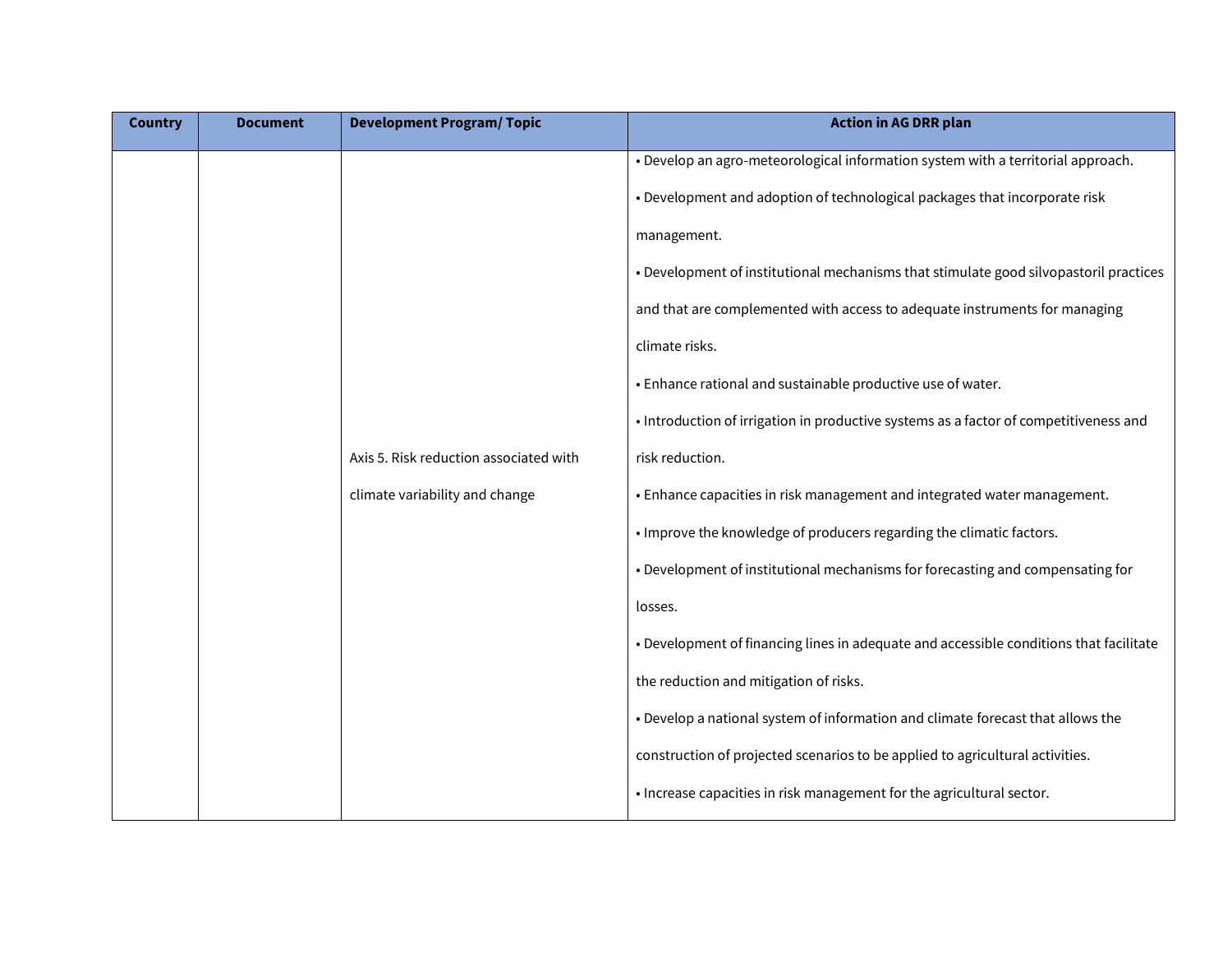| Country | Document | Development Program/ Topic | Action in AG DRR plan |
|---|---|---|---|
| | | Axis 5. Risk reduction associated with climate variability and change | • Develop an agro-meteorological information system with a territorial approach.<br>• Development and adoption of technological packages that incorporate risk management.<br>• Development of institutional mechanisms that stimulate good silvopastoril practices and that are complemented with access to adequate instruments for managing climate risks.<br>• Enhance rational and sustainable productive use of water.<br>• Introduction of irrigation in productive systems as a factor of competitiveness and risk reduction.<br>• Enhance capacities in risk management and integrated water management.<br>• Improve the knowledge of producers regarding the climatic factors.<br>• Development of institutional mechanisms for forecasting and compensating for losses.<br>• Development of financing lines in adequate and accessible conditions that facilitate the reduction and mitigation of risks.<br>• Develop a national system of information and climate forecast that allows the construction of projected scenarios to be applied to agricultural activities.<br>• Increase capacities in risk management for the agricultural sector. |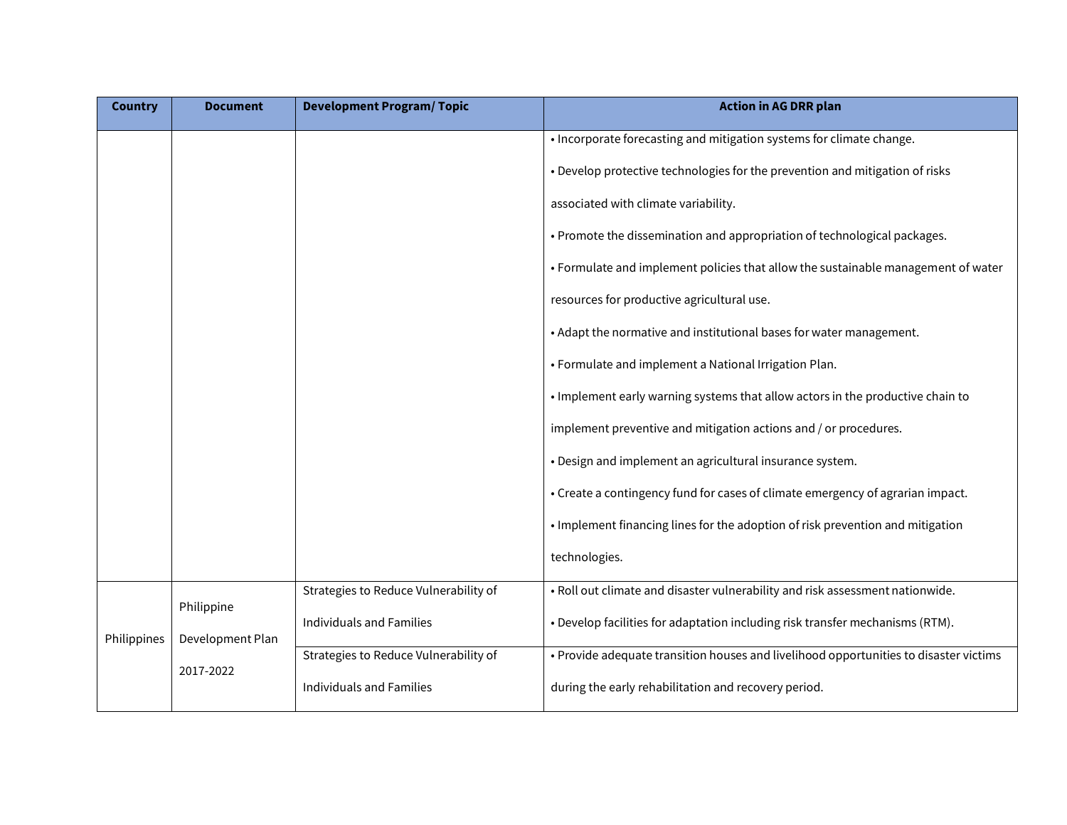| Country | Document | Development Program/ Topic | Action in AG DRR plan |
|---|---|---|---|
| | | | • Incorporate forecasting and mitigation systems for climate change.<br>• Develop protective technologies for the prevention and mitigation of risks associated with climate variability.<br>• Promote the dissemination and appropriation of technological packages.<br>• Formulate and implement policies that allow the sustainable management of water resources for productive agricultural use.<br>• Adapt the normative and institutional bases for water management.<br>• Formulate and implement a National Irrigation Plan.<br>• Implement early warning systems that allow actors in the productive chain to implement preventive and mitigation actions and / or procedures.<br>• Design and implement an agricultural insurance system.<br>• Create a contingency fund for cases of climate emergency of agrarian impact.<br>• Implement financing lines for the adoption of risk prevention and mitigation technologies. |
| Philippines | Philippine Development Plan 2017-2022 | Strategies to Reduce Vulnerability of Individuals and Families | • Roll out climate and disaster vulnerability and risk assessment nationwide.<br>• Develop facilities for adaptation including risk transfer mechanisms (RTM). |
| | | Strategies to Reduce Vulnerability of Individuals and Families | • Provide adequate transition houses and livelihood opportunities to disaster victims during the early rehabilitation and recovery period. |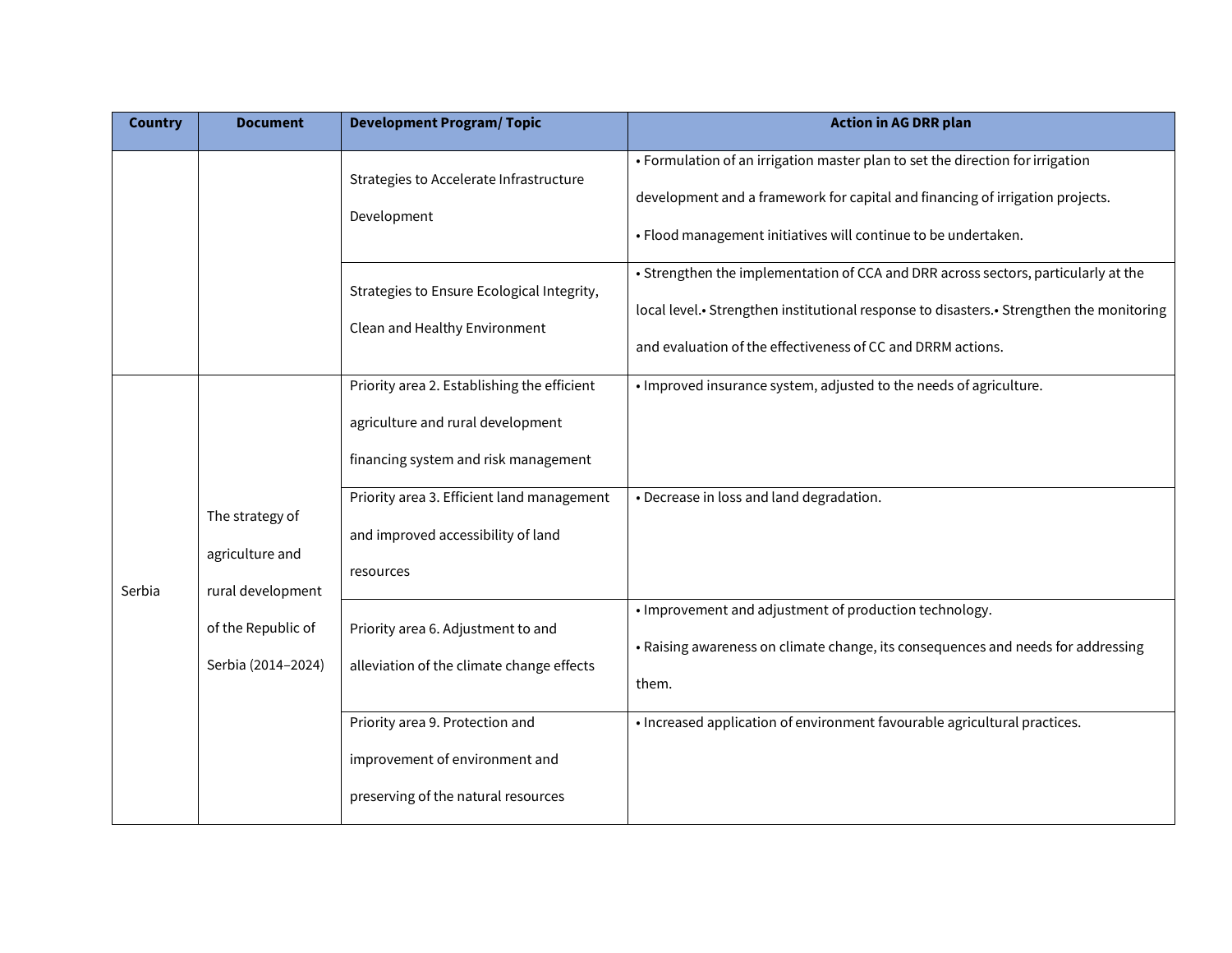| Country | Document | Development Program/ Topic | Action in AG DRR plan |
|---|---|---|---|
| | | Strategies to Accelerate Infrastructure Development | • Formulation of an irrigation master plan to set the direction for irrigation development and a framework for capital and financing of irrigation projects. • Flood management initiatives will continue to be undertaken. |
| | | Strategies to Ensure Ecological Integrity, Clean and Healthy Environment | • Strengthen the implementation of CCA and DRR across sectors, particularly at the local level.• Strengthen institutional response to disasters.• Strengthen the monitoring and evaluation of the effectiveness of CC and DRRM actions. |
| Serbia | The strategy of agriculture and rural development of the Republic of Serbia (2014–2024) | Priority area 2. Establishing the efficient agriculture and rural development financing system and risk management | • Improved insurance system, adjusted to the needs of agriculture. |
| | | Priority area 3. Efficient land management and improved accessibility of land resources | • Decrease in loss and land degradation. |
| | | Priority area 6. Adjustment to and alleviation of the climate change effects | • Improvement and adjustment of production technology. • Raising awareness on climate change, its consequences and needs for addressing them. |
| | | Priority area 9. Protection and improvement of environment and preserving of the natural resources | • Increased application of environment favourable agricultural practices. |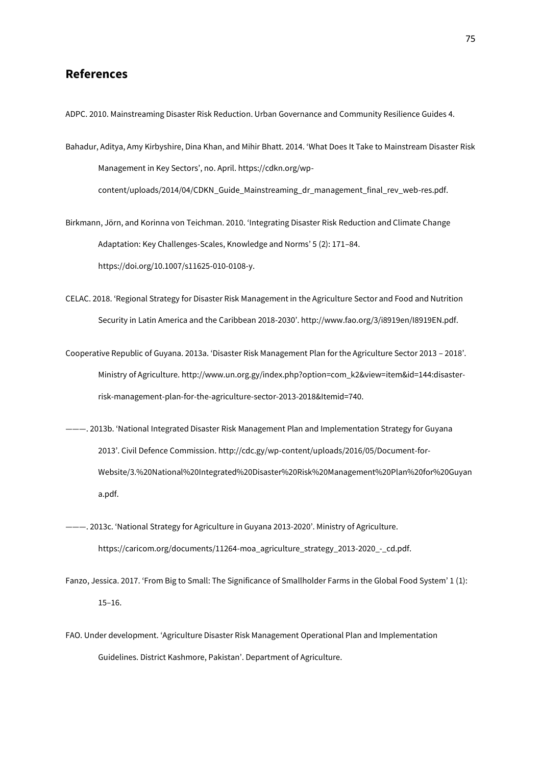## References

ADPC. 2010. Mainstreaming Disaster Risk Reduction. Urban Governance and Community Resilience Guides 4.

Bahadur, Aditya, Amy Kirbyshire, Dina Khan, and Mihir Bhatt. 2014. 'What Does It Take to Mainstream Disaster Risk Management in Key Sectors', no. April. https://cdkn.org/wp-content/uploads/2014/04/CDKN_Guide_Mainstreaming_dr_management_final_rev_web-res.pdf.

Birkmann, Jörn, and Korinna von Teichman. 2010. 'Integrating Disaster Risk Reduction and Climate Change Adaptation: Key Challenges-Scales, Knowledge and Norms' 5 (2): 171–84. https://doi.org/10.1007/s11625-010-0108-y.

CELAC. 2018. 'Regional Strategy for Disaster Risk Management in the Agriculture Sector and Food and Nutrition Security in Latin America and the Caribbean 2018-2030'. http://www.fao.org/3/i8919en/I8919EN.pdf.

Cooperative Republic of Guyana. 2013a. 'Disaster Risk Management Plan for the Agriculture Sector 2013 – 2018'. Ministry of Agriculture. http://www.un.org.gy/index.php?option=com_k2&view=item&id=144:disaster-risk-management-plan-for-the-agriculture-sector-2013-2018&Itemid=740.

———. 2013b. 'National Integrated Disaster Risk Management Plan and Implementation Strategy for Guyana 2013'. Civil Defence Commission. http://cdc.gy/wp-content/uploads/2016/05/Document-for-Website/3.%20National%20Integrated%20Disaster%20Risk%20Management%20Plan%20for%20Guyana.pdf.

———. 2013c. 'National Strategy for Agriculture in Guyana 2013-2020'. Ministry of Agriculture. https://caricom.org/documents/11264-moa_agriculture_strategy_2013-2020_-_cd.pdf.

Fanzo, Jessica. 2017. 'From Big to Small: The Significance of Smallholder Farms in the Global Food System' 1 (1): 15–16.

FAO. Under development. 'Agriculture Disaster Risk Management Operational Plan and Implementation Guidelines. District Kashmore, Pakistan'. Department of Agriculture.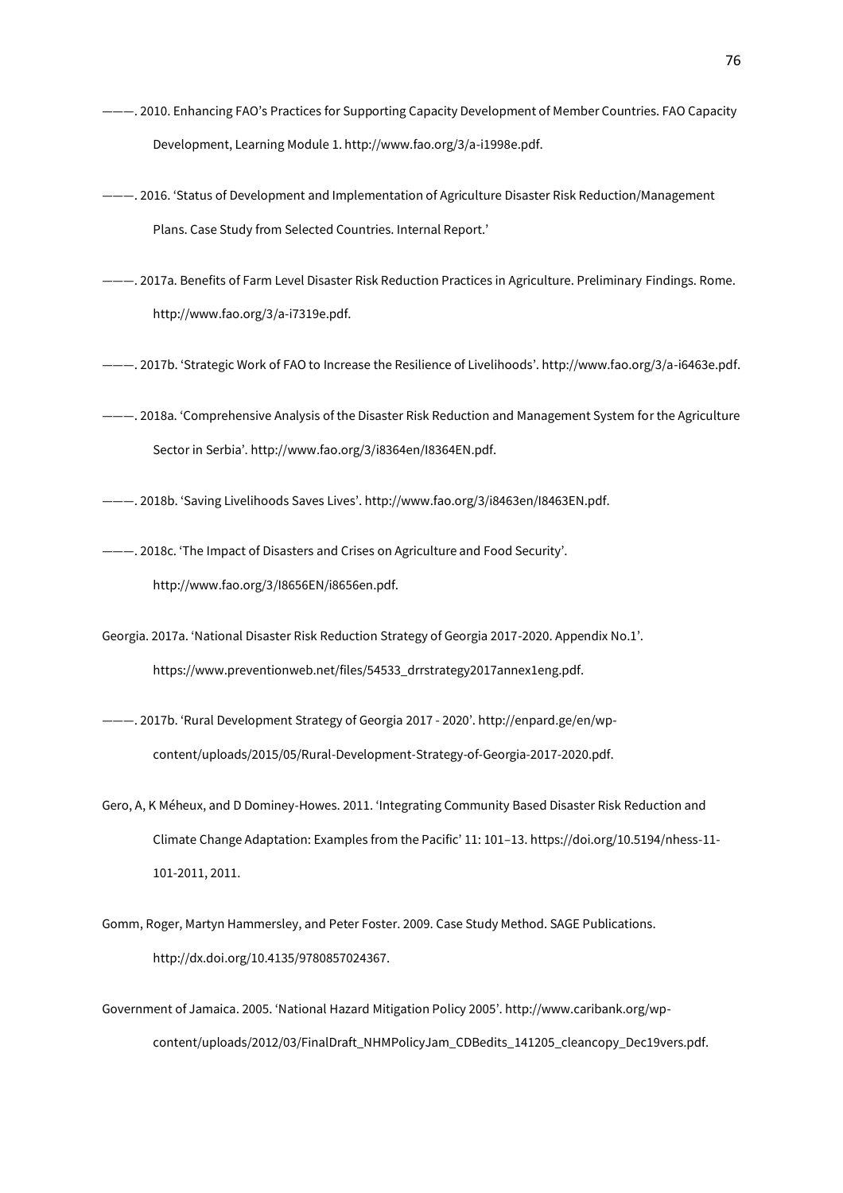———. 2010. Enhancing FAO's Practices for Supporting Capacity Development of Member Countries. FAO Capacity Development, Learning Module 1. http://www.fao.org/3/a-i1998e.pdf.

———. 2016. 'Status of Development and Implementation of Agriculture Disaster Risk Reduction/Management Plans. Case Study from Selected Countries. Internal Report.'

———. 2017a. Benefits of Farm Level Disaster Risk Reduction Practices in Agriculture. Preliminary Findings. Rome. http://www.fao.org/3/a-i7319e.pdf.

———. 2017b. 'Strategic Work of FAO to Increase the Resilience of Livelihoods'. http://www.fao.org/3/a-i6463e.pdf.

———. 2018a. 'Comprehensive Analysis of the Disaster Risk Reduction and Management System for the Agriculture Sector in Serbia'. http://www.fao.org/3/i8364en/I8364EN.pdf.

———. 2018b. 'Saving Livelihoods Saves Lives'. http://www.fao.org/3/i8463en/I8463EN.pdf.

———. 2018c. 'The Impact of Disasters and Crises on Agriculture and Food Security'. http://www.fao.org/3/I8656EN/i8656en.pdf.

Georgia. 2017a. 'National Disaster Risk Reduction Strategy of Georgia 2017-2020. Appendix No.1'. https://www.preventionweb.net/files/54533_drrstrategy2017annex1eng.pdf.

———. 2017b. 'Rural Development Strategy of Georgia 2017 - 2020'. http://enpard.ge/en/wp-content/uploads/2015/05/Rural-Development-Strategy-of-Georgia-2017-2020.pdf.

Gero, A, K Méheux, and D Dominey-Howes. 2011. 'Integrating Community Based Disaster Risk Reduction and Climate Change Adaptation: Examples from the Pacific' 11: 101–13. https://doi.org/10.5194/nhess-11-101-2011, 2011.

Gomm, Roger, Martyn Hammersley, and Peter Foster. 2009. Case Study Method. SAGE Publications. http://dx.doi.org/10.4135/9780857024367.

Government of Jamaica. 2005. 'National Hazard Mitigation Policy 2005'. http://www.caribank.org/wp-content/uploads/2012/03/FinalDraft_NHMPolicyJam_CDBedits_141205_cleancopy_Dec19vers.pdf.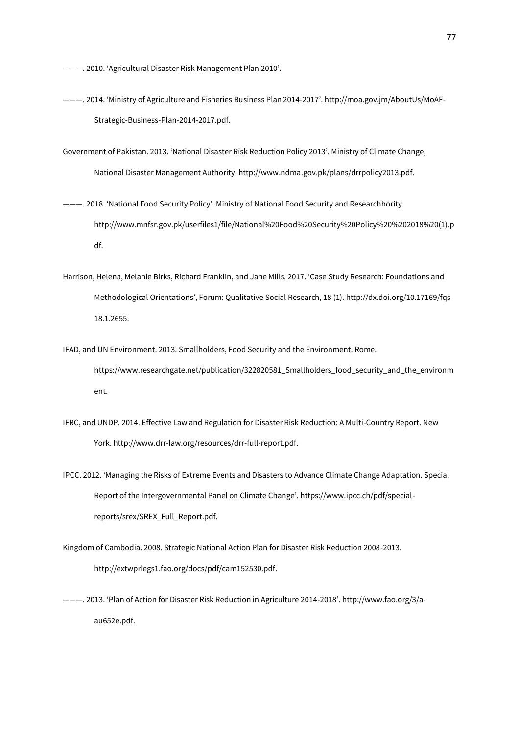———. 2010. 'Agricultural Disaster Risk Management Plan 2010'.

———. 2014. 'Ministry of Agriculture and Fisheries Business Plan 2014-2017'. http://moa.gov.jm/AboutUs/MoAF-Strategic-Business-Plan-2014-2017.pdf.

Government of Pakistan. 2013. 'National Disaster Risk Reduction Policy 2013'. Ministry of Climate Change, National Disaster Management Authority. http://www.ndma.gov.pk/plans/drrpolicy2013.pdf.

———. 2018. 'National Food Security Policy'. Ministry of National Food Security and Researchhority. http://www.mnfsr.gov.pk/userfiles1/file/National%20Food%20Security%20Policy%20%202018%20(1).pdf.

Harrison, Helena, Melanie Birks, Richard Franklin, and Jane Mills. 2017. 'Case Study Research: Foundations and Methodological Orientations', Forum: Qualitative Social Research, 18 (1). http://dx.doi.org/10.17169/fqs-18.1.2655.

IFAD, and UN Environment. 2013. Smallholders, Food Security and the Environment. Rome. https://www.researchgate.net/publication/322820581_Smallholders_food_security_and_the_environment.

IFRC, and UNDP. 2014. Effective Law and Regulation for Disaster Risk Reduction: A Multi-Country Report. New York. http://www.drr-law.org/resources/drr-full-report.pdf.

IPCC. 2012. 'Managing the Risks of Extreme Events and Disasters to Advance Climate Change Adaptation. Special Report of the Intergovernmental Panel on Climate Change'. https://www.ipcc.ch/pdf/special-reports/srex/SREX_Full_Report.pdf.

Kingdom of Cambodia. 2008. Strategic National Action Plan for Disaster Risk Reduction 2008-2013. http://extwprlegs1.fao.org/docs/pdf/cam152530.pdf.

———. 2013. 'Plan of Action for Disaster Risk Reduction in Agriculture 2014-2018'. http://www.fao.org/3/a-au652e.pdf.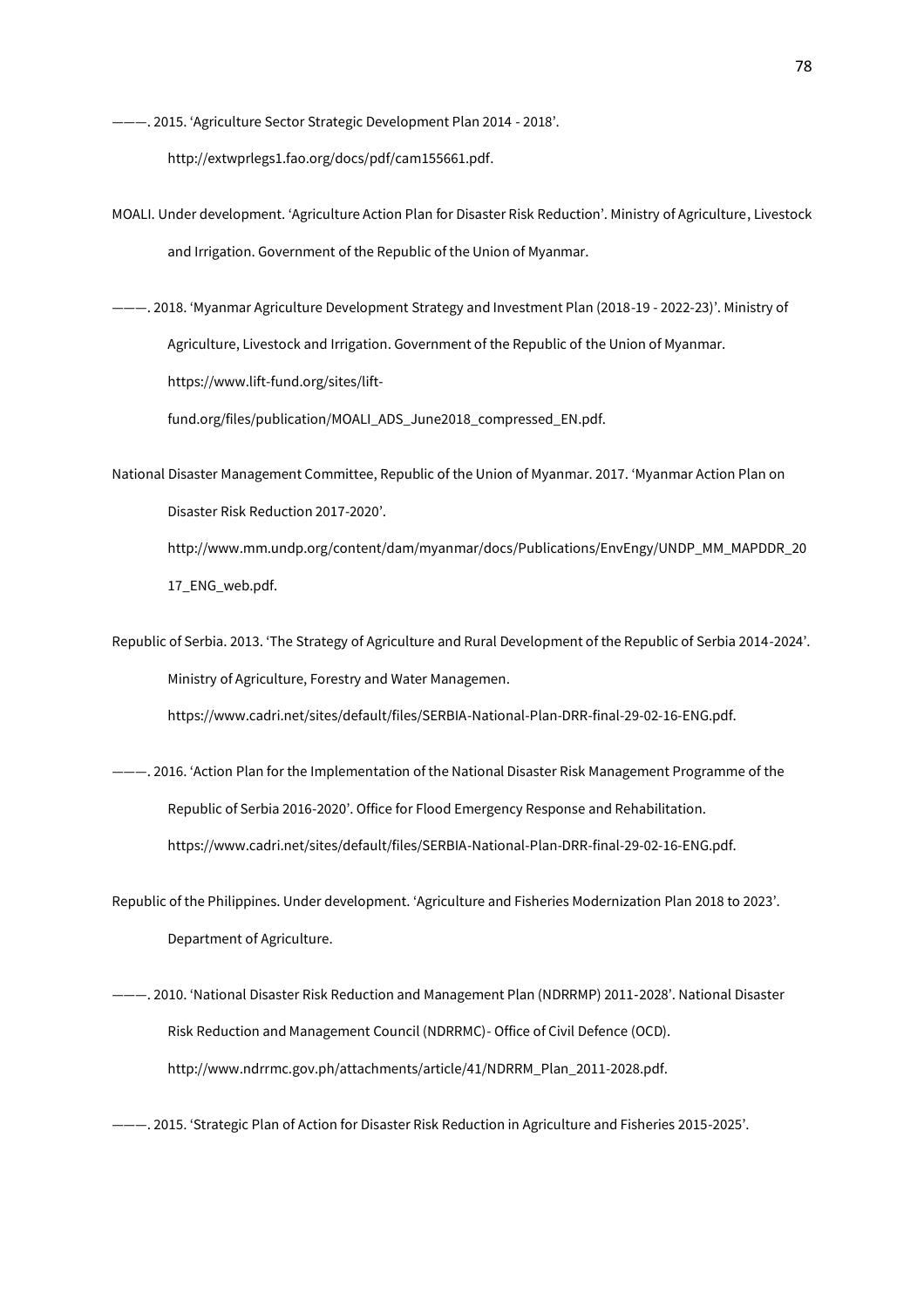———. 2015. 'Agriculture Sector Strategic Development Plan 2014 - 2018'. http://extwprlegs1.fao.org/docs/pdf/cam155661.pdf.

MOALI. Under development. 'Agriculture Action Plan for Disaster Risk Reduction'. Ministry of Agriculture, Livestock and Irrigation. Government of the Republic of the Union of Myanmar.

———. 2018. 'Myanmar Agriculture Development Strategy and Investment Plan (2018-19 - 2022-23)'. Ministry of Agriculture, Livestock and Irrigation. Government of the Republic of the Union of Myanmar. https://www.lift-fund.org/sites/lift-fund.org/files/publication/MOALI_ADS_June2018_compressed_EN.pdf.

National Disaster Management Committee, Republic of the Union of Myanmar. 2017. 'Myanmar Action Plan on Disaster Risk Reduction 2017-2020'. http://www.mm.undp.org/content/dam/myanmar/docs/Publications/EnvEngy/UNDP_MM_MAPDDR_2017_ENG_web.pdf.

Republic of Serbia. 2013. 'The Strategy of Agriculture and Rural Development of the Republic of Serbia 2014-2024'. Ministry of Agriculture, Forestry and Water Managemen. https://www.cadri.net/sites/default/files/SERBIA-National-Plan-DRR-final-29-02-16-ENG.pdf.

———. 2016. 'Action Plan for the Implementation of the National Disaster Risk Management Programme of the Republic of Serbia 2016-2020'. Office for Flood Emergency Response and Rehabilitation. https://www.cadri.net/sites/default/files/SERBIA-National-Plan-DRR-final-29-02-16-ENG.pdf.

Republic of the Philippines. Under development. 'Agriculture and Fisheries Modernization Plan 2018 to 2023'. Department of Agriculture.

———. 2010. 'National Disaster Risk Reduction and Management Plan (NDRRMP) 2011-2028'. National Disaster Risk Reduction and Management Council (NDRRMC)- Office of Civil Defence (OCD). http://www.ndrrmc.gov.ph/attachments/article/41/NDRRM_Plan_2011-2028.pdf.

———. 2015. 'Strategic Plan of Action for Disaster Risk Reduction in Agriculture and Fisheries 2015-2025'.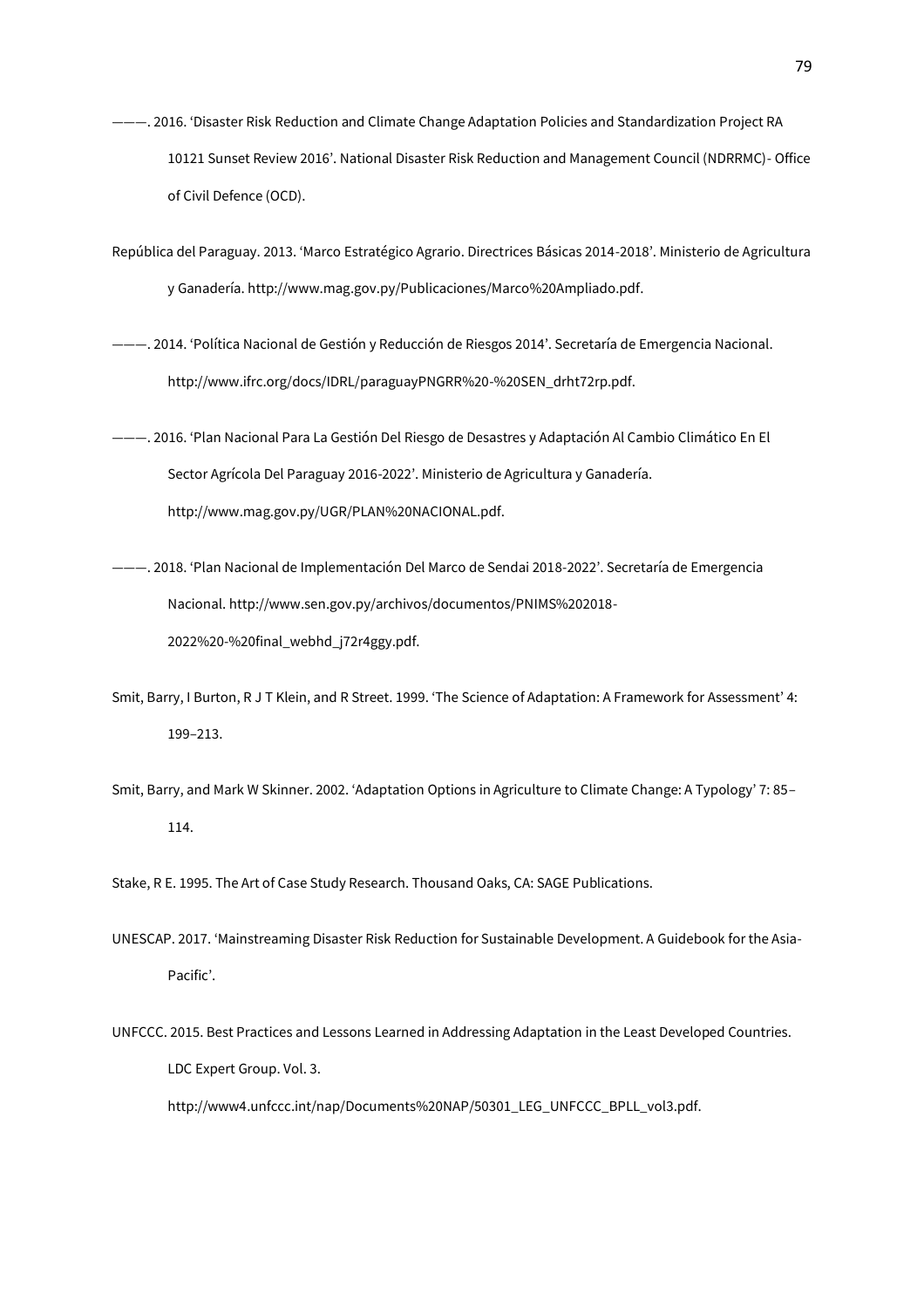———. 2016. 'Disaster Risk Reduction and Climate Change Adaptation Policies and Standardization Project RA 10121 Sunset Review 2016'. National Disaster Risk Reduction and Management Council (NDRRMC)- Office of Civil Defence (OCD).

República del Paraguay. 2013. 'Marco Estratégico Agrario. Directrices Básicas 2014-2018'. Ministerio de Agricultura y Ganadería. http://www.mag.gov.py/Publicaciones/Marco%20Ampliado.pdf.

———. 2014. 'Política Nacional de Gestión y Reducción de Riesgos 2014'. Secretaría de Emergencia Nacional. http://www.ifrc.org/docs/IDRL/paraguayPNGRR%20-%20SEN_drht72rp.pdf.

———. 2016. 'Plan Nacional Para La Gestión Del Riesgo de Desastres y Adaptación Al Cambio Climático En El Sector Agrícola Del Paraguay 2016-2022'. Ministerio de Agricultura y Ganadería. http://www.mag.gov.py/UGR/PLAN%20NACIONAL.pdf.

———. 2018. 'Plan Nacional de Implementación Del Marco de Sendai 2018-2022'. Secretaría de Emergencia Nacional. http://www.sen.gov.py/archivos/documentos/PNIMS%202018-2022%20-%20final_webhd_j72r4ggy.pdf.

Smit, Barry, I Burton, R J T Klein, and R Street. 1999. 'The Science of Adaptation: A Framework for Assessment' 4: 199–213.

Smit, Barry, and Mark W Skinner. 2002. 'Adaptation Options in Agriculture to Climate Change: A Typology' 7: 85–114.

Stake, R E. 1995. The Art of Case Study Research. Thousand Oaks, CA: SAGE Publications.

UNESCAP. 2017. 'Mainstreaming Disaster Risk Reduction for Sustainable Development. A Guidebook for the Asia-Pacific'.

UNFCCC. 2015. Best Practices and Lessons Learned in Addressing Adaptation in the Least Developed Countries. LDC Expert Group. Vol. 3. http://www4.unfccc.int/nap/Documents%20NAP/50301_LEG_UNFCCC_BPLL_vol3.pdf.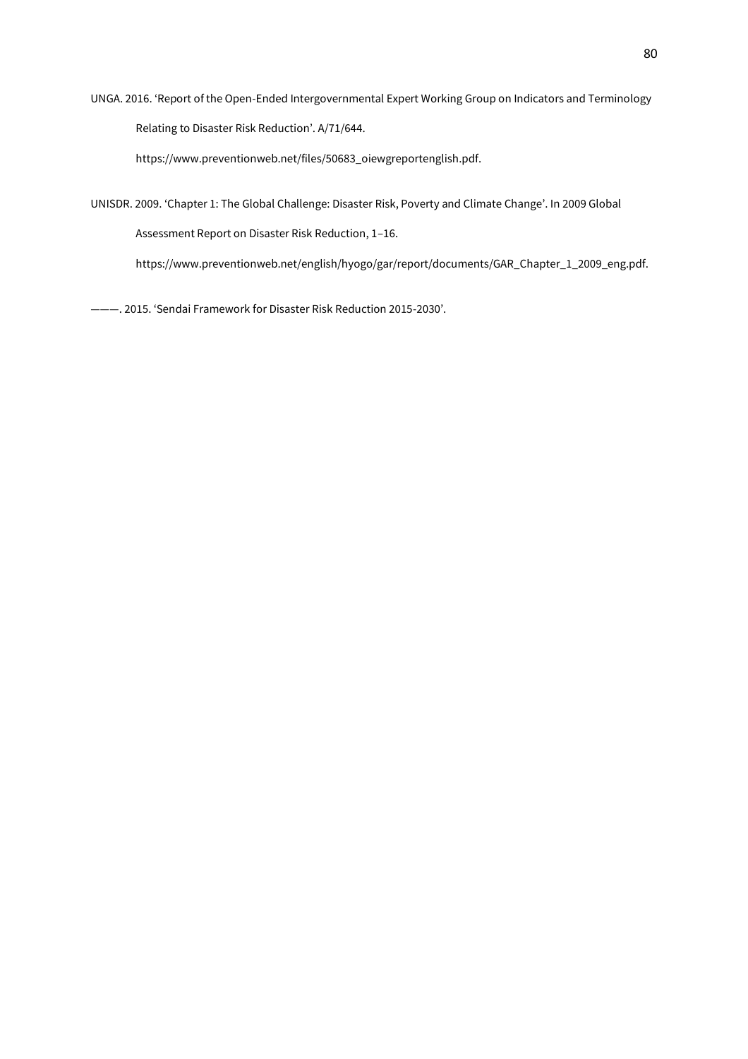UNGA. 2016. 'Report of the Open-Ended Intergovernmental Expert Working Group on Indicators and Terminology Relating to Disaster Risk Reduction'. A/71/644. https://www.preventionweb.net/files/50683_oiewgreportenglish.pdf.

UNISDR. 2009. 'Chapter 1: The Global Challenge: Disaster Risk, Poverty and Climate Change'. In 2009 Global Assessment Report on Disaster Risk Reduction, 1–16. https://www.preventionweb.net/english/hyogo/gar/report/documents/GAR_Chapter_1_2009_eng.pdf.

———. 2015. 'Sendai Framework for Disaster Risk Reduction 2015-2030'.